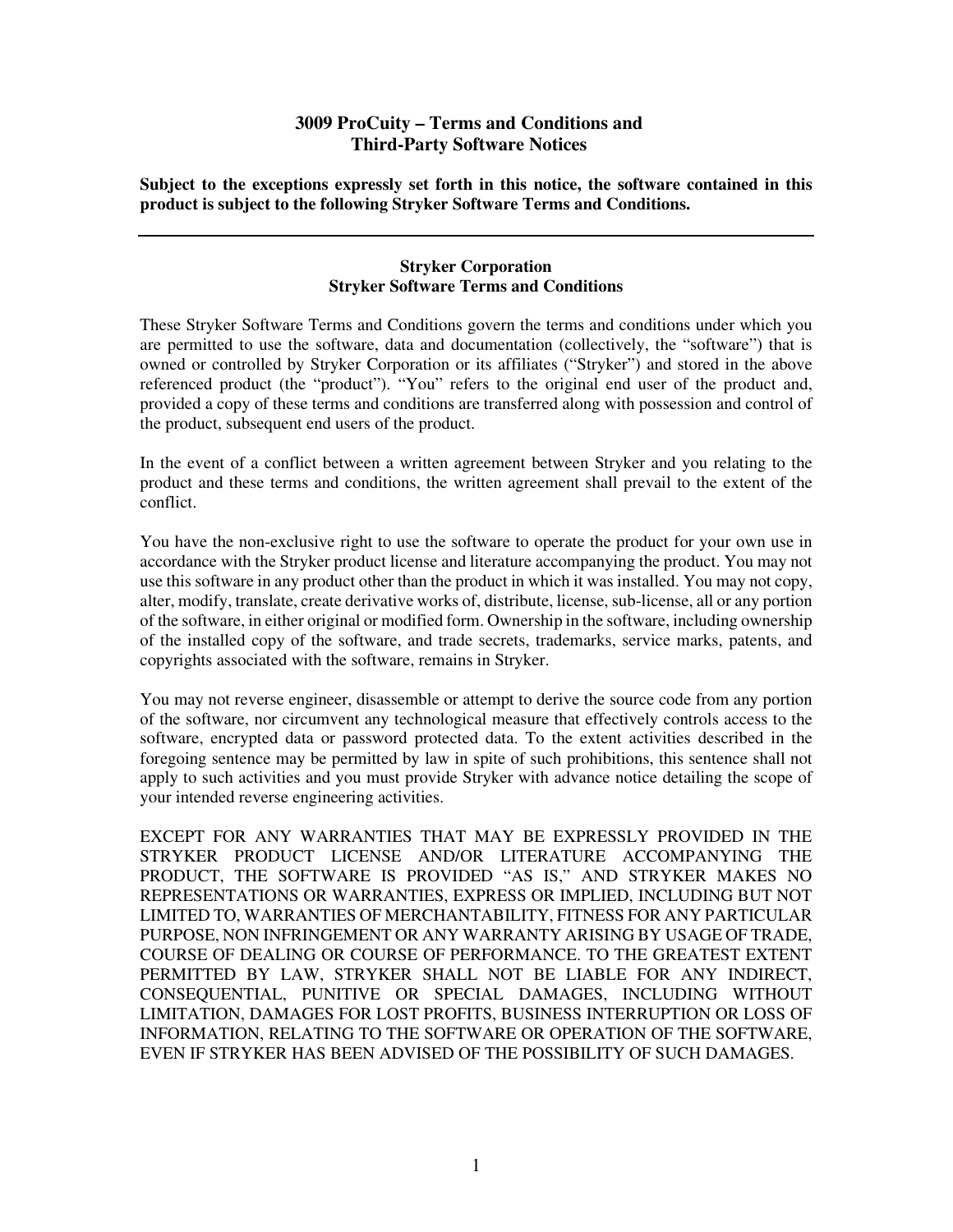# 3009 ProCuity – Terms and Conditions and Third-Party Software Notices

**Subject to the exceptions expressly set forth in this notice, the software contained in this product is subject to the following Stryker Software Terms and Conditions.**

---

## Stryker Corporation
## Stryker Software Terms and Conditions

These Stryker Software Terms and Conditions govern the terms and conditions under which you are permitted to use the software, data and documentation (collectively, the "software") that is owned or controlled by Stryker Corporation or its affiliates ("Stryker") and stored in the above referenced product (the "product"). "You" refers to the original end user of the product and, provided a copy of these terms and conditions are transferred along with possession and control of the product, subsequent end users of the product.

In the event of a conflict between a written agreement between Stryker and you relating to the product and these terms and conditions, the written agreement shall prevail to the extent of the conflict.

You have the non-exclusive right to use the software to operate the product for your own use in accordance with the Stryker product license and literature accompanying the product. You may not use this software in any product other than the product in which it was installed. You may not copy, alter, modify, translate, create derivative works of, distribute, license, sub-license, all or any portion of the software, in either original or modified form. Ownership in the software, including ownership of the installed copy of the software, and trade secrets, trademarks, service marks, patents, and copyrights associated with the software, remains in Stryker.

You may not reverse engineer, disassemble or attempt to derive the source code from any portion of the software, nor circumvent any technological measure that effectively controls access to the software, encrypted data or password protected data. To the extent activities described in the foregoing sentence may be permitted by law in spite of such prohibitions, this sentence shall not apply to such activities and you must provide Stryker with advance notice detailing the scope of your intended reverse engineering activities.

EXCEPT FOR ANY WARRANTIES THAT MAY BE EXPRESSLY PROVIDED IN THE STRYKER PRODUCT LICENSE AND/OR LITERATURE ACCOMPANYING THE PRODUCT, THE SOFTWARE IS PROVIDED "AS IS," AND STRYKER MAKES NO REPRESENTATIONS OR WARRANTIES, EXPRESS OR IMPLIED, INCLUDING BUT NOT LIMITED TO, WARRANTIES OF MERCHANTABILITY, FITNESS FOR ANY PARTICULAR PURPOSE, NON INFRINGEMENT OR ANY WARRANTY ARISING BY USAGE OF TRADE, COURSE OF DEALING OR COURSE OF PERFORMANCE. TO THE GREATEST EXTENT PERMITTED BY LAW, STRYKER SHALL NOT BE LIABLE FOR ANY INDIRECT, CONSEQUENTIAL, PUNITIVE OR SPECIAL DAMAGES, INCLUDING WITHOUT LIMITATION, DAMAGES FOR LOST PROFITS, BUSINESS INTERRUPTION OR LOSS OF INFORMATION, RELATING TO THE SOFTWARE OR OPERATION OF THE SOFTWARE, EVEN IF STRYKER HAS BEEN ADVISED OF THE POSSIBILITY OF SUCH DAMAGES.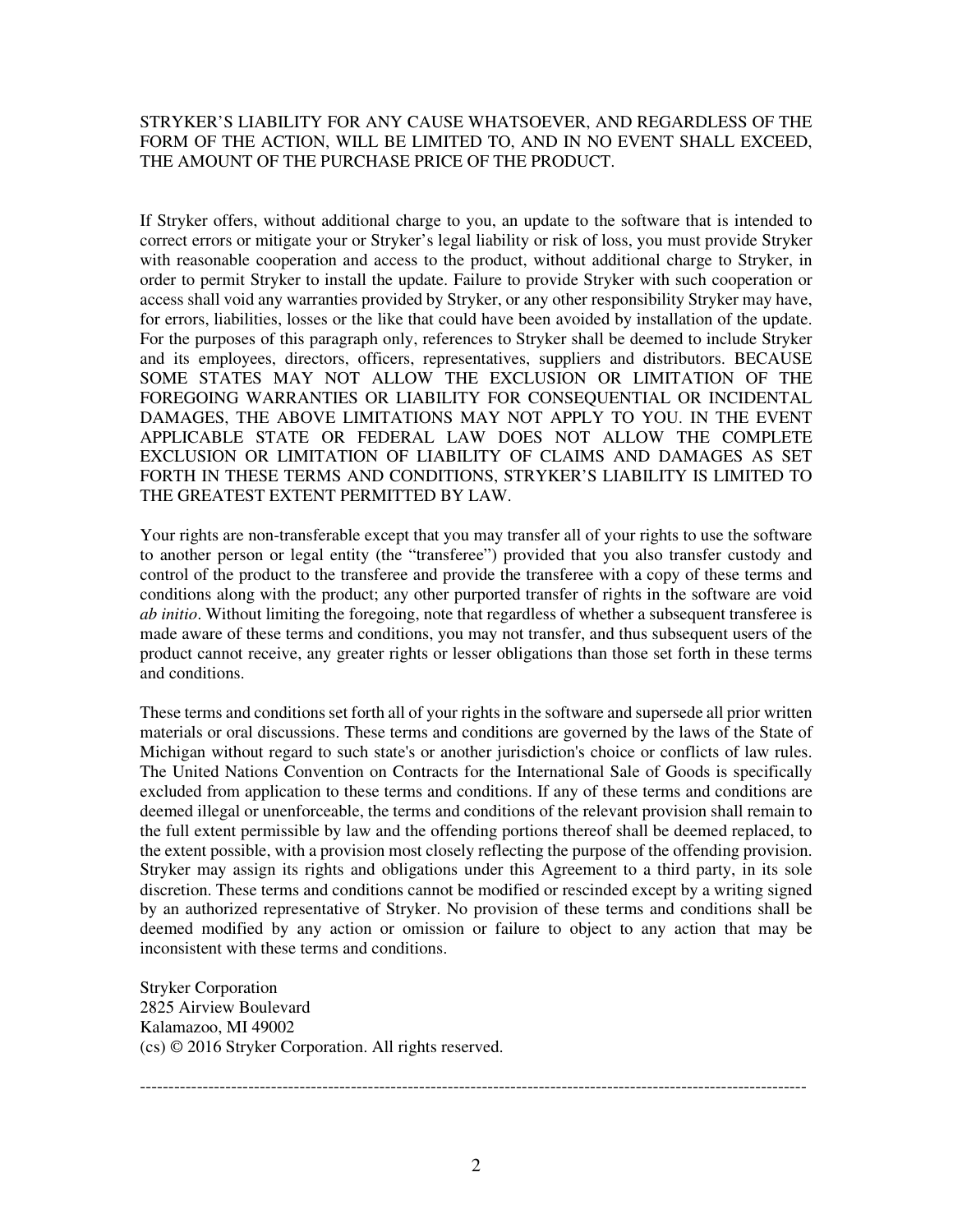STRYKER'S LIABILITY FOR ANY CAUSE WHATSOEVER, AND REGARDLESS OF THE FORM OF THE ACTION, WILL BE LIMITED TO, AND IN NO EVENT SHALL EXCEED, THE AMOUNT OF THE PURCHASE PRICE OF THE PRODUCT.

If Stryker offers, without additional charge to you, an update to the software that is intended to correct errors or mitigate your or Stryker's legal liability or risk of loss, you must provide Stryker with reasonable cooperation and access to the product, without additional charge to Stryker, in order to permit Stryker to install the update. Failure to provide Stryker with such cooperation or access shall void any warranties provided by Stryker, or any other responsibility Stryker may have, for errors, liabilities, losses or the like that could have been avoided by installation of the update. For the purposes of this paragraph only, references to Stryker shall be deemed to include Stryker and its employees, directors, officers, representatives, suppliers and distributors. BECAUSE SOME STATES MAY NOT ALLOW THE EXCLUSION OR LIMITATION OF THE FOREGOING WARRANTIES OR LIABILITY FOR CONSEQUENTIAL OR INCIDENTAL DAMAGES, THE ABOVE LIMITATIONS MAY NOT APPLY TO YOU. IN THE EVENT APPLICABLE STATE OR FEDERAL LAW DOES NOT ALLOW THE COMPLETE EXCLUSION OR LIMITATION OF LIABILITY OF CLAIMS AND DAMAGES AS SET FORTH IN THESE TERMS AND CONDITIONS, STRYKER'S LIABILITY IS LIMITED TO THE GREATEST EXTENT PERMITTED BY LAW.

Your rights are non-transferable except that you may transfer all of your rights to use the software to another person or legal entity (the "transferee") provided that you also transfer custody and control of the product to the transferee and provide the transferee with a copy of these terms and conditions along with the product; any other purported transfer of rights in the software are void *ab initio*. Without limiting the foregoing, note that regardless of whether a subsequent transferee is made aware of these terms and conditions, you may not transfer, and thus subsequent users of the product cannot receive, any greater rights or lesser obligations than those set forth in these terms and conditions.

These terms and conditions set forth all of your rights in the software and supersede all prior written materials or oral discussions. These terms and conditions are governed by the laws of the State of Michigan without regard to such state's or another jurisdiction's choice or conflicts of law rules. The United Nations Convention on Contracts for the International Sale of Goods is specifically excluded from application to these terms and conditions. If any of these terms and conditions are deemed illegal or unenforceable, the terms and conditions of the relevant provision shall remain to the full extent permissible by law and the offending portions thereof shall be deemed replaced, to the extent possible, with a provision most closely reflecting the purpose of the offending provision. Stryker may assign its rights and obligations under this Agreement to a third party, in its sole discretion. These terms and conditions cannot be modified or rescinded except by a writing signed by an authorized representative of Stryker. No provision of these terms and conditions shall be deemed modified by any action or omission or failure to object to any action that may be inconsistent with these terms and conditions.

Stryker Corporation
2825 Airview Boulevard
Kalamazoo, MI 49002
(cs) © 2016 Stryker Corporation. All rights reserved.

---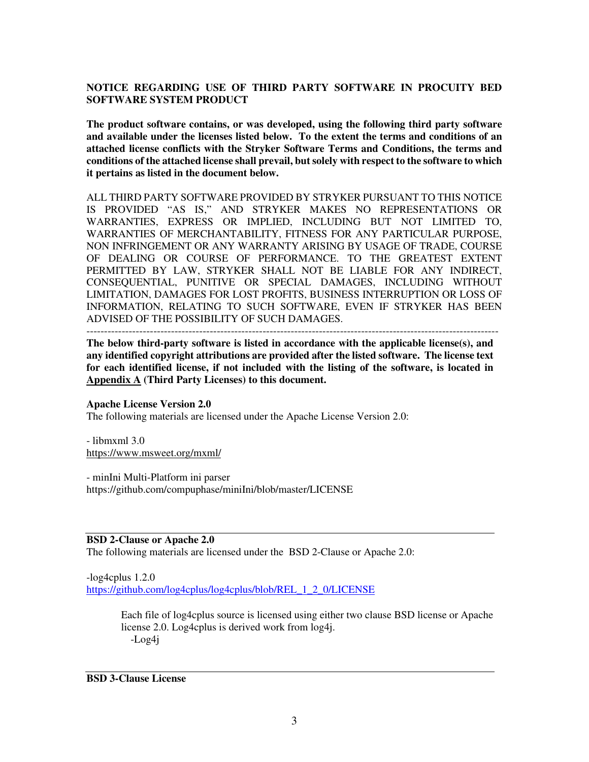**NOTICE REGARDING USE OF THIRD PARTY SOFTWARE IN PROCUITY BED SOFTWARE SYSTEM PRODUCT**

**The product software contains, or was developed, using the following third party software and available under the licenses listed below. To the extent the terms and conditions of an attached license conflicts with the Stryker Software Terms and Conditions, the terms and conditions of the attached license shall prevail, but solely with respect to the software to which it pertains as listed in the document below.**

ALL THIRD PARTY SOFTWARE PROVIDED BY STRYKER PURSUANT TO THIS NOTICE IS PROVIDED "AS IS," AND STRYKER MAKES NO REPRESENTATIONS OR WARRANTIES, EXPRESS OR IMPLIED, INCLUDING BUT NOT LIMITED TO, WARRANTIES OF MERCHANTABILITY, FITNESS FOR ANY PARTICULAR PURPOSE, NON INFRINGEMENT OR ANY WARRANTY ARISING BY USAGE OF TRADE, COURSE OF DEALING OR COURSE OF PERFORMANCE. TO THE GREATEST EXTENT PERMITTED BY LAW, STRYKER SHALL NOT BE LIABLE FOR ANY INDIRECT, CONSEQUENTIAL, PUNITIVE OR SPECIAL DAMAGES, INCLUDING WITHOUT LIMITATION, DAMAGES FOR LOST PROFITS, BUSINESS INTERRUPTION OR LOSS OF INFORMATION, RELATING TO SUCH SOFTWARE, EVEN IF STRYKER HAS BEEN ADVISED OF THE POSSIBILITY OF SUCH DAMAGES.

---

**The below third-party software is listed in accordance with the applicable license(s), and any identified copyright attributions are provided after the listed software. The license text for each identified license, if not included with the listing of the software, is located in Appendix A (Third Party Licenses) to this document.**

**Apache License Version 2.0**

The following materials are licensed under the Apache License Version 2.0:

- libmxml 3.0
https://www.msweet.org/mxml/

- minIni Multi-Platform ini parser
https://github.com/compuphase/miniIni/blob/master/LICENSE

---

**BSD 2-Clause or Apache 2.0**

The following materials are licensed under the BSD 2-Clause or Apache 2.0:

-log4cplus 1.2.0
https://github.com/log4cplus/log4cplus/blob/REL_1_2_0/LICENSE

> Each file of log4cplus source is licensed using either two clause BSD license or Apache license 2.0. Log4cplus is derived work from log4j.
> -Log4j

---

**BSD 3-Clause License**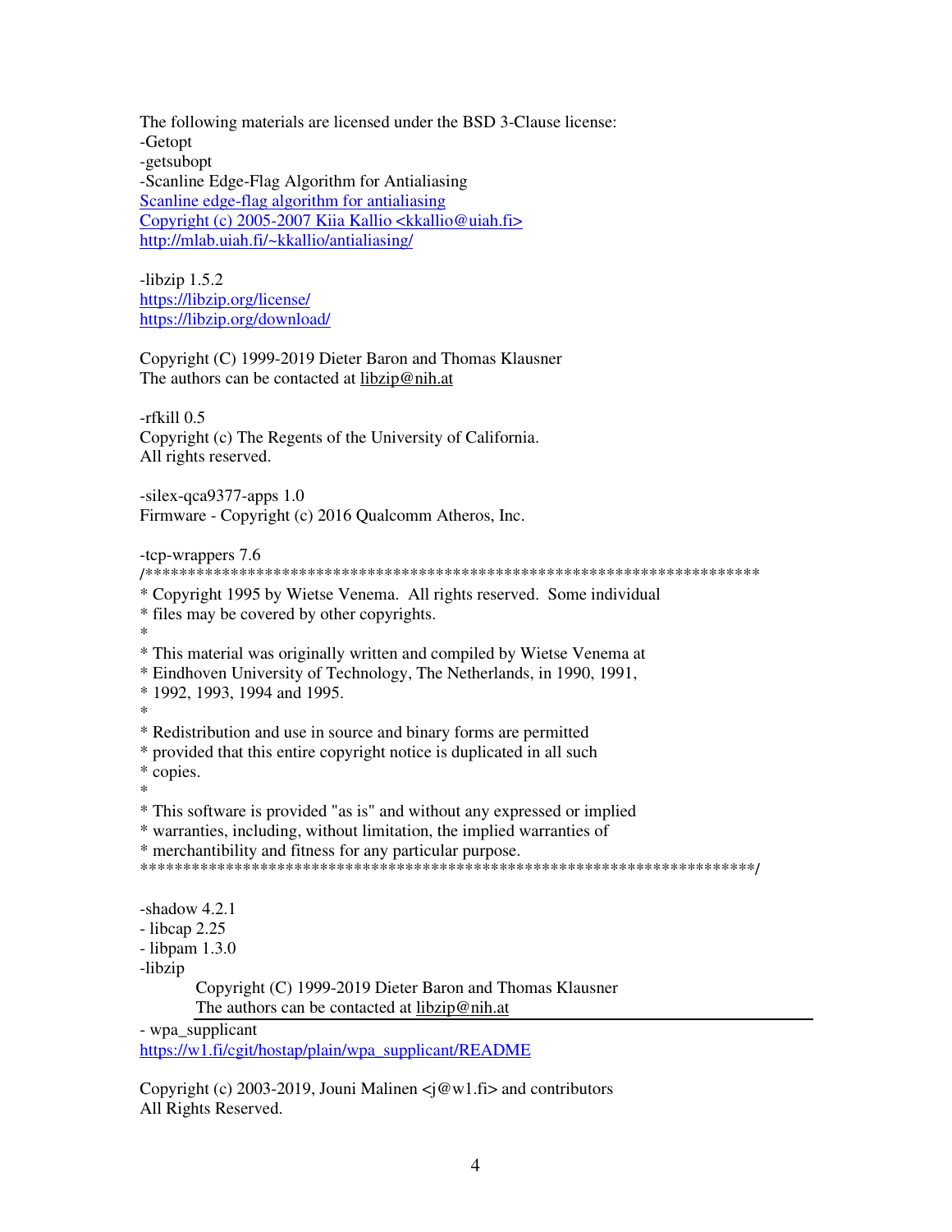The following materials are licensed under the BSD 3-Clause license:
-Getopt
-getsubopt
-Scanline Edge-Flag Algorithm for Antialiasing
Scanline edge-flag algorithm for antialiasing
Copyright (c) 2005-2007 Kiia Kallio <kkallio@uiah.fi>
http://mlab.uiah.fi/~kkallio/antialiasing/

-libzip 1.5.2
https://libzip.org/license/
https://libzip.org/download/

Copyright (C) 1999-2019 Dieter Baron and Thomas Klausner
The authors can be contacted at libzip@nih.at

-rfkill 0.5
Copyright (c) The Regents of the University of California.
All rights reserved.

-silex-qca9377-apps 1.0
Firmware - Copyright (c) 2016 Qualcomm Atheros, Inc.

-tcp-wrappers 7.6

```
/************************************************************************
* Copyright 1995 by Wietse Venema.  All rights reserved.  Some individual
* files may be covered by other copyrights.
*
* This material was originally written and compiled by Wietse Venema at
* Eindhoven University of Technology, The Netherlands, in 1990, 1991,
* 1992, 1993, 1994 and 1995.
*
* Redistribution and use in source and binary forms are permitted
* provided that this entire copyright notice is duplicated in all such
* copies.
*
* This software is provided "as is" and without any expressed or implied
* warranties, including, without limitation, the implied warranties of
* merchantibility and fitness for any particular purpose.
************************************************************************/
```

-shadow 4.2.1
- libcap 2.25
- libpam 1.3.0
-libzip

Copyright (C) 1999-2019 Dieter Baron and Thomas Klausner
The authors can be contacted at libzip@nih.at

---

- wpa_supplicant
https://w1.fi/cgit/hostap/plain/wpa_supplicant/README

Copyright (c) 2003-2019, Jouni Malinen <j@w1.fi> and contributors
All Rights Reserved.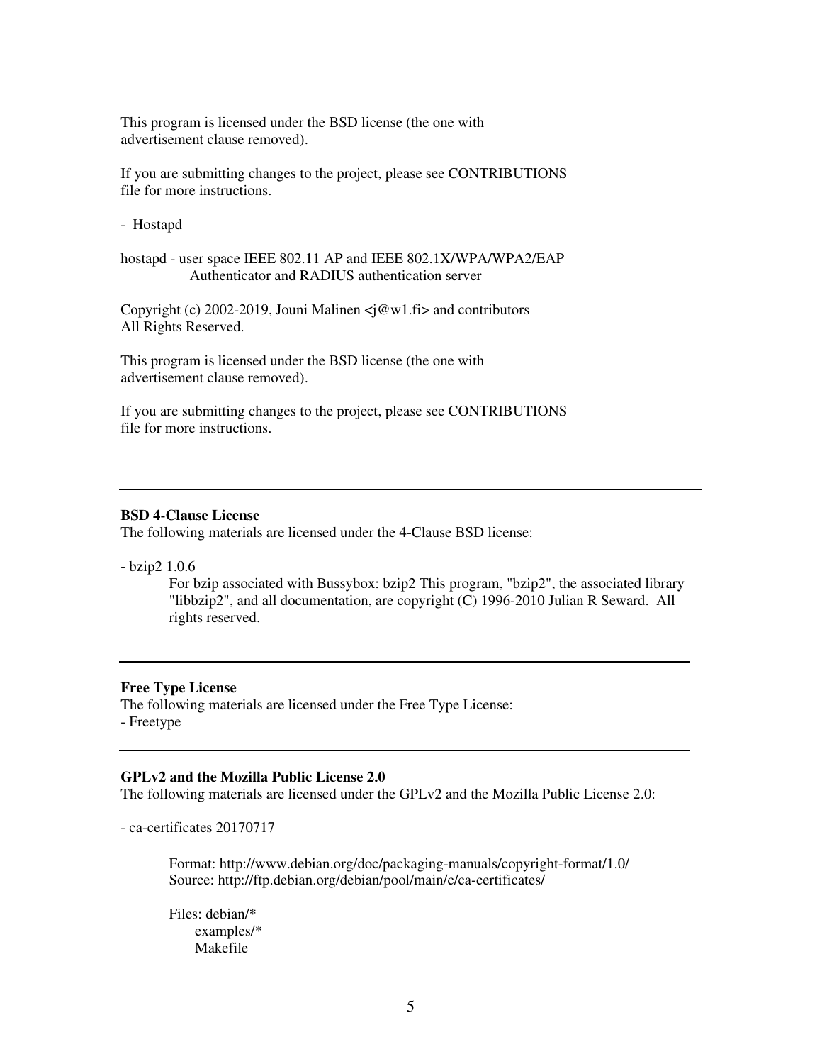This program is licensed under the BSD license (the one with
advertisement clause removed).

If you are submitting changes to the project, please see CONTRIBUTIONS
file for more instructions.

- Hostapd

hostapd - user space IEEE 802.11 AP and IEEE 802.1X/WPA/WPA2/EAP
Authenticator and RADIUS authentication server

Copyright (c) 2002-2019, Jouni Malinen <j@w1.fi> and contributors
All Rights Reserved.

This program is licensed under the BSD license (the one with
advertisement clause removed).

If you are submitting changes to the project, please see CONTRIBUTIONS
file for more instructions.

---

**BSD 4-Clause License**
The following materials are licensed under the 4-Clause BSD license:

- bzip2 1.0.6

  For bzip associated with Bussybox: bzip2 This program, "bzip2", the associated library "libbzip2", and all documentation, are copyright (C) 1996-2010 Julian R Seward. All rights reserved.

---

**Free Type License**
The following materials are licensed under the Free Type License:
- Freetype

---

**GPLv2 and the Mozilla Public License 2.0**
The following materials are licensed under the GPLv2 and the Mozilla Public License 2.0:

- ca-certificates 20170717

  Format: http://www.debian.org/doc/packaging-manuals/copyright-format/1.0/
  Source: http://ftp.debian.org/debian/pool/main/c/ca-certificates/

  Files: debian/*
  examples/*
  Makefile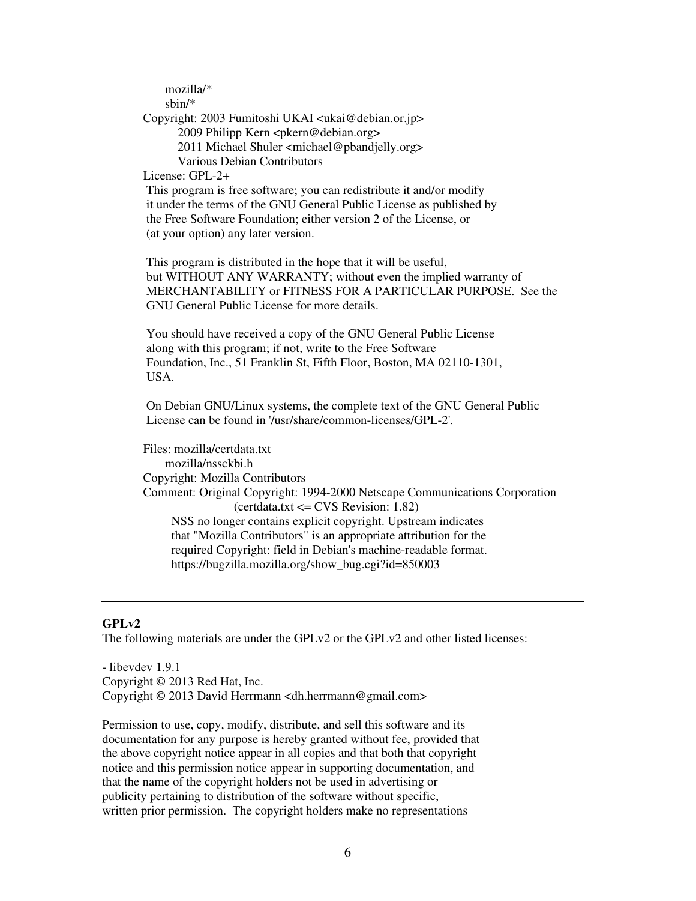mozilla/*
sbin/*
Copyright: 2003 Fumitoshi UKAI <ukai@debian.or.jp>
2009 Philipp Kern <pkern@debian.org>
2011 Michael Shuler <michael@pbandjelly.org>
Various Debian Contributors
License: GPL-2+
This program is free software; you can redistribute it and/or modify
it under the terms of the GNU General Public License as published by
the Free Software Foundation; either version 2 of the License, or
(at your option) any later version.

This program is distributed in the hope that it will be useful,
but WITHOUT ANY WARRANTY; without even the implied warranty of
MERCHANTABILITY or FITNESS FOR A PARTICULAR PURPOSE. See the
GNU General Public License for more details.

You should have received a copy of the GNU General Public License
along with this program; if not, write to the Free Software
Foundation, Inc., 51 Franklin St, Fifth Floor, Boston, MA 02110-1301,
USA.

On Debian GNU/Linux systems, the complete text of the GNU General Public
License can be found in '/usr/share/common-licenses/GPL-2'.

Files: mozilla/certdata.txt
mozilla/nssckbi.h
Copyright: Mozilla Contributors
Comment: Original Copyright: 1994-2000 Netscape Communications Corporation
(certdata.txt <= CVS Revision: 1.82)
NSS no longer contains explicit copyright. Upstream indicates
that "Mozilla Contributors" is an appropriate attribution for the
required Copyright: field in Debian's machine-readable format.
https://bugzilla.mozilla.org/show_bug.cgi?id=850003

---

**GPLv2**

The following materials are under the GPLv2 or the GPLv2 and other listed licenses:

- libevdev 1.9.1
Copyright © 2013 Red Hat, Inc.
Copyright © 2013 David Herrmann <dh.herrmann@gmail.com>

Permission to use, copy, modify, distribute, and sell this software and its
documentation for any purpose is hereby granted without fee, provided that
the above copyright notice appear in all copies and that both that copyright
notice and this permission notice appear in supporting documentation, and
that the name of the copyright holders not be used in advertising or
publicity pertaining to distribution of the software without specific,
written prior permission. The copyright holders make no representations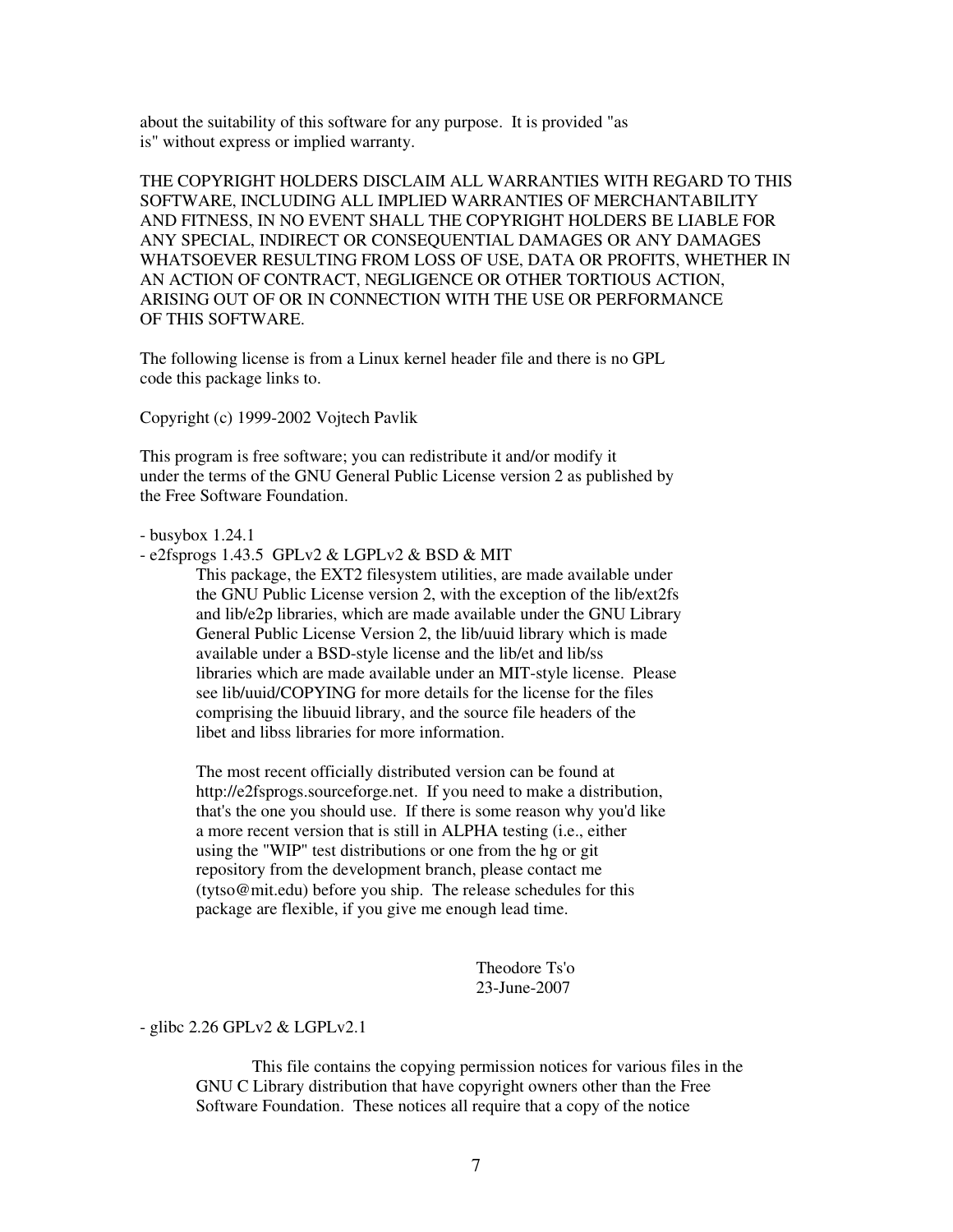about the suitability of this software for any purpose. It is provided "as is" without express or implied warranty.

THE COPYRIGHT HOLDERS DISCLAIM ALL WARRANTIES WITH REGARD TO THIS SOFTWARE, INCLUDING ALL IMPLIED WARRANTIES OF MERCHANTABILITY AND FITNESS, IN NO EVENT SHALL THE COPYRIGHT HOLDERS BE LIABLE FOR ANY SPECIAL, INDIRECT OR CONSEQUENTIAL DAMAGES OR ANY DAMAGES WHATSOEVER RESULTING FROM LOSS OF USE, DATA OR PROFITS, WHETHER IN AN ACTION OF CONTRACT, NEGLIGENCE OR OTHER TORTIOUS ACTION, ARISING OUT OF OR IN CONNECTION WITH THE USE OR PERFORMANCE OF THIS SOFTWARE.

The following license is from a Linux kernel header file and there is no GPL code this package links to.

Copyright (c) 1999-2002 Vojtech Pavlik

This program is free software; you can redistribute it and/or modify it under the terms of the GNU General Public License version 2 as published by the Free Software Foundation.

- busybox 1.24.1
- e2fsprogs 1.43.5 GPLv2 & LGPLv2 & BSD & MIT

  This package, the EXT2 filesystem utilities, are made available under the GNU Public License version 2, with the exception of the lib/ext2fs and lib/e2p libraries, which are made available under the GNU Library General Public License Version 2, the lib/uuid library which is made available under a BSD-style license and the lib/et and lib/ss libraries which are made available under an MIT-style license. Please see lib/uuid/COPYING for more details for the license for the files comprising the libuuid library, and the source file headers of the libet and libss libraries for more information.

  The most recent officially distributed version can be found at http://e2fsprogs.sourceforge.net. If you need to make a distribution, that's the one you should use. If there is some reason why you'd like a more recent version that is still in ALPHA testing (i.e., either using the "WIP" test distributions or one from the hg or git repository from the development branch, please contact me (tytso@mit.edu) before you ship. The release schedules for this package are flexible, if you give me enough lead time.

  Theodore Ts'o
  23-June-2007

- glibc 2.26 GPLv2 & LGPLv2.1

  This file contains the copying permission notices for various files in the GNU C Library distribution that have copyright owners other than the Free Software Foundation. These notices all require that a copy of the notice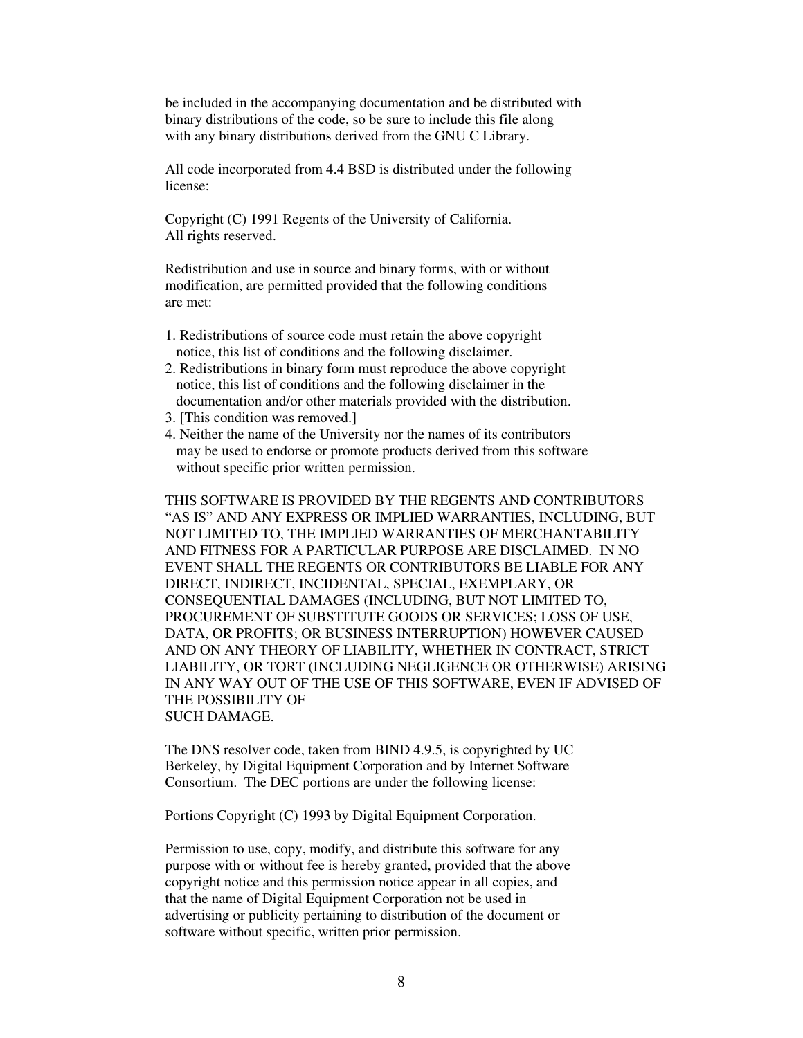be included in the accompanying documentation and be distributed with binary distributions of the code, so be sure to include this file along with any binary distributions derived from the GNU C Library.

All code incorporated from 4.4 BSD is distributed under the following license:

Copyright (C) 1991 Regents of the University of California.
All rights reserved.

Redistribution and use in source and binary forms, with or without modification, are permitted provided that the following conditions are met:

1. Redistributions of source code must retain the above copyright notice, this list of conditions and the following disclaimer.
2. Redistributions in binary form must reproduce the above copyright notice, this list of conditions and the following disclaimer in the documentation and/or other materials provided with the distribution.
3. [This condition was removed.]
4. Neither the name of the University nor the names of its contributors may be used to endorse or promote products derived from this software without specific prior written permission.

THIS SOFTWARE IS PROVIDED BY THE REGENTS AND CONTRIBUTORS "AS IS" AND ANY EXPRESS OR IMPLIED WARRANTIES, INCLUDING, BUT NOT LIMITED TO, THE IMPLIED WARRANTIES OF MERCHANTABILITY AND FITNESS FOR A PARTICULAR PURPOSE ARE DISCLAIMED. IN NO EVENT SHALL THE REGENTS OR CONTRIBUTORS BE LIABLE FOR ANY DIRECT, INDIRECT, INCIDENTAL, SPECIAL, EXEMPLARY, OR CONSEQUENTIAL DAMAGES (INCLUDING, BUT NOT LIMITED TO, PROCUREMENT OF SUBSTITUTE GOODS OR SERVICES; LOSS OF USE, DATA, OR PROFITS; OR BUSINESS INTERRUPTION) HOWEVER CAUSED AND ON ANY THEORY OF LIABILITY, WHETHER IN CONTRACT, STRICT LIABILITY, OR TORT (INCLUDING NEGLIGENCE OR OTHERWISE) ARISING IN ANY WAY OUT OF THE USE OF THIS SOFTWARE, EVEN IF ADVISED OF THE POSSIBILITY OF
SUCH DAMAGE.

The DNS resolver code, taken from BIND 4.9.5, is copyrighted by UC Berkeley, by Digital Equipment Corporation and by Internet Software Consortium. The DEC portions are under the following license:

Portions Copyright (C) 1993 by Digital Equipment Corporation.

Permission to use, copy, modify, and distribute this software for any purpose with or without fee is hereby granted, provided that the above copyright notice and this permission notice appear in all copies, and that the name of Digital Equipment Corporation not be used in advertising or publicity pertaining to distribution of the document or software without specific, written prior permission.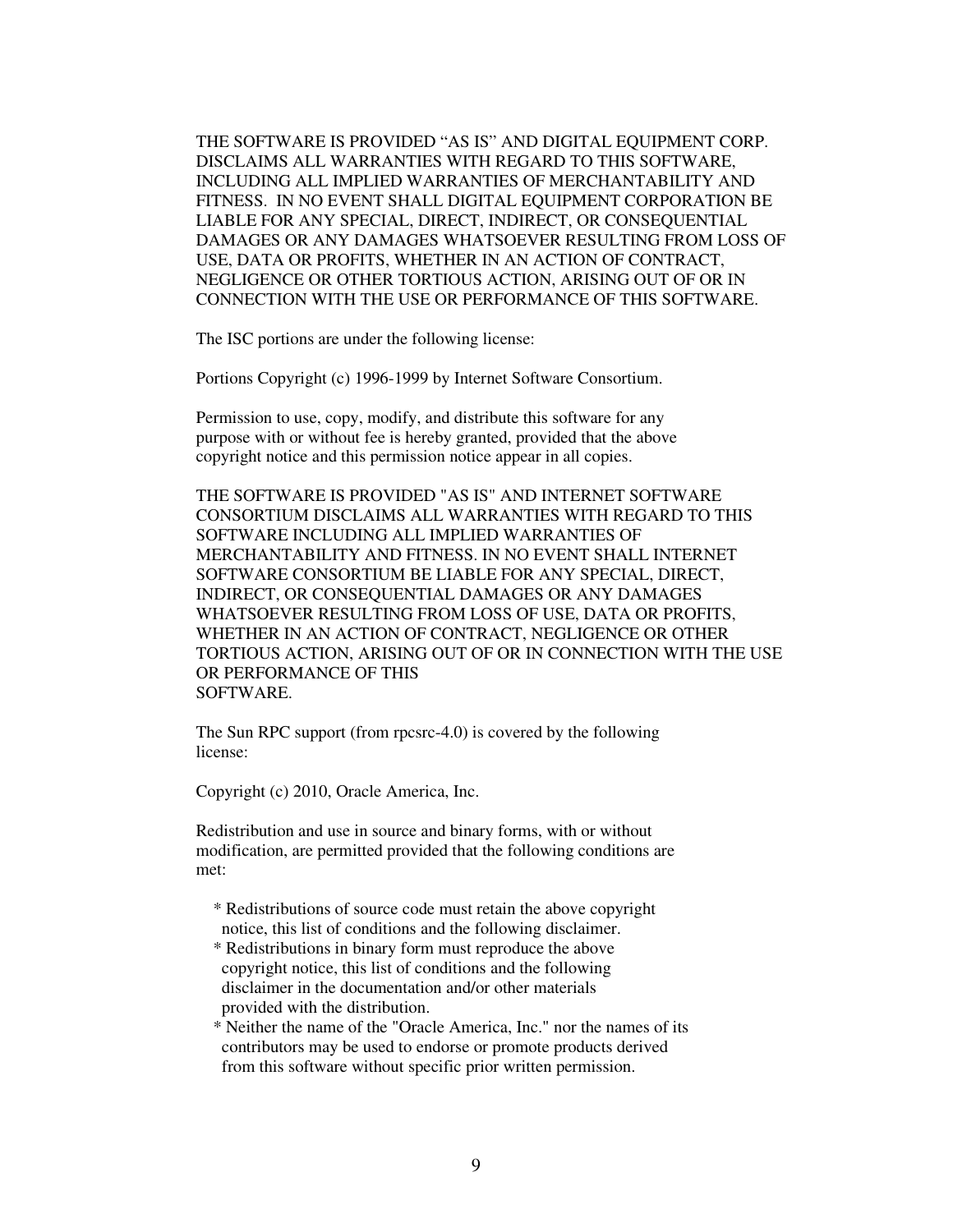THE SOFTWARE IS PROVIDED “AS IS” AND DIGITAL EQUIPMENT CORP. DISCLAIMS ALL WARRANTIES WITH REGARD TO THIS SOFTWARE, INCLUDING ALL IMPLIED WARRANTIES OF MERCHANTABILITY AND FITNESS. IN NO EVENT SHALL DIGITAL EQUIPMENT CORPORATION BE LIABLE FOR ANY SPECIAL, DIRECT, INDIRECT, OR CONSEQUENTIAL DAMAGES OR ANY DAMAGES WHATSOEVER RESULTING FROM LOSS OF USE, DATA OR PROFITS, WHETHER IN AN ACTION OF CONTRACT, NEGLIGENCE OR OTHER TORTIOUS ACTION, ARISING OUT OF OR IN CONNECTION WITH THE USE OR PERFORMANCE OF THIS SOFTWARE.

The ISC portions are under the following license:

Portions Copyright (c) 1996-1999 by Internet Software Consortium.

Permission to use, copy, modify, and distribute this software for any purpose with or without fee is hereby granted, provided that the above copyright notice and this permission notice appear in all copies.

THE SOFTWARE IS PROVIDED "AS IS" AND INTERNET SOFTWARE CONSORTIUM DISCLAIMS ALL WARRANTIES WITH REGARD TO THIS SOFTWARE INCLUDING ALL IMPLIED WARRANTIES OF MERCHANTABILITY AND FITNESS. IN NO EVENT SHALL INTERNET SOFTWARE CONSORTIUM BE LIABLE FOR ANY SPECIAL, DIRECT, INDIRECT, OR CONSEQUENTIAL DAMAGES OR ANY DAMAGES WHATSOEVER RESULTING FROM LOSS OF USE, DATA OR PROFITS, WHETHER IN AN ACTION OF CONTRACT, NEGLIGENCE OR OTHER TORTIOUS ACTION, ARISING OUT OF OR IN CONNECTION WITH THE USE OR PERFORMANCE OF THIS SOFTWARE.

The Sun RPC support (from rpcsrc-4.0) is covered by the following license:

Copyright (c) 2010, Oracle America, Inc.

Redistribution and use in source and binary forms, with or without modification, are permitted provided that the following conditions are met:

- Redistributions of source code must retain the above copyright notice, this list of conditions and the following disclaimer.
- Redistributions in binary form must reproduce the above copyright notice, this list of conditions and the following disclaimer in the documentation and/or other materials provided with the distribution.
- Neither the name of the "Oracle America, Inc." nor the names of its contributors may be used to endorse or promote products derived from this software without specific prior written permission.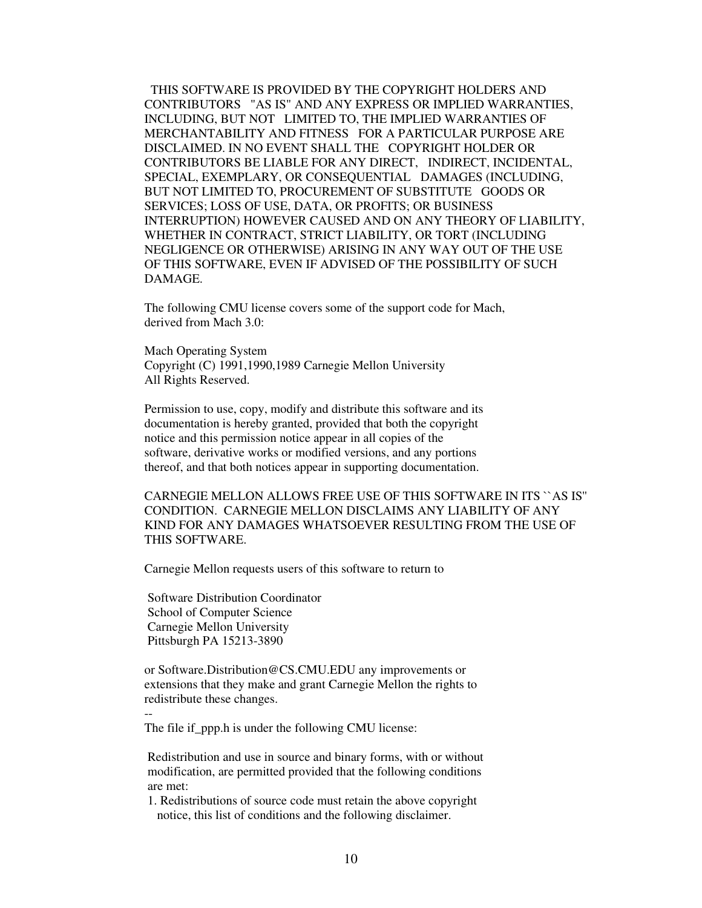THIS SOFTWARE IS PROVIDED BY THE COPYRIGHT HOLDERS AND CONTRIBUTORS "AS IS" AND ANY EXPRESS OR IMPLIED WARRANTIES, INCLUDING, BUT NOT LIMITED TO, THE IMPLIED WARRANTIES OF MERCHANTABILITY AND FITNESS FOR A PARTICULAR PURPOSE ARE DISCLAIMED. IN NO EVENT SHALL THE COPYRIGHT HOLDER OR CONTRIBUTORS BE LIABLE FOR ANY DIRECT, INDIRECT, INCIDENTAL, SPECIAL, EXEMPLARY, OR CONSEQUENTIAL DAMAGES (INCLUDING, BUT NOT LIMITED TO, PROCUREMENT OF SUBSTITUTE GOODS OR SERVICES; LOSS OF USE, DATA, OR PROFITS; OR BUSINESS INTERRUPTION) HOWEVER CAUSED AND ON ANY THEORY OF LIABILITY, WHETHER IN CONTRACT, STRICT LIABILITY, OR TORT (INCLUDING NEGLIGENCE OR OTHERWISE) ARISING IN ANY WAY OUT OF THE USE OF THIS SOFTWARE, EVEN IF ADVISED OF THE POSSIBILITY OF SUCH DAMAGE.

The following CMU license covers some of the support code for Mach, derived from Mach 3.0:

Mach Operating System
Copyright (C) 1991,1990,1989 Carnegie Mellon University
All Rights Reserved.

Permission to use, copy, modify and distribute this software and its documentation is hereby granted, provided that both the copyright notice and this permission notice appear in all copies of the software, derivative works or modified versions, and any portions thereof, and that both notices appear in supporting documentation.

CARNEGIE MELLON ALLOWS FREE USE OF THIS SOFTWARE IN ITS ``AS IS'' CONDITION. CARNEGIE MELLON DISCLAIMS ANY LIABILITY OF ANY KIND FOR ANY DAMAGES WHATSOEVER RESULTING FROM THE USE OF THIS SOFTWARE.

Carnegie Mellon requests users of this software to return to

Software Distribution Coordinator
School of Computer Science
Carnegie Mellon University
Pittsburgh PA 15213-3890

or Software.Distribution@CS.CMU.EDU any improvements or extensions that they make and grant Carnegie Mellon the rights to redistribute these changes.

--

The file if_ppp.h is under the following CMU license:

Redistribution and use in source and binary forms, with or without modification, are permitted provided that the following conditions are met:

1. Redistributions of source code must retain the above copyright notice, this list of conditions and the following disclaimer.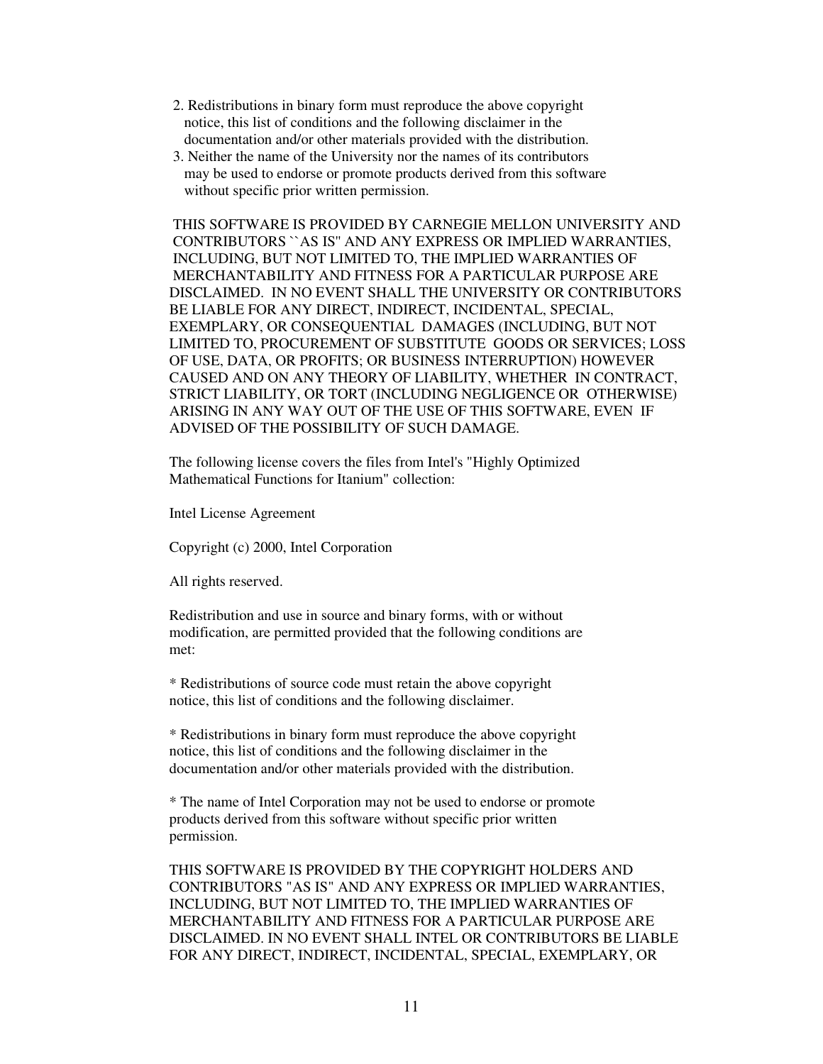2. Redistributions in binary form must reproduce the above copyright
   notice, this list of conditions and the following disclaimer in the
   documentation and/or other materials provided with the distribution.
3. Neither the name of the University nor the names of its contributors
   may be used to endorse or promote products derived from this software
   without specific prior written permission.

THIS SOFTWARE IS PROVIDED BY CARNEGIE MELLON UNIVERSITY AND CONTRIBUTORS ``AS IS'' AND ANY EXPRESS OR IMPLIED WARRANTIES, INCLUDING, BUT NOT LIMITED TO, THE IMPLIED WARRANTIES OF MERCHANTABILITY AND FITNESS FOR A PARTICULAR PURPOSE ARE DISCLAIMED. IN NO EVENT SHALL THE UNIVERSITY OR CONTRIBUTORS BE LIABLE FOR ANY DIRECT, INDIRECT, INCIDENTAL, SPECIAL, EXEMPLARY, OR CONSEQUENTIAL DAMAGES (INCLUDING, BUT NOT LIMITED TO, PROCUREMENT OF SUBSTITUTE GOODS OR SERVICES; LOSS OF USE, DATA, OR PROFITS; OR BUSINESS INTERRUPTION) HOWEVER CAUSED AND ON ANY THEORY OF LIABILITY, WHETHER IN CONTRACT, STRICT LIABILITY, OR TORT (INCLUDING NEGLIGENCE OR OTHERWISE) ARISING IN ANY WAY OUT OF THE USE OF THIS SOFTWARE, EVEN IF ADVISED OF THE POSSIBILITY OF SUCH DAMAGE.

The following license covers the files from Intel's "Highly Optimized Mathematical Functions for Itanium" collection:

Intel License Agreement

Copyright (c) 2000, Intel Corporation

All rights reserved.

Redistribution and use in source and binary forms, with or without modification, are permitted provided that the following conditions are met:

* Redistributions of source code must retain the above copyright notice, this list of conditions and the following disclaimer.

* Redistributions in binary form must reproduce the above copyright notice, this list of conditions and the following disclaimer in the documentation and/or other materials provided with the distribution.

* The name of Intel Corporation may not be used to endorse or promote products derived from this software without specific prior written permission.

THIS SOFTWARE IS PROVIDED BY THE COPYRIGHT HOLDERS AND CONTRIBUTORS "AS IS" AND ANY EXPRESS OR IMPLIED WARRANTIES, INCLUDING, BUT NOT LIMITED TO, THE IMPLIED WARRANTIES OF MERCHANTABILITY AND FITNESS FOR A PARTICULAR PURPOSE ARE DISCLAIMED. IN NO EVENT SHALL INTEL OR CONTRIBUTORS BE LIABLE FOR ANY DIRECT, INDIRECT, INCIDENTAL, SPECIAL, EXEMPLARY, OR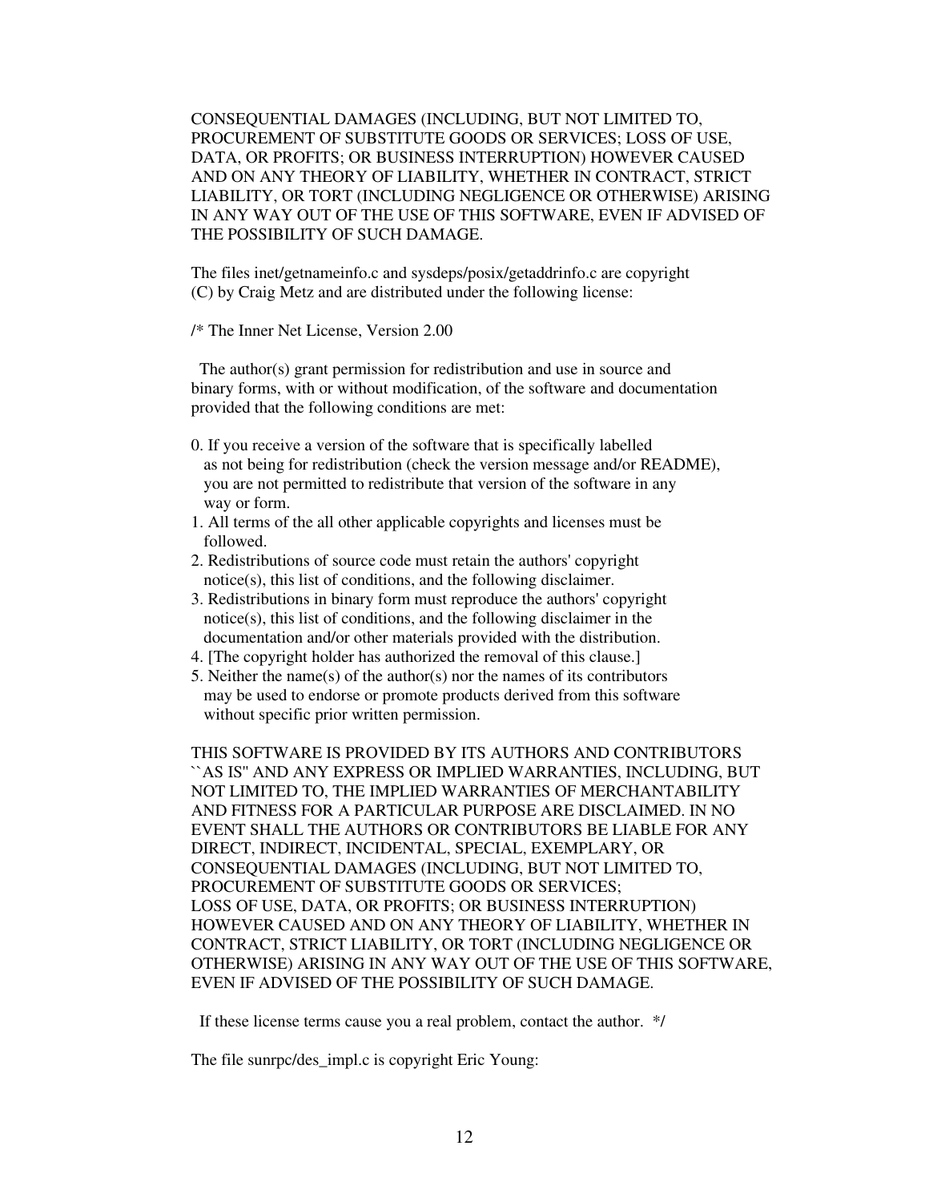CONSEQUENTIAL DAMAGES (INCLUDING, BUT NOT LIMITED TO, PROCUREMENT OF SUBSTITUTE GOODS OR SERVICES; LOSS OF USE, DATA, OR PROFITS; OR BUSINESS INTERRUPTION) HOWEVER CAUSED AND ON ANY THEORY OF LIABILITY, WHETHER IN CONTRACT, STRICT LIABILITY, OR TORT (INCLUDING NEGLIGENCE OR OTHERWISE) ARISING IN ANY WAY OUT OF THE USE OF THIS SOFTWARE, EVEN IF ADVISED OF THE POSSIBILITY OF SUCH DAMAGE.

The files inet/getnameinfo.c and sysdeps/posix/getaddrinfo.c are copyright (C) by Craig Metz and are distributed under the following license:

/* The Inner Net License, Version 2.00

The author(s) grant permission for redistribution and use in source and binary forms, with or without modification, of the software and documentation provided that the following conditions are met:

0. If you receive a version of the software that is specifically labelled as not being for redistribution (check the version message and/or README), you are not permitted to redistribute that version of the software in any way or form.
1. All terms of the all other applicable copyrights and licenses must be followed.
2. Redistributions of source code must retain the authors' copyright notice(s), this list of conditions, and the following disclaimer.
3. Redistributions in binary form must reproduce the authors' copyright notice(s), this list of conditions, and the following disclaimer in the documentation and/or other materials provided with the distribution.
4. [The copyright holder has authorized the removal of this clause.]
5. Neither the name(s) of the author(s) nor the names of its contributors may be used to endorse or promote products derived from this software without specific prior written permission.

THIS SOFTWARE IS PROVIDED BY ITS AUTHORS AND CONTRIBUTORS ``AS IS'' AND ANY EXPRESS OR IMPLIED WARRANTIES, INCLUDING, BUT NOT LIMITED TO, THE IMPLIED WARRANTIES OF MERCHANTABILITY AND FITNESS FOR A PARTICULAR PURPOSE ARE DISCLAIMED. IN NO EVENT SHALL THE AUTHORS OR CONTRIBUTORS BE LIABLE FOR ANY DIRECT, INDIRECT, INCIDENTAL, SPECIAL, EXEMPLARY, OR CONSEQUENTIAL DAMAGES (INCLUDING, BUT NOT LIMITED TO, PROCUREMENT OF SUBSTITUTE GOODS OR SERVICES; LOSS OF USE, DATA, OR PROFITS; OR BUSINESS INTERRUPTION) HOWEVER CAUSED AND ON ANY THEORY OF LIABILITY, WHETHER IN CONTRACT, STRICT LIABILITY, OR TORT (INCLUDING NEGLIGENCE OR OTHERWISE) ARISING IN ANY WAY OUT OF THE USE OF THIS SOFTWARE, EVEN IF ADVISED OF THE POSSIBILITY OF SUCH DAMAGE.

If these license terms cause you a real problem, contact the author. */

The file sunrpc/des_impl.c is copyright Eric Young: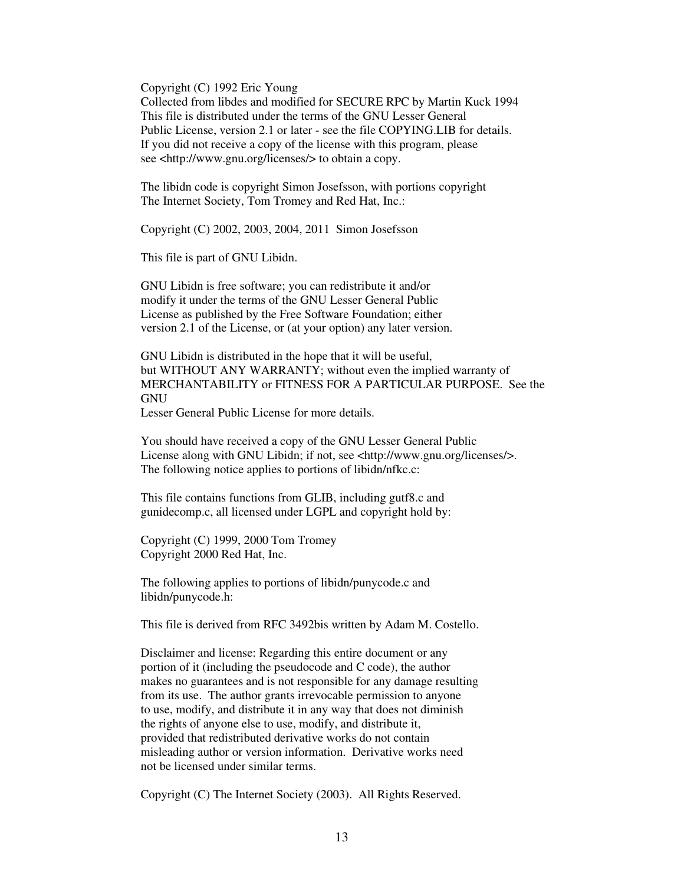Copyright (C) 1992 Eric Young
Collected from libdes and modified for SECURE RPC by Martin Kuck 1994
This file is distributed under the terms of the GNU Lesser General
Public License, version 2.1 or later - see the file COPYING.LIB for details.
If you did not receive a copy of the license with this program, please
see <http://www.gnu.org/licenses/> to obtain a copy.

The libidn code is copyright Simon Josefsson, with portions copyright
The Internet Society, Tom Tromey and Red Hat, Inc.:

Copyright (C) 2002, 2003, 2004, 2011 Simon Josefsson

This file is part of GNU Libidn.

GNU Libidn is free software; you can redistribute it and/or
modify it under the terms of the GNU Lesser General Public
License as published by the Free Software Foundation; either
version 2.1 of the License, or (at your option) any later version.

GNU Libidn is distributed in the hope that it will be useful,
but WITHOUT ANY WARRANTY; without even the implied warranty of
MERCHANTABILITY or FITNESS FOR A PARTICULAR PURPOSE. See the
GNU
Lesser General Public License for more details.

You should have received a copy of the GNU Lesser General Public
License along with GNU Libidn; if not, see <http://www.gnu.org/licenses/>.
The following notice applies to portions of libidn/nfkc.c:

This file contains functions from GLIB, including gutf8.c and
gunidecomp.c, all licensed under LGPL and copyright hold by:

Copyright (C) 1999, 2000 Tom Tromey
Copyright 2000 Red Hat, Inc.

The following applies to portions of libidn/punycode.c and
libidn/punycode.h:

This file is derived from RFC 3492bis written by Adam M. Costello.

Disclaimer and license: Regarding this entire document or any
portion of it (including the pseudocode and C code), the author
makes no guarantees and is not responsible for any damage resulting
from its use. The author grants irrevocable permission to anyone
to use, modify, and distribute it in any way that does not diminish
the rights of anyone else to use, modify, and distribute it,
provided that redistributed derivative works do not contain
misleading author or version information. Derivative works need
not be licensed under similar terms.

Copyright (C) The Internet Society (2003). All Rights Reserved.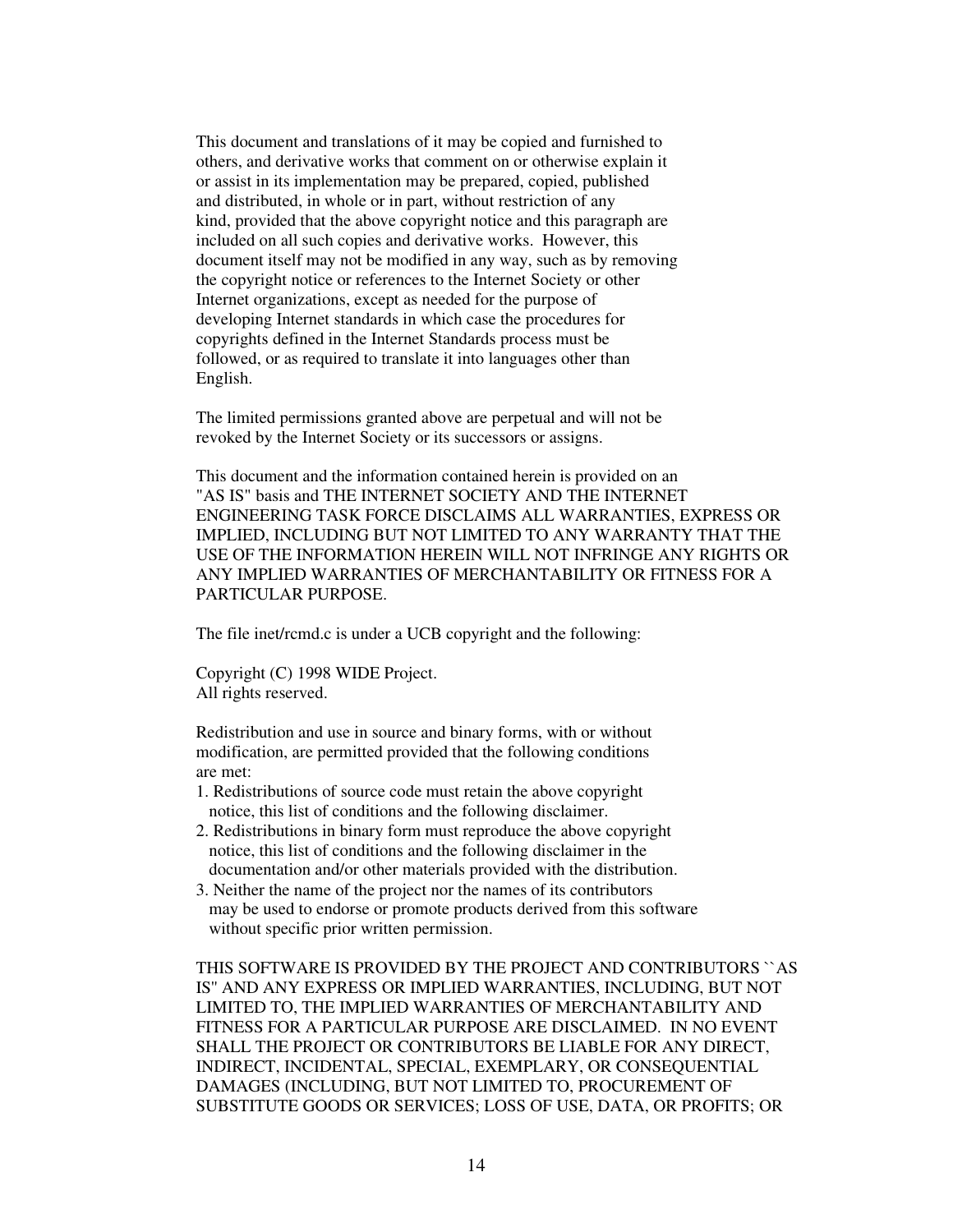This document and translations of it may be copied and furnished to others, and derivative works that comment on or otherwise explain it or assist in its implementation may be prepared, copied, published and distributed, in whole or in part, without restriction of any kind, provided that the above copyright notice and this paragraph are included on all such copies and derivative works. However, this document itself may not be modified in any way, such as by removing the copyright notice or references to the Internet Society or other Internet organizations, except as needed for the purpose of developing Internet standards in which case the procedures for copyrights defined in the Internet Standards process must be followed, or as required to translate it into languages other than English.

The limited permissions granted above are perpetual and will not be revoked by the Internet Society or its successors or assigns.

This document and the information contained herein is provided on an "AS IS" basis and THE INTERNET SOCIETY AND THE INTERNET ENGINEERING TASK FORCE DISCLAIMS ALL WARRANTIES, EXPRESS OR IMPLIED, INCLUDING BUT NOT LIMITED TO ANY WARRANTY THAT THE USE OF THE INFORMATION HEREIN WILL NOT INFRINGE ANY RIGHTS OR ANY IMPLIED WARRANTIES OF MERCHANTABILITY OR FITNESS FOR A PARTICULAR PURPOSE.

The file inet/rcmd.c is under a UCB copyright and the following:

Copyright (C) 1998 WIDE Project.
All rights reserved.

Redistribution and use in source and binary forms, with or without modification, are permitted provided that the following conditions are met:

1. Redistributions of source code must retain the above copyright notice, this list of conditions and the following disclaimer.
2. Redistributions in binary form must reproduce the above copyright notice, this list of conditions and the following disclaimer in the documentation and/or other materials provided with the distribution.
3. Neither the name of the project nor the names of its contributors may be used to endorse or promote products derived from this software without specific prior written permission.

THIS SOFTWARE IS PROVIDED BY THE PROJECT AND CONTRIBUTORS ``AS IS'' AND ANY EXPRESS OR IMPLIED WARRANTIES, INCLUDING, BUT NOT LIMITED TO, THE IMPLIED WARRANTIES OF MERCHANTABILITY AND FITNESS FOR A PARTICULAR PURPOSE ARE DISCLAIMED. IN NO EVENT SHALL THE PROJECT OR CONTRIBUTORS BE LIABLE FOR ANY DIRECT, INDIRECT, INCIDENTAL, SPECIAL, EXEMPLARY, OR CONSEQUENTIAL DAMAGES (INCLUDING, BUT NOT LIMITED TO, PROCUREMENT OF SUBSTITUTE GOODS OR SERVICES; LOSS OF USE, DATA, OR PROFITS; OR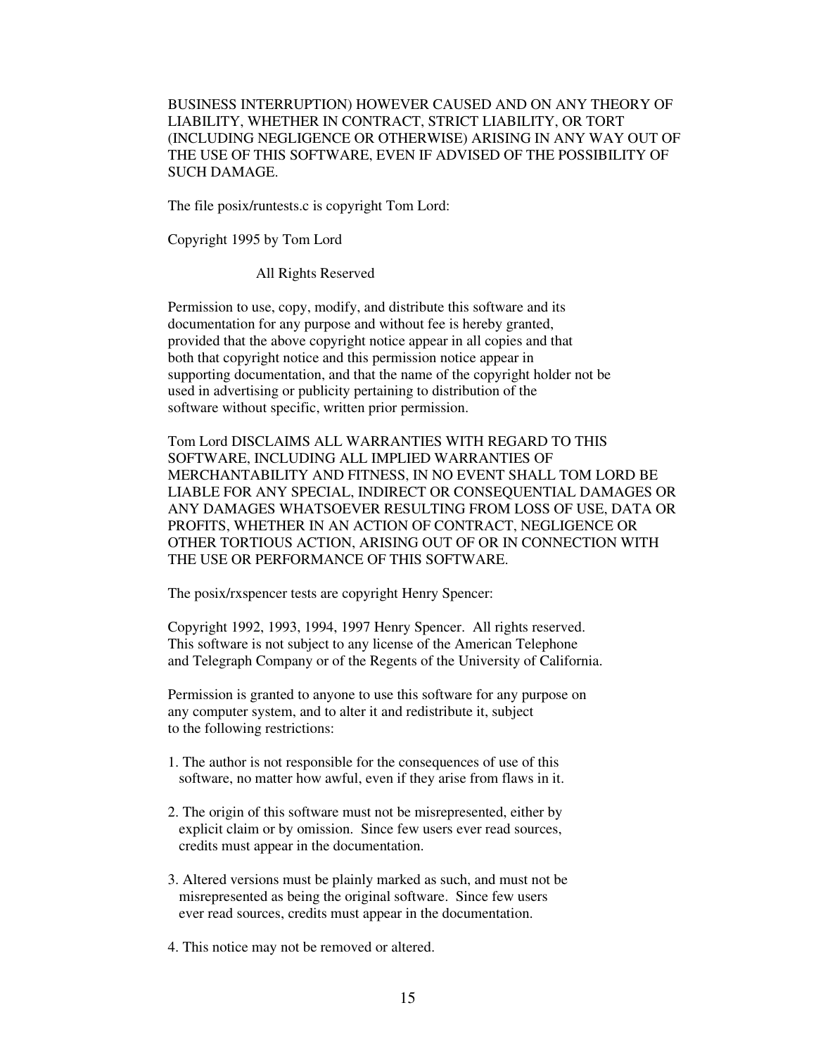BUSINESS INTERRUPTION) HOWEVER CAUSED AND ON ANY THEORY OF LIABILITY, WHETHER IN CONTRACT, STRICT LIABILITY, OR TORT (INCLUDING NEGLIGENCE OR OTHERWISE) ARISING IN ANY WAY OUT OF THE USE OF THIS SOFTWARE, EVEN IF ADVISED OF THE POSSIBILITY OF SUCH DAMAGE.

The file posix/runtests.c is copyright Tom Lord:

Copyright 1995 by Tom Lord

All Rights Reserved

Permission to use, copy, modify, and distribute this software and its documentation for any purpose and without fee is hereby granted, provided that the above copyright notice appear in all copies and that both that copyright notice and this permission notice appear in supporting documentation, and that the name of the copyright holder not be used in advertising or publicity pertaining to distribution of the software without specific, written prior permission.

Tom Lord DISCLAIMS ALL WARRANTIES WITH REGARD TO THIS SOFTWARE, INCLUDING ALL IMPLIED WARRANTIES OF MERCHANTABILITY AND FITNESS, IN NO EVENT SHALL TOM LORD BE LIABLE FOR ANY SPECIAL, INDIRECT OR CONSEQUENTIAL DAMAGES OR ANY DAMAGES WHATSOEVER RESULTING FROM LOSS OF USE, DATA OR PROFITS, WHETHER IN AN ACTION OF CONTRACT, NEGLIGENCE OR OTHER TORTIOUS ACTION, ARISING OUT OF OR IN CONNECTION WITH THE USE OR PERFORMANCE OF THIS SOFTWARE.

The posix/rxspencer tests are copyright Henry Spencer:

Copyright 1992, 1993, 1994, 1997 Henry Spencer. All rights reserved. This software is not subject to any license of the American Telephone and Telegraph Company or of the Regents of the University of California.

Permission is granted to anyone to use this software for any purpose on any computer system, and to alter it and redistribute it, subject to the following restrictions:

1. The author is not responsible for the consequences of use of this software, no matter how awful, even if they arise from flaws in it.

2. The origin of this software must not be misrepresented, either by explicit claim or by omission. Since few users ever read sources, credits must appear in the documentation.

3. Altered versions must be plainly marked as such, and must not be misrepresented as being the original software. Since few users ever read sources, credits must appear in the documentation.

4. This notice may not be removed or altered.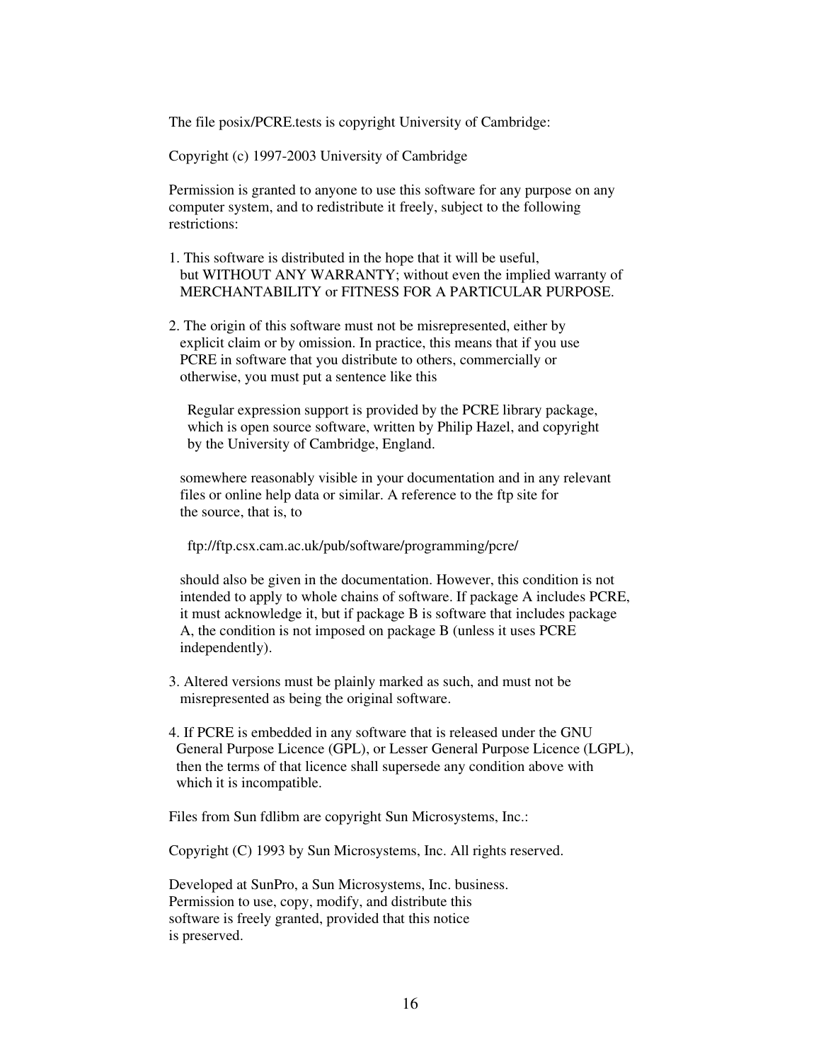The file posix/PCRE.tests is copyright University of Cambridge:

Copyright (c) 1997-2003 University of Cambridge

Permission is granted to anyone to use this software for any purpose on any computer system, and to redistribute it freely, subject to the following restrictions:

1. This software is distributed in the hope that it will be useful, but WITHOUT ANY WARRANTY; without even the implied warranty of MERCHANTABILITY or FITNESS FOR A PARTICULAR PURPOSE.

2. The origin of this software must not be misrepresented, either by explicit claim or by omission. In practice, this means that if you use PCRE in software that you distribute to others, commercially or otherwise, you must put a sentence like this

   Regular expression support is provided by the PCRE library package, which is open source software, written by Philip Hazel, and copyright by the University of Cambridge, England.

   somewhere reasonably visible in your documentation and in any relevant files or online help data or similar. A reference to the ftp site for the source, that is, to

   ftp://ftp.csx.cam.ac.uk/pub/software/programming/pcre/

   should also be given in the documentation. However, this condition is not intended to apply to whole chains of software. If package A includes PCRE, it must acknowledge it, but if package B is software that includes package A, the condition is not imposed on package B (unless it uses PCRE independently).

3. Altered versions must be plainly marked as such, and must not be misrepresented as being the original software.

4. If PCRE is embedded in any software that is released under the GNU General Purpose Licence (GPL), or Lesser General Purpose Licence (LGPL), then the terms of that licence shall supersede any condition above with which it is incompatible.

Files from Sun fdlibm are copyright Sun Microsystems, Inc.:

Copyright (C) 1993 by Sun Microsystems, Inc. All rights reserved.

Developed at SunPro, a Sun Microsystems, Inc. business.
Permission to use, copy, modify, and distribute this
software is freely granted, provided that this notice
is preserved.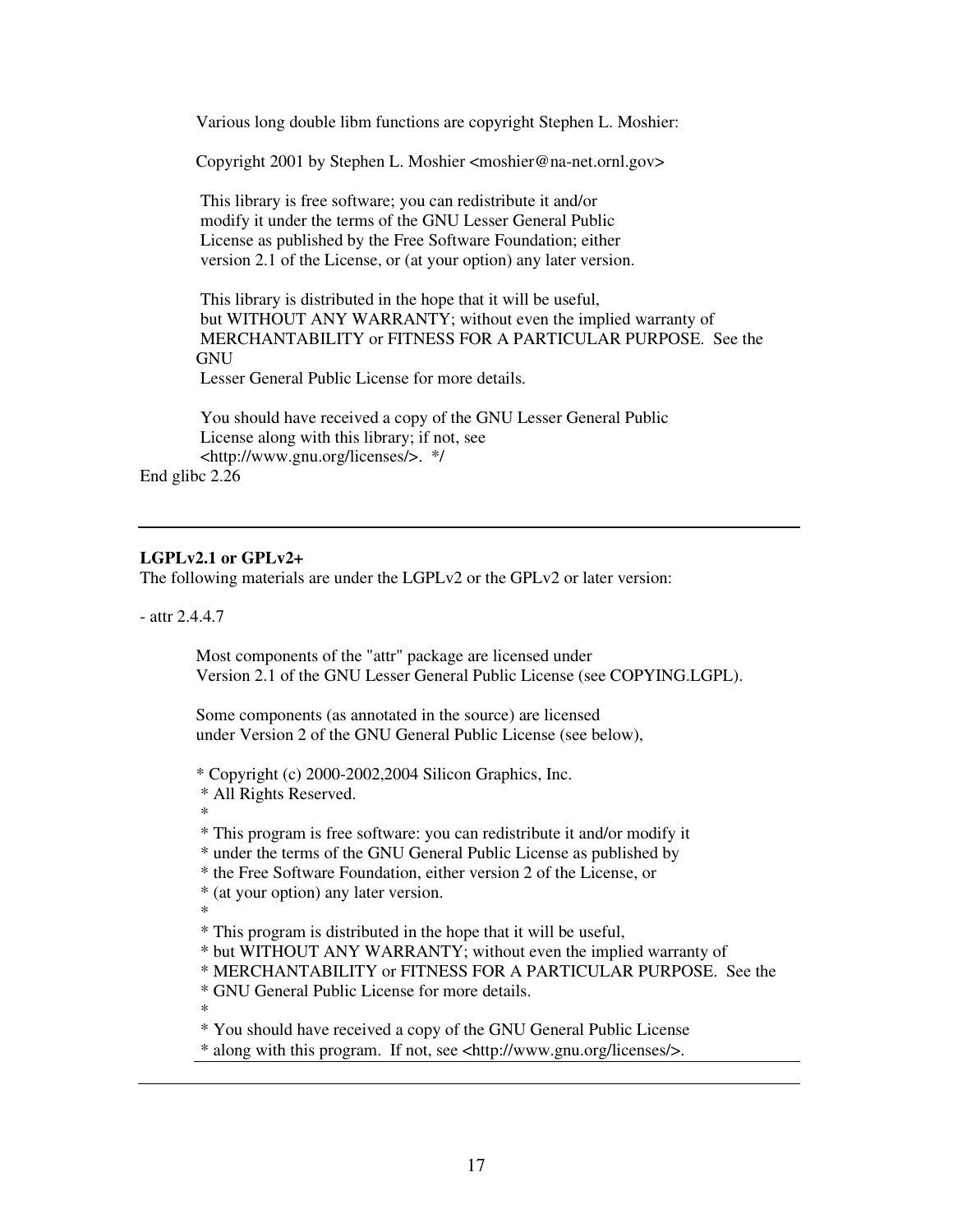Various long double libm functions are copyright Stephen L. Moshier:

Copyright 2001 by Stephen L. Moshier <moshier@na-net.ornl.gov>

This library is free software; you can redistribute it and/or
modify it under the terms of the GNU Lesser General Public
License as published by the Free Software Foundation; either
version 2.1 of the License, or (at your option) any later version.

This library is distributed in the hope that it will be useful,
but WITHOUT ANY WARRANTY; without even the implied warranty of
MERCHANTABILITY or FITNESS FOR A PARTICULAR PURPOSE. See the
GNU
Lesser General Public License for more details.

You should have received a copy of the GNU Lesser General Public
License along with this library; if not, see
<http://www.gnu.org/licenses/>. */

End glibc 2.26

---

**LGPLv2.1 or GPLv2+**

The following materials are under the LGPLv2 or the GPLv2 or later version:

- attr 2.4.4.7

Most components of the "attr" package are licensed under
Version 2.1 of the GNU Lesser General Public License (see COPYING.LGPL).

Some components (as annotated in the source) are licensed
under Version 2 of the GNU General Public License (see below),

```
* Copyright (c) 2000-2002,2004 Silicon Graphics, Inc.
 * All Rights Reserved.
 *
 * This program is free software: you can redistribute it and/or modify it
 * under the terms of the GNU General Public License as published by
 * the Free Software Foundation, either version 2 of the License, or
 * (at your option) any later version.
 *
 * This program is distributed in the hope that it will be useful,
 * but WITHOUT ANY WARRANTY; without even the implied warranty of
 * MERCHANTABILITY or FITNESS FOR A PARTICULAR PURPOSE.  See the
 * GNU General Public License for more details.
 *
 * You should have received a copy of the GNU General Public License
 * along with this program.  If not, see <http://www.gnu.org/licenses/>.
```

---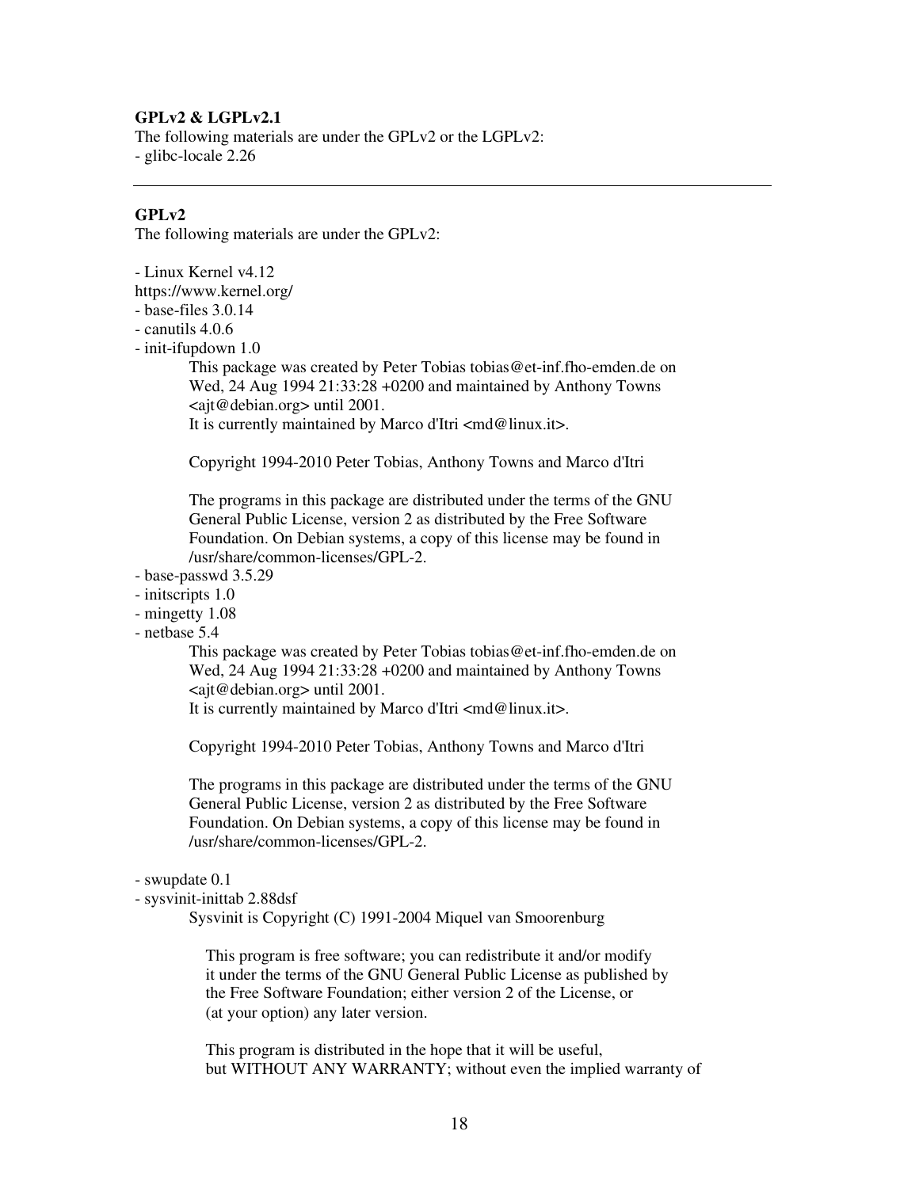**GPLv2 & LGPLv2.1**

The following materials are under the GPLv2 or the LGPLv2:

- glibc-locale 2.26

---

**GPLv2**

The following materials are under the GPLv2:

- Linux Kernel v4.12
https://www.kernel.org/
- base-files 3.0.14
- canutils 4.0.6
- init-ifupdown 1.0

  This package was created by Peter Tobias tobias@et-inf.fho-emden.de on Wed, 24 Aug 1994 21:33:28 +0200 and maintained by Anthony Towns <ajt@debian.org> until 2001.
  It is currently maintained by Marco d'Itri <md@linux.it>.

  Copyright 1994-2010 Peter Tobias, Anthony Towns and Marco d'Itri

  The programs in this package are distributed under the terms of the GNU General Public License, version 2 as distributed by the Free Software Foundation. On Debian systems, a copy of this license may be found in /usr/share/common-licenses/GPL-2.
- base-passwd 3.5.29
- initscripts 1.0
- mingetty 1.08
- netbase 5.4

  This package was created by Peter Tobias tobias@et-inf.fho-emden.de on Wed, 24 Aug 1994 21:33:28 +0200 and maintained by Anthony Towns <ajt@debian.org> until 2001.
  It is currently maintained by Marco d'Itri <md@linux.it>.

  Copyright 1994-2010 Peter Tobias, Anthony Towns and Marco d'Itri

  The programs in this package are distributed under the terms of the GNU General Public License, version 2 as distributed by the Free Software Foundation. On Debian systems, a copy of this license may be found in /usr/share/common-licenses/GPL-2.

- swupdate 0.1
- sysvinit-inittab 2.88dsf

  Sysvinit is Copyright (C) 1991-2004 Miquel van Smoorenburg

  This program is free software; you can redistribute it and/or modify it under the terms of the GNU General Public License as published by the Free Software Foundation; either version 2 of the License, or (at your option) any later version.

  This program is distributed in the hope that it will be useful, but WITHOUT ANY WARRANTY; without even the implied warranty of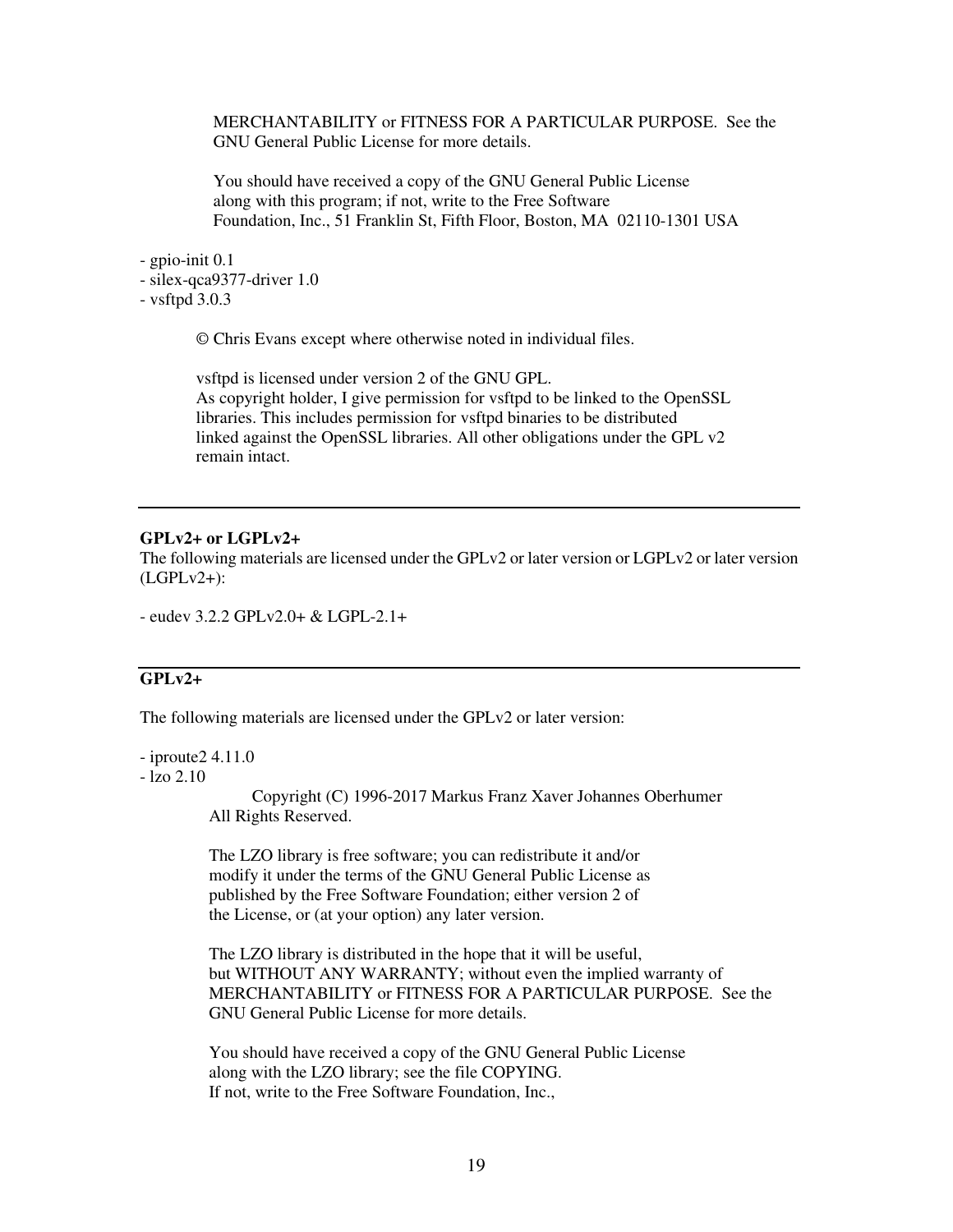MERCHANTABILITY or FITNESS FOR A PARTICULAR PURPOSE.  See the
GNU General Public License for more details.

You should have received a copy of the GNU General Public License
along with this program; if not, write to the Free Software
Foundation, Inc., 51 Franklin St, Fifth Floor, Boston, MA  02110-1301 USA

- gpio-init 0.1
- silex-qca9377-driver 1.0
- vsftpd 3.0.3

© Chris Evans except where otherwise noted in individual files.

vsftpd is licensed under version 2 of the GNU GPL.
As copyright holder, I give permission for vsftpd to be linked to the OpenSSL
libraries. This includes permission for vsftpd binaries to be distributed
linked against the OpenSSL libraries. All other obligations under the GPL v2
remain intact.

---

**GPLv2+ or LGPLv2+**

The following materials are licensed under the GPLv2 or later version or LGPLv2 or later version (LGPLv2+):

- eudev 3.2.2 GPLv2.0+ & LGPL-2.1+

---

**GPLv2+**

The following materials are licensed under the GPLv2 or later version:

- iproute2 4.11.0
- lzo 2.10

Copyright (C) 1996-2017 Markus Franz Xaver Johannes Oberhumer
All Rights Reserved.

The LZO library is free software; you can redistribute it and/or
modify it under the terms of the GNU General Public License as
published by the Free Software Foundation; either version 2 of
the License, or (at your option) any later version.

The LZO library is distributed in the hope that it will be useful,
but WITHOUT ANY WARRANTY; without even the implied warranty of
MERCHANTABILITY or FITNESS FOR A PARTICULAR PURPOSE.  See the
GNU General Public License for more details.

You should have received a copy of the GNU General Public License
along with the LZO library; see the file COPYING.
If not, write to the Free Software Foundation, Inc.,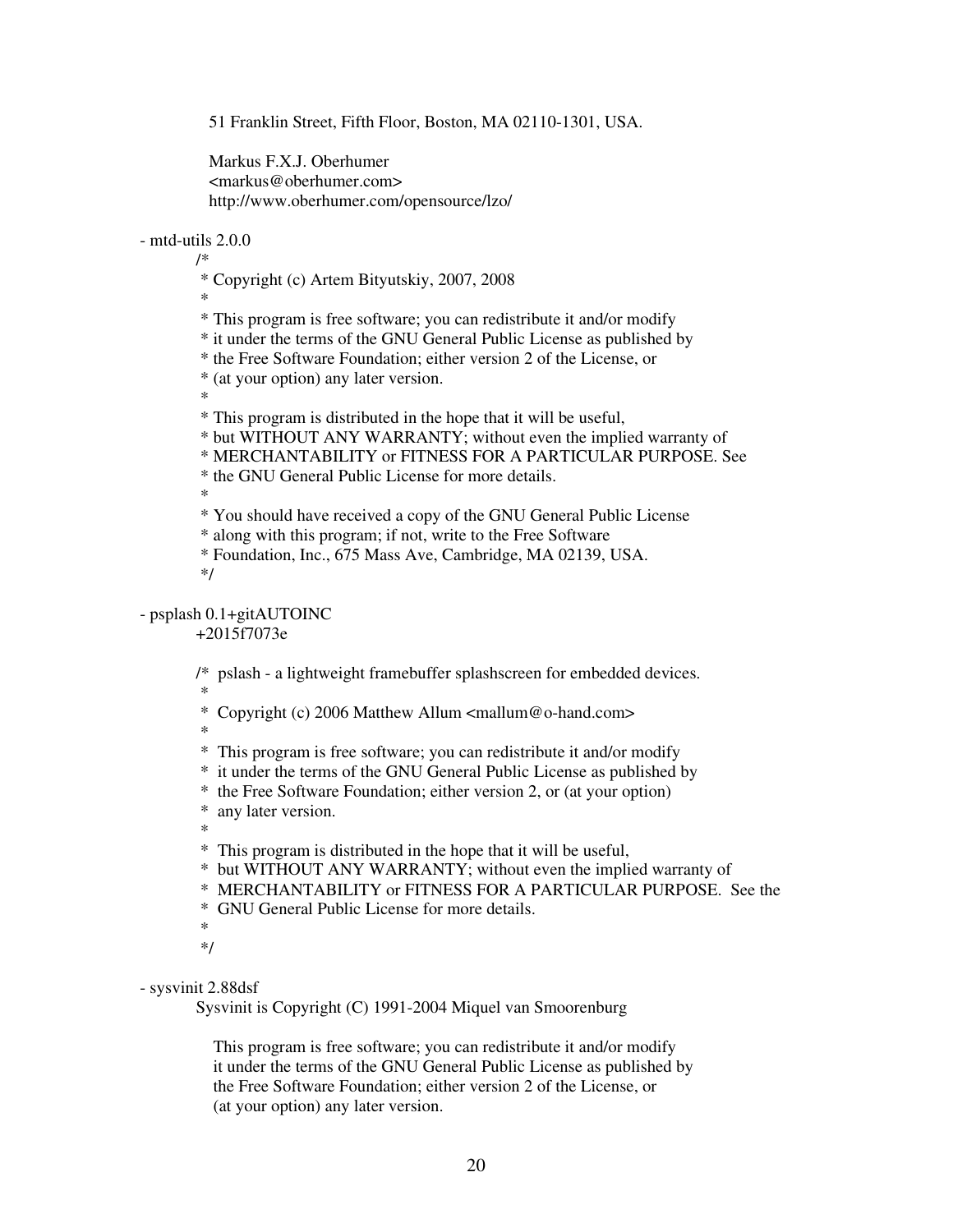51 Franklin Street, Fifth Floor, Boston, MA 02110-1301, USA.

Markus F.X.J. Oberhumer
<markus@oberhumer.com>
http://www.oberhumer.com/opensource/lzo/

- mtd-utils 2.0.0

```
/*
 * Copyright (c) Artem Bityutskiy, 2007, 2008
 *
 * This program is free software; you can redistribute it and/or modify
 * it under the terms of the GNU General Public License as published by
 * the Free Software Foundation; either version 2 of the License, or
 * (at your option) any later version.
 *
 * This program is distributed in the hope that it will be useful,
 * but WITHOUT ANY WARRANTY; without even the implied warranty of
 * MERCHANTABILITY or FITNESS FOR A PARTICULAR PURPOSE. See
 * the GNU General Public License for more details.
 *
 * You should have received a copy of the GNU General Public License
 * along with this program; if not, write to the Free Software
 * Foundation, Inc., 675 Mass Ave, Cambridge, MA 02139, USA.
 */
```

- psplash 0.1+gitAUTOINC
  +2015f7073e

```
/*  pslash - a lightweight framebuffer splashscreen for embedded devices.
 *
 *  Copyright (c) 2006 Matthew Allum <mallum@o-hand.com>
 *
 *  This program is free software; you can redistribute it and/or modify
 *  it under the terms of the GNU General Public License as published by
 *  the Free Software Foundation; either version 2, or (at your option)
 *  any later version.
 *
 *  This program is distributed in the hope that it will be useful,
 *  but WITHOUT ANY WARRANTY; without even the implied warranty of
 *  MERCHANTABILITY or FITNESS FOR A PARTICULAR PURPOSE.  See the
 *  GNU General Public License for more details.
 *
 */
```

- sysvinit 2.88dsf

Sysvinit is Copyright (C) 1991-2004 Miquel van Smoorenburg

This program is free software; you can redistribute it and/or modify
it under the terms of the GNU General Public License as published by
the Free Software Foundation; either version 2 of the License, or
(at your option) any later version.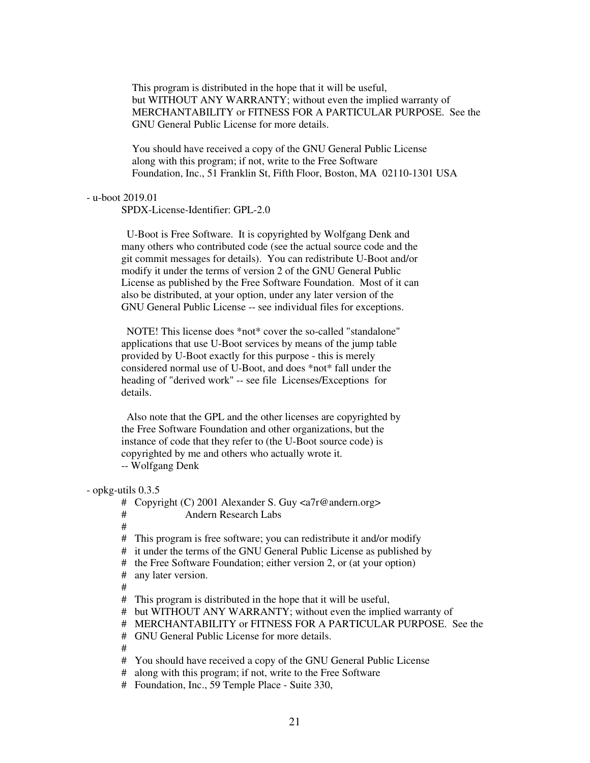This program is distributed in the hope that it will be useful,
but WITHOUT ANY WARRANTY; without even the implied warranty of
MERCHANTABILITY or FITNESS FOR A PARTICULAR PURPOSE. See the
GNU General Public License for more details.

You should have received a copy of the GNU General Public License
along with this program; if not, write to the Free Software
Foundation, Inc., 51 Franklin St, Fifth Floor, Boston, MA 02110-1301 USA

- u-boot 2019.01

SPDX-License-Identifier: GPL-2.0

U-Boot is Free Software. It is copyrighted by Wolfgang Denk and
many others who contributed code (see the actual source code and the
git commit messages for details). You can redistribute U-Boot and/or
modify it under the terms of version 2 of the GNU General Public
License as published by the Free Software Foundation. Most of it can
also be distributed, at your option, under any later version of the
GNU General Public License -- see individual files for exceptions.

NOTE! This license does *not* cover the so-called "standalone"
applications that use U-Boot services by means of the jump table
provided by U-Boot exactly for this purpose - this is merely
considered normal use of U-Boot, and does *not* fall under the
heading of "derived work" -- see file Licenses/Exceptions for
details.

Also note that the GPL and the other licenses are copyrighted by
the Free Software Foundation and other organizations, but the
instance of code that they refer to (the U-Boot source code) is
copyrighted by me and others who actually wrote it.
-- Wolfgang Denk

- opkg-utils 0.3.5

```
# Copyright (C) 2001 Alexander S. Guy <a7r@andern.org>
#                    Andern Research Labs
#
# This program is free software; you can redistribute it and/or modify
# it under the terms of the GNU General Public License as published by
# the Free Software Foundation; either version 2, or (at your option)
# any later version.
#
# This program is distributed in the hope that it will be useful,
# but WITHOUT ANY WARRANTY; without even the implied warranty of
# MERCHANTABILITY or FITNESS FOR A PARTICULAR PURPOSE. See the
# GNU General Public License for more details.
#
# You should have received a copy of the GNU General Public License
# along with this program; if not, write to the Free Software
# Foundation, Inc., 59 Temple Place - Suite 330,
```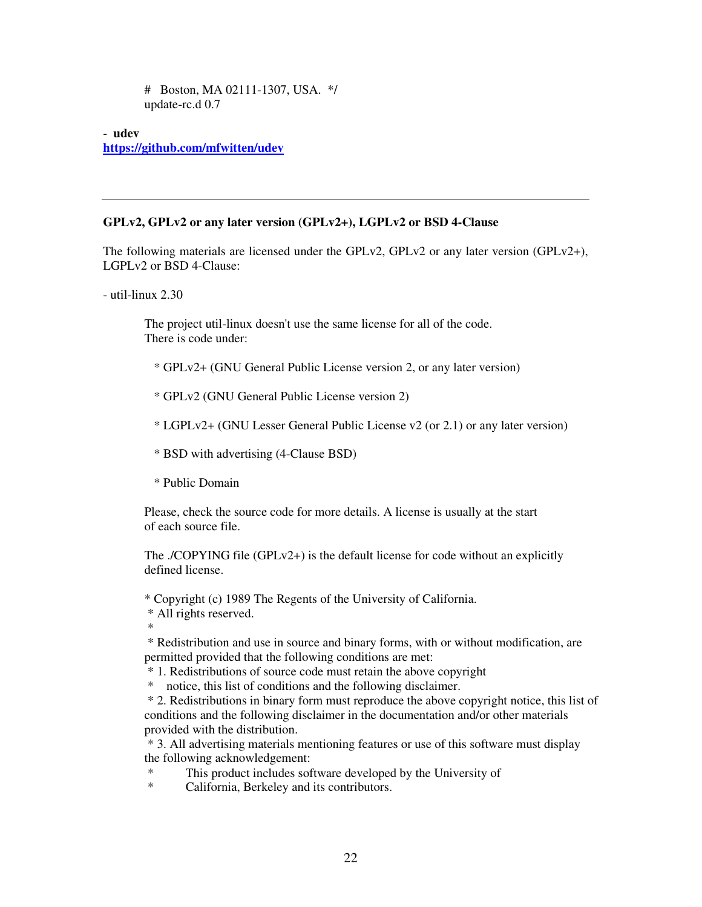\#   Boston, MA 02111-1307, USA.  */
update-rc.d 0.7

- **udev**
**https://github.com/mfwitten/udev**

---

**GPLv2, GPLv2 or any later version (GPLv2+), LGPLv2 or BSD 4-Clause**

The following materials are licensed under the GPLv2, GPLv2 or any later version (GPLv2+), LGPLv2 or BSD 4-Clause:

- util-linux 2.30

The project util-linux doesn't use the same license for all of the code.
There is code under:

* GPLv2+ (GNU General Public License version 2, or any later version)

* GPLv2 (GNU General Public License version 2)

* LGPLv2+ (GNU Lesser General Public License v2 (or 2.1) or any later version)

* BSD with advertising (4-Clause BSD)

* Public Domain

Please, check the source code for more details. A license is usually at the start of each source file.

The ./COPYING file (GPLv2+) is the default license for code without an explicitly defined license.

\* Copyright (c) 1989 The Regents of the University of California.
 \* All rights reserved.
 \*
 \* Redistribution and use in source and binary forms, with or without modification, are permitted provided that the following conditions are met:
 \* 1. Redistributions of source code must retain the above copyright
 \*    notice, this list of conditions and the following disclaimer.
 \* 2. Redistributions in binary form must reproduce the above copyright notice, this list of conditions and the following disclaimer in the documentation and/or other materials provided with the distribution.
 \* 3. All advertising materials mentioning features or use of this software must display the following acknowledgement:
 \*        This product includes software developed by the University of
 \*        California, Berkeley and its contributors.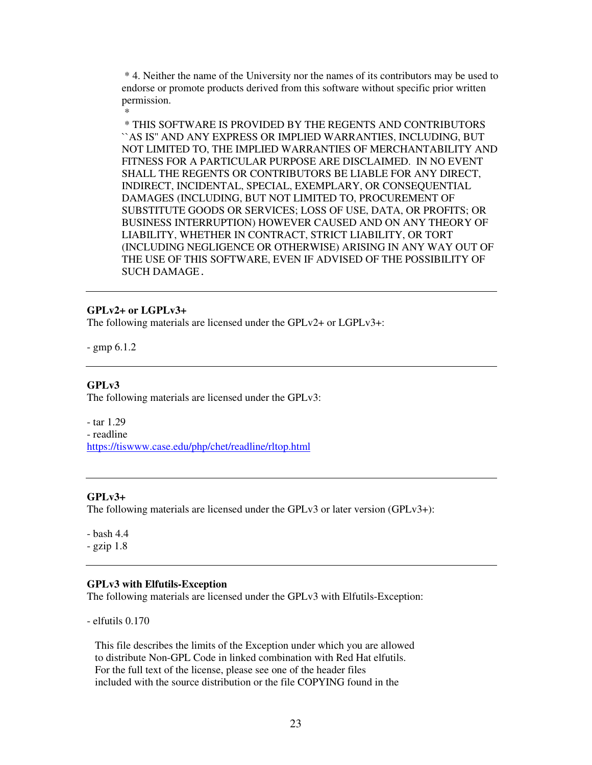* 4. Neither the name of the University nor the names of its contributors may be used to endorse or promote products derived from this software without specific prior written permission.
*
* THIS SOFTWARE IS PROVIDED BY THE REGENTS AND CONTRIBUTORS ``AS IS'' AND ANY EXPRESS OR IMPLIED WARRANTIES, INCLUDING, BUT NOT LIMITED TO, THE IMPLIED WARRANTIES OF MERCHANTABILITY AND FITNESS FOR A PARTICULAR PURPOSE ARE DISCLAIMED. IN NO EVENT SHALL THE REGENTS OR CONTRIBUTORS BE LIABLE FOR ANY DIRECT, INDIRECT, INCIDENTAL, SPECIAL, EXEMPLARY, OR CONSEQUENTIAL DAMAGES (INCLUDING, BUT NOT LIMITED TO, PROCUREMENT OF SUBSTITUTE GOODS OR SERVICES; LOSS OF USE, DATA, OR PROFITS; OR BUSINESS INTERRUPTION) HOWEVER CAUSED AND ON ANY THEORY OF LIABILITY, WHETHER IN CONTRACT, STRICT LIABILITY, OR TORT (INCLUDING NEGLIGENCE OR OTHERWISE) ARISING IN ANY WAY OUT OF THE USE OF THIS SOFTWARE, EVEN IF ADVISED OF THE POSSIBILITY OF SUCH DAMAGE.

---

**GPLv2+ or LGPLv3+**

The following materials are licensed under the GPLv2+ or LGPLv3+:

- gmp 6.1.2

---

**GPLv3**

The following materials are licensed under the GPLv3:

- tar 1.29
- readline
https://tiswww.case.edu/php/chet/readline/rltop.html

---

**GPLv3+**

The following materials are licensed under the GPLv3 or later version (GPLv3+):

- bash 4.4
- gzip 1.8

---

**GPLv3 with Elfutils-Exception**

The following materials are licensed under the GPLv3 with Elfutils-Exception:

- elfutils 0.170

This file describes the limits of the Exception under which you are allowed to distribute Non-GPL Code in linked combination with Red Hat elfutils. For the full text of the license, please see one of the header files included with the source distribution or the file COPYING found in the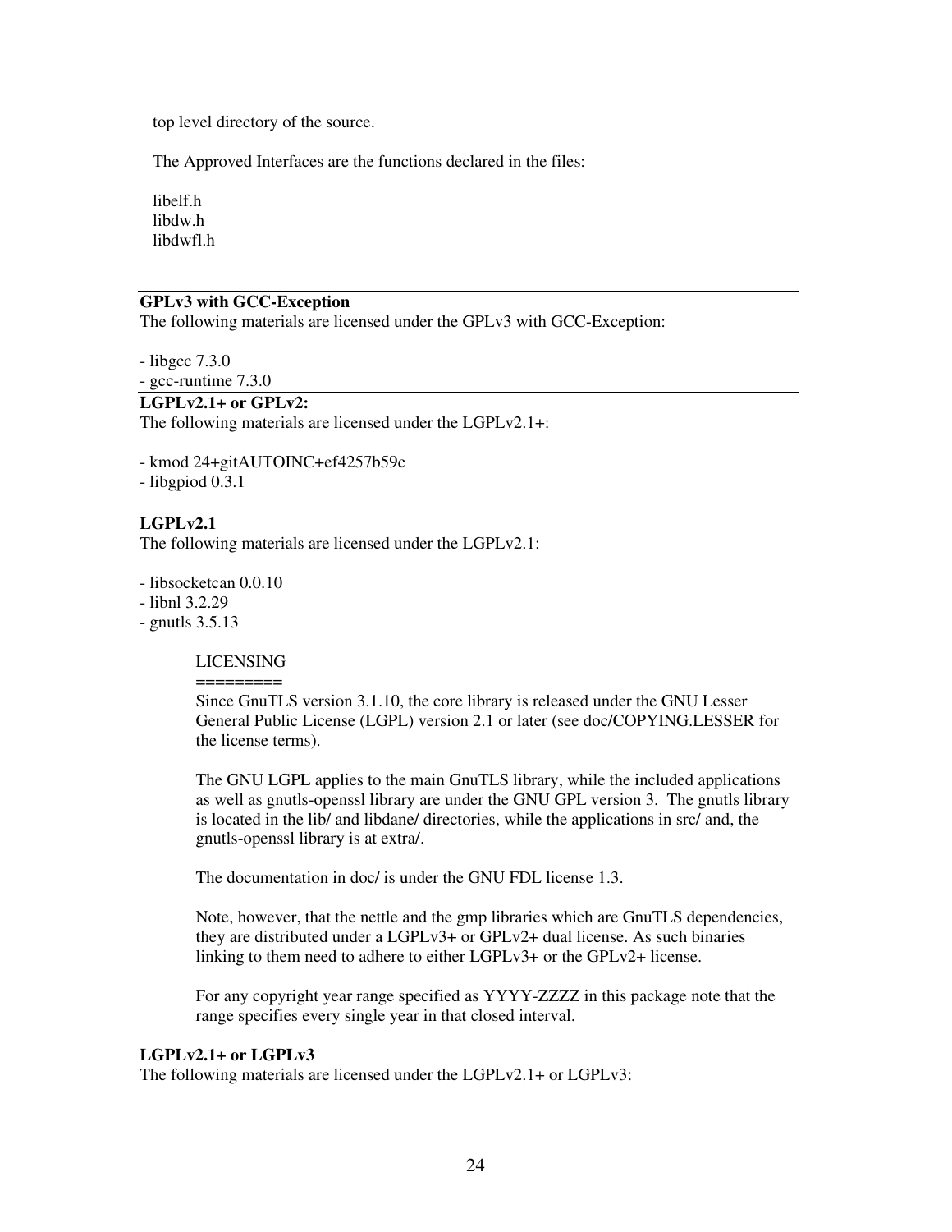top level directory of the source.

The Approved Interfaces are the functions declared in the files:

libelf.h
libdw.h
libdwfl.h

---

**GPLv3 with GCC-Exception**

The following materials are licensed under the GPLv3 with GCC-Exception:

- libgcc 7.3.0
- gcc-runtime 7.3.0

---

**LGPLv2.1+ or GPLv2:**

The following materials are licensed under the LGPLv2.1+:

- kmod 24+gitAUTOINC+ef4257b59c
- libgpiod 0.3.1

---

**LGPLv2.1**

The following materials are licensed under the LGPLv2.1:

- libsocketcan 0.0.10
- libnl 3.2.29
- gnutls 3.5.13

> LICENSING
> =========
> Since GnuTLS version 3.1.10, the core library is released under the GNU Lesser General Public License (LGPL) version 2.1 or later (see doc/COPYING.LESSER for the license terms).
>
> The GNU LGPL applies to the main GnuTLS library, while the included applications as well as gnutls-openssl library are under the GNU GPL version 3. The gnutls library is located in the lib/ and libdane/ directories, while the applications in src/ and, the gnutls-openssl library is at extra/.
>
> The documentation in doc/ is under the GNU FDL license 1.3.
>
> Note, however, that the nettle and the gmp libraries which are GnuTLS dependencies, they are distributed under a LGPLv3+ or GPLv2+ dual license. As such binaries linking to them need to adhere to either LGPLv3+ or the GPLv2+ license.
>
> For any copyright year range specified as YYYY-ZZZZ in this package note that the range specifies every single year in that closed interval.

**LGPLv2.1+ or LGPLv3**

The following materials are licensed under the LGPLv2.1+ or LGPLv3: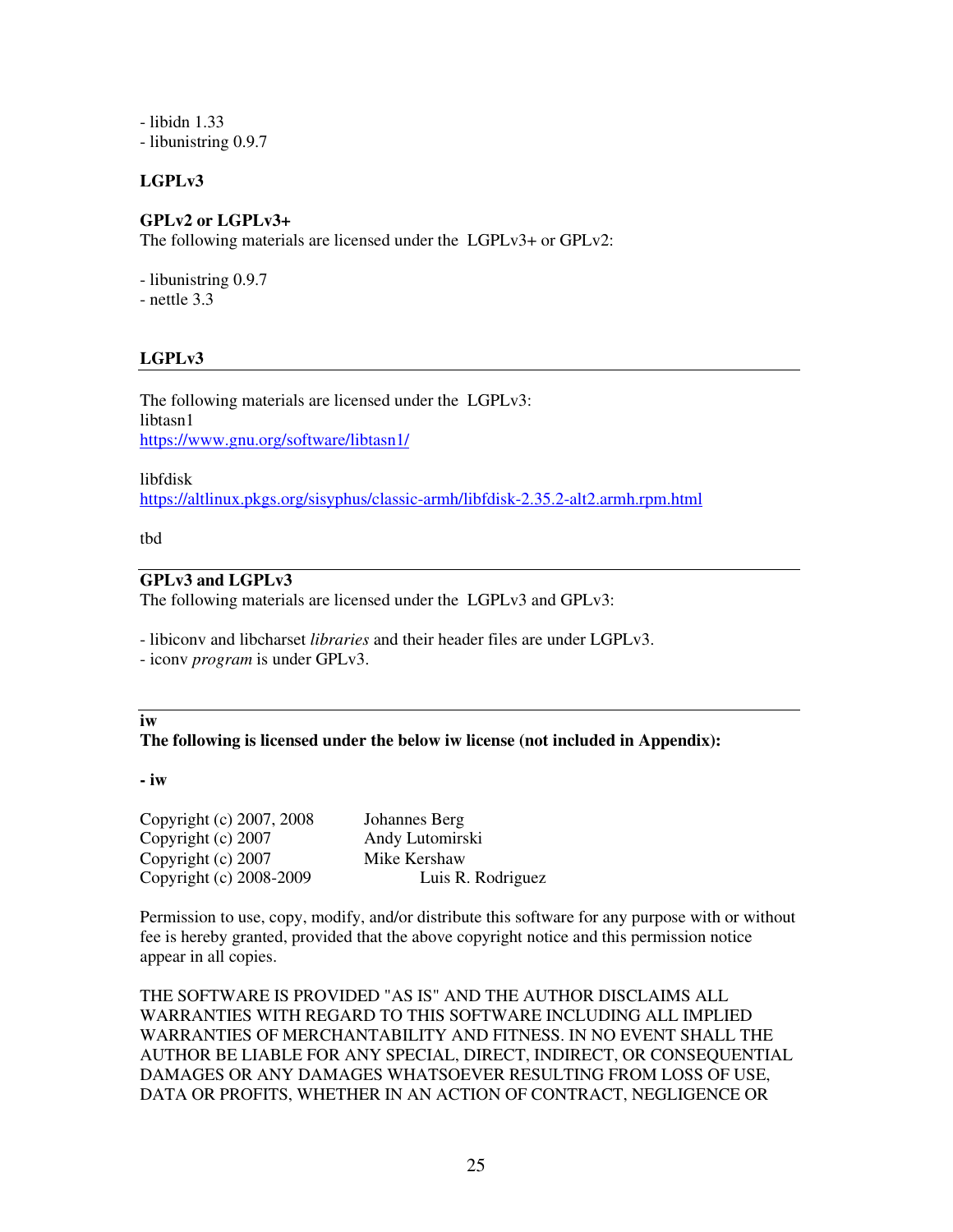- libidn 1.33
- libunistring 0.9.7

**LGPLv3**

**GPLv2 or LGPLv3+**
The following materials are licensed under the LGPLv3+ or GPLv2:

- libunistring 0.9.7
- nettle 3.3

**LGPLv3**

---

The following materials are licensed under the LGPLv3:
libtasn1
https://www.gnu.org/software/libtasn1/

libfdisk
https://altlinux.pkgs.org/sisyphus/classic-armh/libfdisk-2.35.2-alt2.armh.rpm.html

tbd

---

**GPLv3 and LGPLv3**
The following materials are licensed under the LGPLv3 and GPLv3:

- libiconv and libcharset *libraries* and their header files are under LGPLv3.
- iconv *program* is under GPLv3.

---

**iw**
**The following is licensed under the below iw license (not included in Appendix):**

**- iw**

Copyright (c) 2007, 2008 Johannes Berg
Copyright (c) 2007 Andy Lutomirski
Copyright (c) 2007 Mike Kershaw
Copyright (c) 2008-2009 Luis R. Rodriguez

Permission to use, copy, modify, and/or distribute this software for any purpose with or without fee is hereby granted, provided that the above copyright notice and this permission notice appear in all copies.

THE SOFTWARE IS PROVIDED "AS IS" AND THE AUTHOR DISCLAIMS ALL WARRANTIES WITH REGARD TO THIS SOFTWARE INCLUDING ALL IMPLIED WARRANTIES OF MERCHANTABILITY AND FITNESS. IN NO EVENT SHALL THE AUTHOR BE LIABLE FOR ANY SPECIAL, DIRECT, INDIRECT, OR CONSEQUENTIAL DAMAGES OR ANY DAMAGES WHATSOEVER RESULTING FROM LOSS OF USE, DATA OR PROFITS, WHETHER IN AN ACTION OF CONTRACT, NEGLIGENCE OR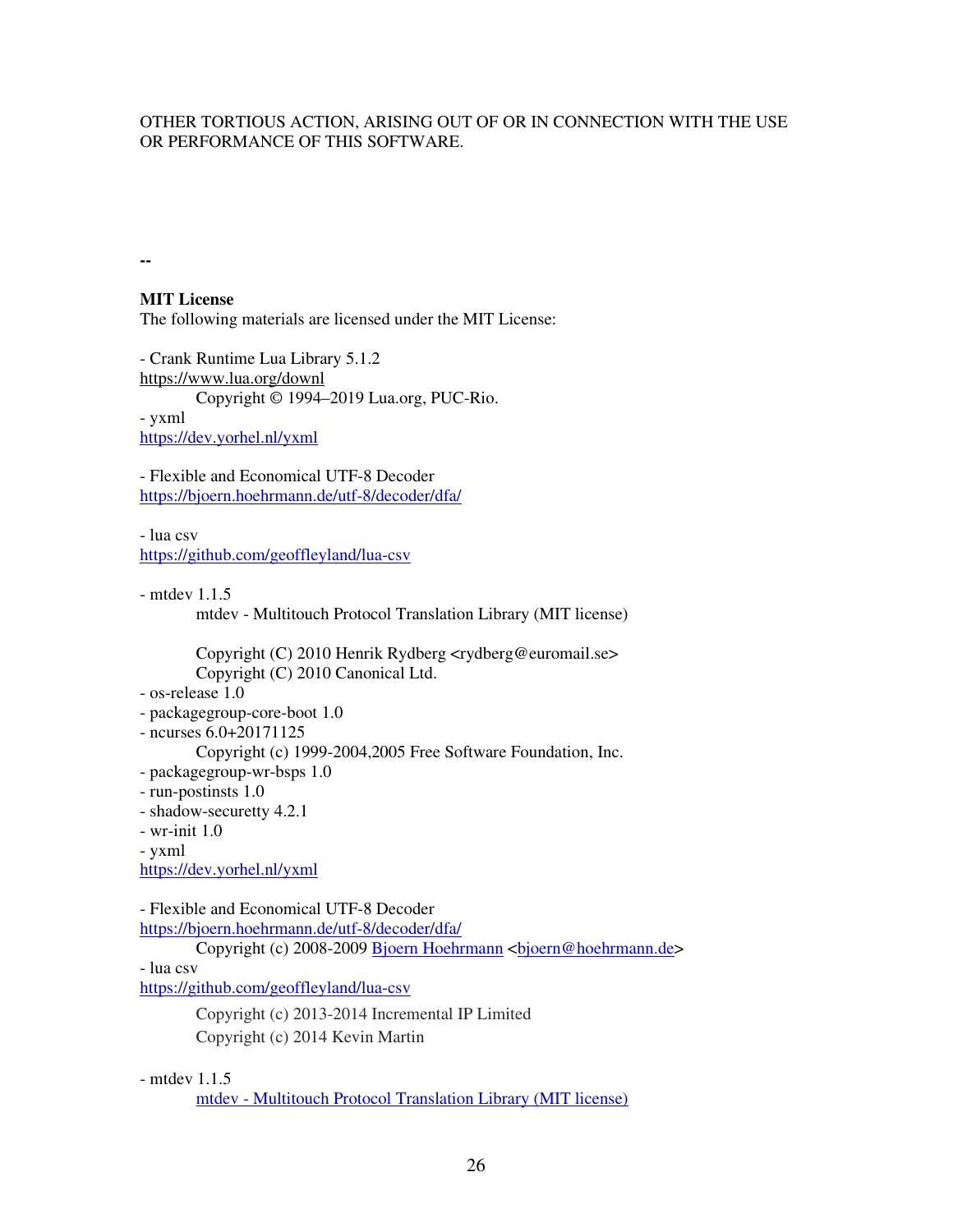OTHER TORTIOUS ACTION, ARISING OUT OF OR IN CONNECTION WITH THE USE OR PERFORMANCE OF THIS SOFTWARE.

**--**

**MIT License**
The following materials are licensed under the MIT License:

- Crank Runtime Lua Library 5.1.2
https://www.lua.org/downl
    Copyright © 1994–2019 Lua.org, PUC-Rio.
- yxml
https://dev.yorhel.nl/yxml

- Flexible and Economical UTF-8 Decoder
https://bjoern.hoehrmann.de/utf-8/decoder/dfa/

- lua csv
https://github.com/geoffleyland/lua-csv

- mtdev 1.1.5
    mtdev - Multitouch Protocol Translation Library (MIT license)

    Copyright (C) 2010 Henrik Rydberg <rydberg@euromail.se>
    Copyright (C) 2010 Canonical Ltd.
- os-release 1.0
- packagegroup-core-boot 1.0
- ncurses 6.0+20171125
    Copyright (c) 1999-2004,2005 Free Software Foundation, Inc.
- packagegroup-wr-bsps 1.0
- run-postinsts 1.0
- shadow-securetty 4.2.1
- wr-init 1.0
- yxml
https://dev.yorhel.nl/yxml

- Flexible and Economical UTF-8 Decoder
https://bjoern.hoehrmann.de/utf-8/decoder/dfa/
    Copyright (c) 2008-2009 Bjoern Hoehrmann <bjoern@hoehrmann.de>
- lua csv
https://github.com/geoffleyland/lua-csv
    Copyright (c) 2013-2014 Incremental IP Limited
    Copyright (c) 2014 Kevin Martin

- mtdev 1.1.5
    mtdev - Multitouch Protocol Translation Library (MIT license)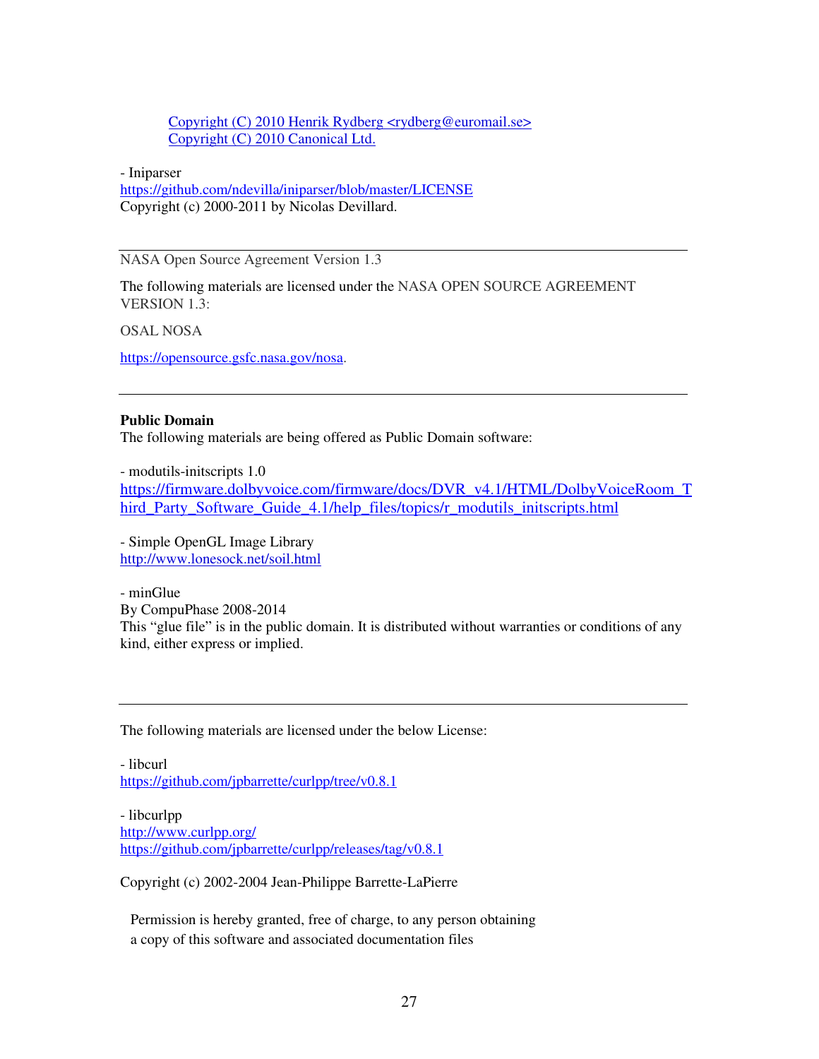Copyright (C) 2010 Henrik Rydberg <rydberg@euromail.se>
Copyright (C) 2010 Canonical Ltd.

- Iniparser
https://github.com/ndevilla/iniparser/blob/master/LICENSE
Copyright (c) 2000-2011 by Nicolas Devillard.

---

NASA Open Source Agreement Version 1.3

The following materials are licensed under the NASA OPEN SOURCE AGREEMENT VERSION 1.3:

OSAL NOSA

https://opensource.gsfc.nasa.gov/nosa.

---

**Public Domain**
The following materials are being offered as Public Domain software:

- modutils-initscripts 1.0
https://firmware.dolbyvoice.com/firmware/docs/DVR_v4.1/HTML/DolbyVoiceRoom_Third_Party_Software_Guide_4.1/help_files/topics/r_modutils_initscripts.html

- Simple OpenGL Image Library
http://www.lonesock.net/soil.html

- minGlue
By CompuPhase 2008-2014
This "glue file" is in the public domain. It is distributed without warranties or conditions of any kind, either express or implied.

---

The following materials are licensed under the below License:

- libcurl
https://github.com/jpbarrette/curlpp/tree/v0.8.1

- libcurlpp
http://www.curlpp.org/
https://github.com/jpbarrette/curlpp/releases/tag/v0.8.1

Copyright (c) 2002-2004 Jean-Philippe Barrette-LaPierre

Permission is hereby granted, free of charge, to any person obtaining
a copy of this software and associated documentation files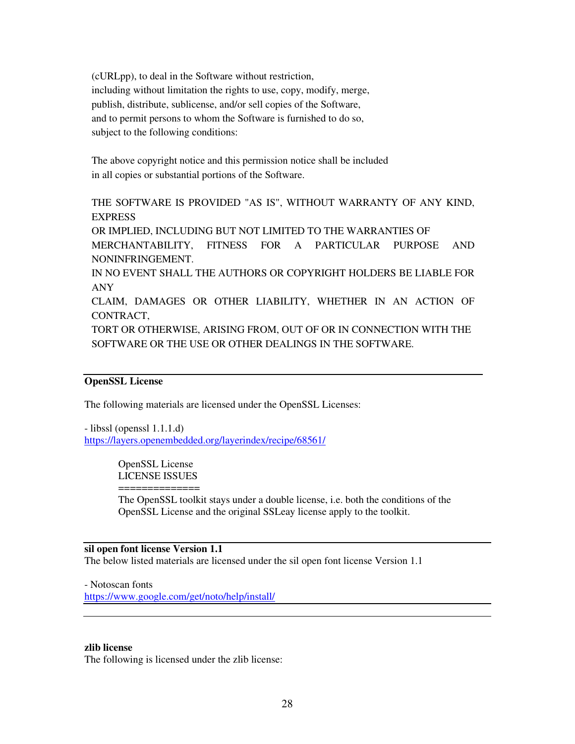(cURLpp), to deal in the Software without restriction,
including without limitation the rights to use, copy, modify, merge,
publish, distribute, sublicense, and/or sell copies of the Software,
and to permit persons to whom the Software is furnished to do so,
subject to the following conditions:

The above copyright notice and this permission notice shall be included
in all copies or substantial portions of the Software.

THE SOFTWARE IS PROVIDED "AS IS", WITHOUT WARRANTY OF ANY KIND, EXPRESS
OR IMPLIED, INCLUDING BUT NOT LIMITED TO THE WARRANTIES OF MERCHANTABILITY, FITNESS FOR A PARTICULAR PURPOSE AND NONINFRINGEMENT.
IN NO EVENT SHALL THE AUTHORS OR COPYRIGHT HOLDERS BE LIABLE FOR ANY
CLAIM, DAMAGES OR OTHER LIABILITY, WHETHER IN AN ACTION OF CONTRACT,
TORT OR OTHERWISE, ARISING FROM, OUT OF OR IN CONNECTION WITH THE
SOFTWARE OR THE USE OR OTHER DEALINGS IN THE SOFTWARE.

---

**OpenSSL License**

The following materials are licensed under the OpenSSL Licenses:

- libssl (openssl 1.1.1.d)
https://layers.openembedded.org/layerindex/recipe/68561/

OpenSSL License
LICENSE ISSUES
==============
The OpenSSL toolkit stays under a double license, i.e. both the conditions of the OpenSSL License and the original SSLeay license apply to the toolkit.

---

**sil open font license Version 1.1**
The below listed materials are licensed under the sil open font license Version 1.1

- Notoscan fonts
https://www.google.com/get/noto/help/install/

---

**zlib license**
The following is licensed under the zlib license: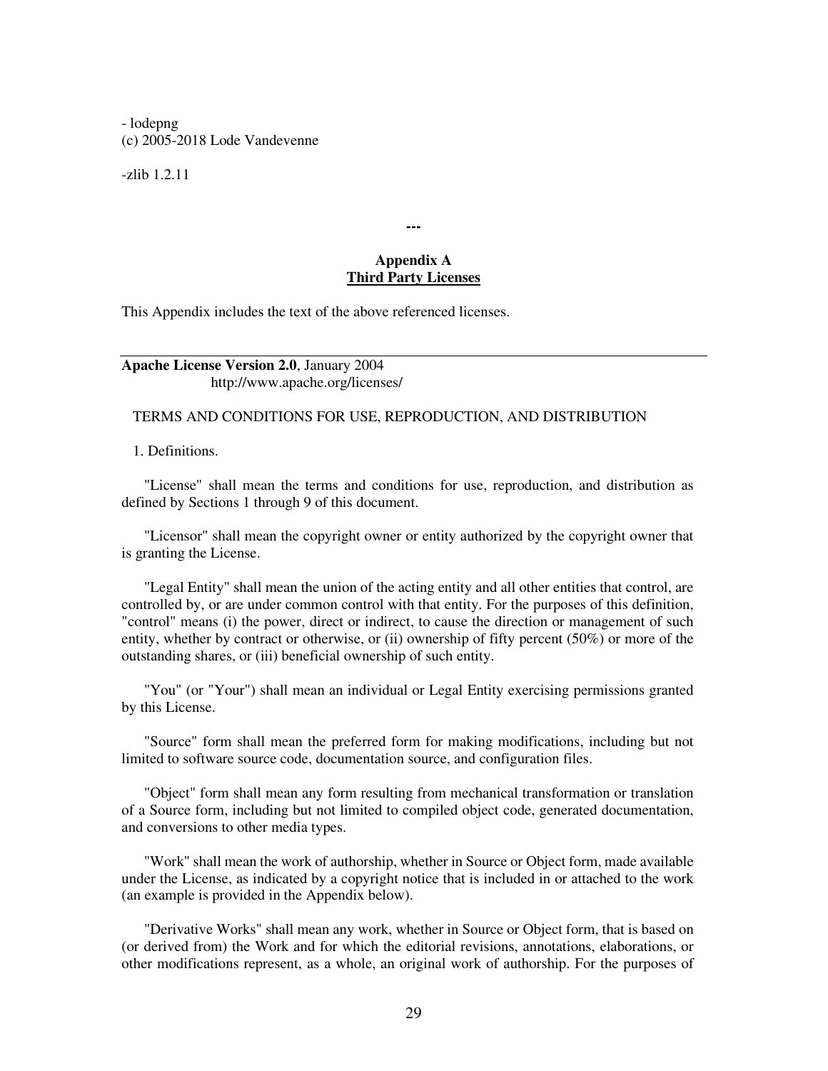- lodepng
(c) 2005-2018 Lode Vandevenne

-zlib 1.2.11

**---**

## Appendix A
## Third Party Licenses

This Appendix includes the text of the above referenced licenses.

---

**Apache License Version 2.0**, January 2004
http://www.apache.org/licenses/

TERMS AND CONDITIONS FOR USE, REPRODUCTION, AND DISTRIBUTION

1. Definitions.

"License" shall mean the terms and conditions for use, reproduction, and distribution as defined by Sections 1 through 9 of this document.

"Licensor" shall mean the copyright owner or entity authorized by the copyright owner that is granting the License.

"Legal Entity" shall mean the union of the acting entity and all other entities that control, are controlled by, or are under common control with that entity. For the purposes of this definition, "control" means (i) the power, direct or indirect, to cause the direction or management of such entity, whether by contract or otherwise, or (ii) ownership of fifty percent (50%) or more of the outstanding shares, or (iii) beneficial ownership of such entity.

"You" (or "Your") shall mean an individual or Legal Entity exercising permissions granted by this License.

"Source" form shall mean the preferred form for making modifications, including but not limited to software source code, documentation source, and configuration files.

"Object" form shall mean any form resulting from mechanical transformation or translation of a Source form, including but not limited to compiled object code, generated documentation, and conversions to other media types.

"Work" shall mean the work of authorship, whether in Source or Object form, made available under the License, as indicated by a copyright notice that is included in or attached to the work (an example is provided in the Appendix below).

"Derivative Works" shall mean any work, whether in Source or Object form, that is based on (or derived from) the Work and for which the editorial revisions, annotations, elaborations, or other modifications represent, as a whole, an original work of authorship. For the purposes of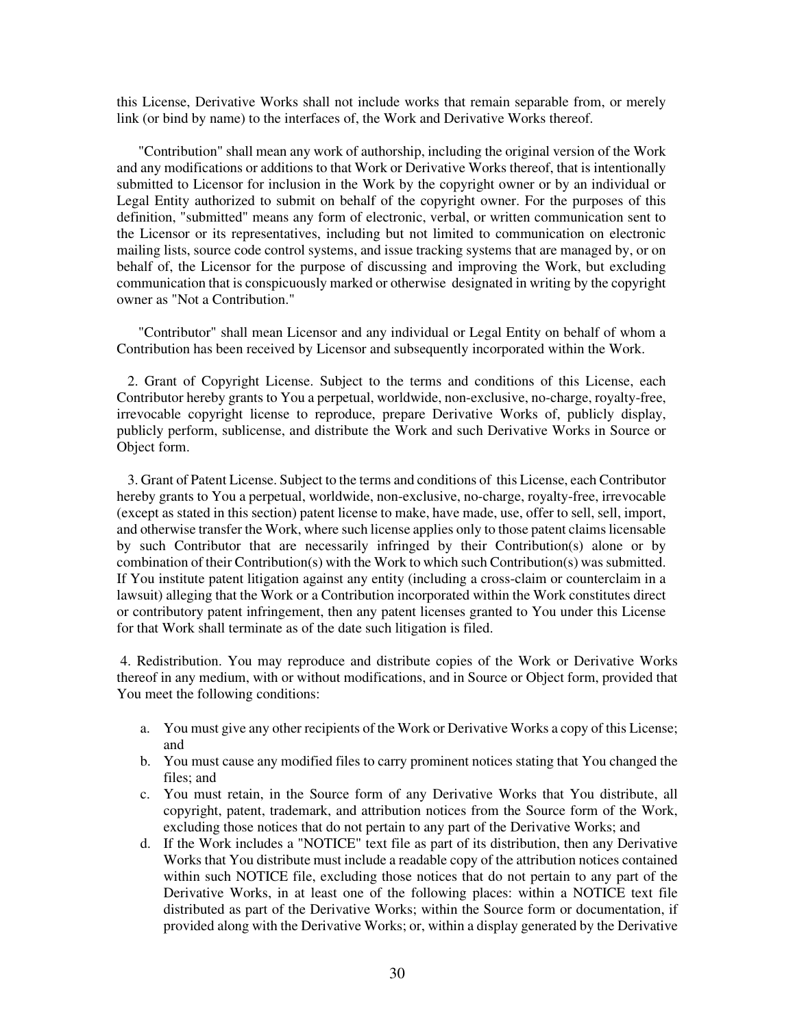this License, Derivative Works shall not include works that remain separable from, or merely link (or bind by name) to the interfaces of, the Work and Derivative Works thereof.

"Contribution" shall mean any work of authorship, including the original version of the Work and any modifications or additions to that Work or Derivative Works thereof, that is intentionally submitted to Licensor for inclusion in the Work by the copyright owner or by an individual or Legal Entity authorized to submit on behalf of the copyright owner. For the purposes of this definition, "submitted" means any form of electronic, verbal, or written communication sent to the Licensor or its representatives, including but not limited to communication on electronic mailing lists, source code control systems, and issue tracking systems that are managed by, or on behalf of, the Licensor for the purpose of discussing and improving the Work, but excluding communication that is conspicuously marked or otherwise designated in writing by the copyright owner as "Not a Contribution."

"Contributor" shall mean Licensor and any individual or Legal Entity on behalf of whom a Contribution has been received by Licensor and subsequently incorporated within the Work.

2. Grant of Copyright License. Subject to the terms and conditions of this License, each Contributor hereby grants to You a perpetual, worldwide, non-exclusive, no-charge, royalty-free, irrevocable copyright license to reproduce, prepare Derivative Works of, publicly display, publicly perform, sublicense, and distribute the Work and such Derivative Works in Source or Object form.

3. Grant of Patent License. Subject to the terms and conditions of this License, each Contributor hereby grants to You a perpetual, worldwide, non-exclusive, no-charge, royalty-free, irrevocable (except as stated in this section) patent license to make, have made, use, offer to sell, sell, import, and otherwise transfer the Work, where such license applies only to those patent claims licensable by such Contributor that are necessarily infringed by their Contribution(s) alone or by combination of their Contribution(s) with the Work to which such Contribution(s) was submitted. If You institute patent litigation against any entity (including a cross-claim or counterclaim in a lawsuit) alleging that the Work or a Contribution incorporated within the Work constitutes direct or contributory patent infringement, then any patent licenses granted to You under this License for that Work shall terminate as of the date such litigation is filed.

4. Redistribution. You may reproduce and distribute copies of the Work or Derivative Works thereof in any medium, with or without modifications, and in Source or Object form, provided that You meet the following conditions:

a. You must give any other recipients of the Work or Derivative Works a copy of this License; and
b. You must cause any modified files to carry prominent notices stating that You changed the files; and
c. You must retain, in the Source form of any Derivative Works that You distribute, all copyright, patent, trademark, and attribution notices from the Source form of the Work, excluding those notices that do not pertain to any part of the Derivative Works; and
d. If the Work includes a "NOTICE" text file as part of its distribution, then any Derivative Works that You distribute must include a readable copy of the attribution notices contained within such NOTICE file, excluding those notices that do not pertain to any part of the Derivative Works, in at least one of the following places: within a NOTICE text file distributed as part of the Derivative Works; within the Source form or documentation, if provided along with the Derivative Works; or, within a display generated by the Derivative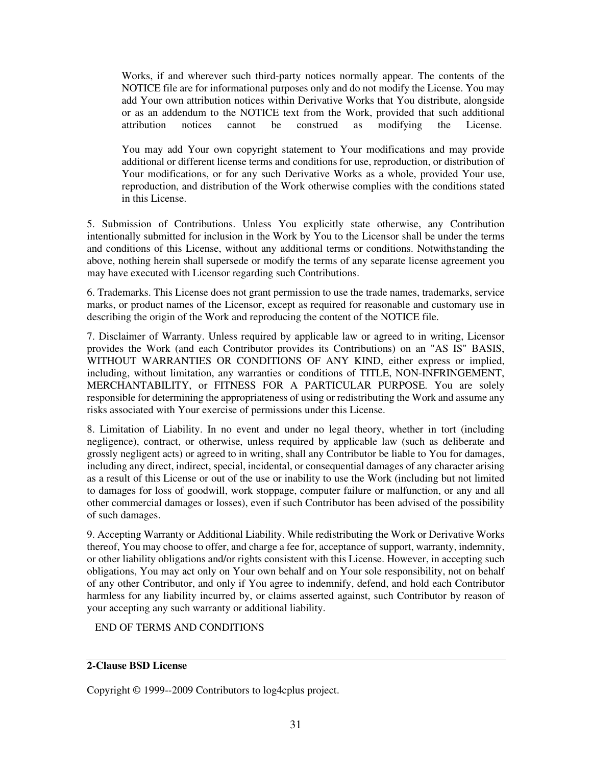Works, if and wherever such third-party notices normally appear. The contents of the NOTICE file are for informational purposes only and do not modify the License. You may add Your own attribution notices within Derivative Works that You distribute, alongside or as an addendum to the NOTICE text from the Work, provided that such additional attribution notices cannot be construed as modifying the License.

You may add Your own copyright statement to Your modifications and may provide additional or different license terms and conditions for use, reproduction, or distribution of Your modifications, or for any such Derivative Works as a whole, provided Your use, reproduction, and distribution of the Work otherwise complies with the conditions stated in this License.

5. Submission of Contributions. Unless You explicitly state otherwise, any Contribution intentionally submitted for inclusion in the Work by You to the Licensor shall be under the terms and conditions of this License, without any additional terms or conditions. Notwithstanding the above, nothing herein shall supersede or modify the terms of any separate license agreement you may have executed with Licensor regarding such Contributions.

6. Trademarks. This License does not grant permission to use the trade names, trademarks, service marks, or product names of the Licensor, except as required for reasonable and customary use in describing the origin of the Work and reproducing the content of the NOTICE file.

7. Disclaimer of Warranty. Unless required by applicable law or agreed to in writing, Licensor provides the Work (and each Contributor provides its Contributions) on an "AS IS" BASIS, WITHOUT WARRANTIES OR CONDITIONS OF ANY KIND, either express or implied, including, without limitation, any warranties or conditions of TITLE, NON-INFRINGEMENT, MERCHANTABILITY, or FITNESS FOR A PARTICULAR PURPOSE. You are solely responsible for determining the appropriateness of using or redistributing the Work and assume any risks associated with Your exercise of permissions under this License.

8. Limitation of Liability. In no event and under no legal theory, whether in tort (including negligence), contract, or otherwise, unless required by applicable law (such as deliberate and grossly negligent acts) or agreed to in writing, shall any Contributor be liable to You for damages, including any direct, indirect, special, incidental, or consequential damages of any character arising as a result of this License or out of the use or inability to use the Work (including but not limited to damages for loss of goodwill, work stoppage, computer failure or malfunction, or any and all other commercial damages or losses), even if such Contributor has been advised of the possibility of such damages.

9. Accepting Warranty or Additional Liability. While redistributing the Work or Derivative Works thereof, You may choose to offer, and charge a fee for, acceptance of support, warranty, indemnity, or other liability obligations and/or rights consistent with this License. However, in accepting such obligations, You may act only on Your own behalf and on Your sole responsibility, not on behalf of any other Contributor, and only if You agree to indemnify, defend, and hold each Contributor harmless for any liability incurred by, or claims asserted against, such Contributor by reason of your accepting any such warranty or additional liability.

END OF TERMS AND CONDITIONS

---

**2-Clause BSD License**

Copyright © 1999--2009 Contributors to log4cplus project.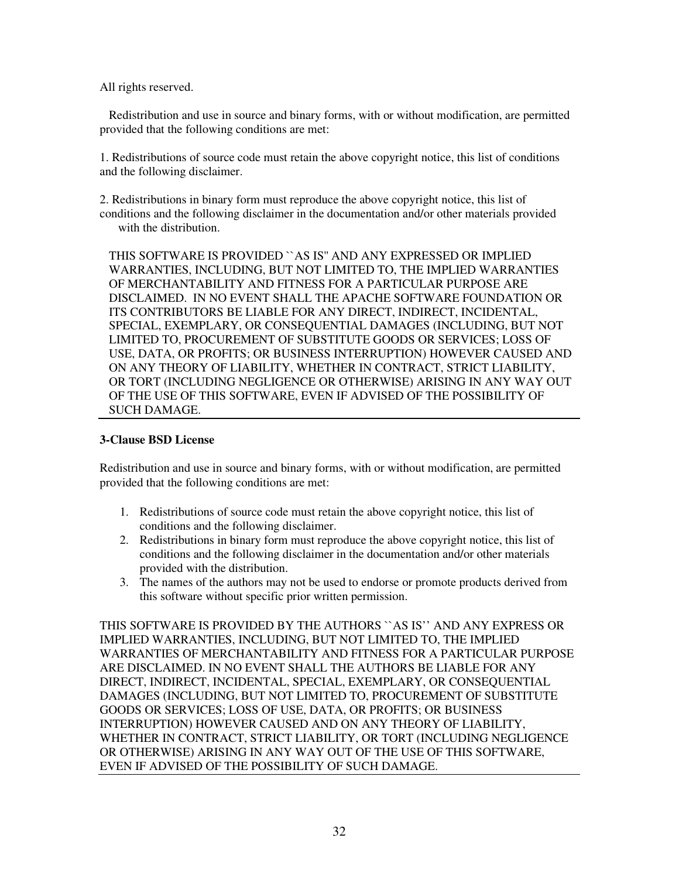All rights reserved.

Redistribution and use in source and binary forms, with or without modification, are permitted provided that the following conditions are met:

1. Redistributions of source code must retain the above copyright notice, this list of conditions and the following disclaimer.

2. Redistributions in binary form must reproduce the above copyright notice, this list of conditions and the following disclaimer in the documentation and/or other materials provided with the distribution.

THIS SOFTWARE IS PROVIDED ``AS IS'' AND ANY EXPRESSED OR IMPLIED WARRANTIES, INCLUDING, BUT NOT LIMITED TO, THE IMPLIED WARRANTIES OF MERCHANTABILITY AND FITNESS FOR A PARTICULAR PURPOSE ARE DISCLAIMED. IN NO EVENT SHALL THE APACHE SOFTWARE FOUNDATION OR ITS CONTRIBUTORS BE LIABLE FOR ANY DIRECT, INDIRECT, INCIDENTAL, SPECIAL, EXEMPLARY, OR CONSEQUENTIAL DAMAGES (INCLUDING, BUT NOT LIMITED TO, PROCUREMENT OF SUBSTITUTE GOODS OR SERVICES; LOSS OF USE, DATA, OR PROFITS; OR BUSINESS INTERRUPTION) HOWEVER CAUSED AND ON ANY THEORY OF LIABILITY, WHETHER IN CONTRACT, STRICT LIABILITY, OR TORT (INCLUDING NEGLIGENCE OR OTHERWISE) ARISING IN ANY WAY OUT OF THE USE OF THIS SOFTWARE, EVEN IF ADVISED OF THE POSSIBILITY OF SUCH DAMAGE.

---

**3-Clause BSD License**

Redistribution and use in source and binary forms, with or without modification, are permitted provided that the following conditions are met:

1. Redistributions of source code must retain the above copyright notice, this list of conditions and the following disclaimer.
2. Redistributions in binary form must reproduce the above copyright notice, this list of conditions and the following disclaimer in the documentation and/or other materials provided with the distribution.
3. The names of the authors may not be used to endorse or promote products derived from this software without specific prior written permission.

THIS SOFTWARE IS PROVIDED BY THE AUTHORS ``AS IS'' AND ANY EXPRESS OR IMPLIED WARRANTIES, INCLUDING, BUT NOT LIMITED TO, THE IMPLIED WARRANTIES OF MERCHANTABILITY AND FITNESS FOR A PARTICULAR PURPOSE ARE DISCLAIMED. IN NO EVENT SHALL THE AUTHORS BE LIABLE FOR ANY DIRECT, INDIRECT, INCIDENTAL, SPECIAL, EXEMPLARY, OR CONSEQUENTIAL DAMAGES (INCLUDING, BUT NOT LIMITED TO, PROCUREMENT OF SUBSTITUTE GOODS OR SERVICES; LOSS OF USE, DATA, OR PROFITS; OR BUSINESS INTERRUPTION) HOWEVER CAUSED AND ON ANY THEORY OF LIABILITY, WHETHER IN CONTRACT, STRICT LIABILITY, OR TORT (INCLUDING NEGLIGENCE OR OTHERWISE) ARISING IN ANY WAY OUT OF THE USE OF THIS SOFTWARE, EVEN IF ADVISED OF THE POSSIBILITY OF SUCH DAMAGE.

---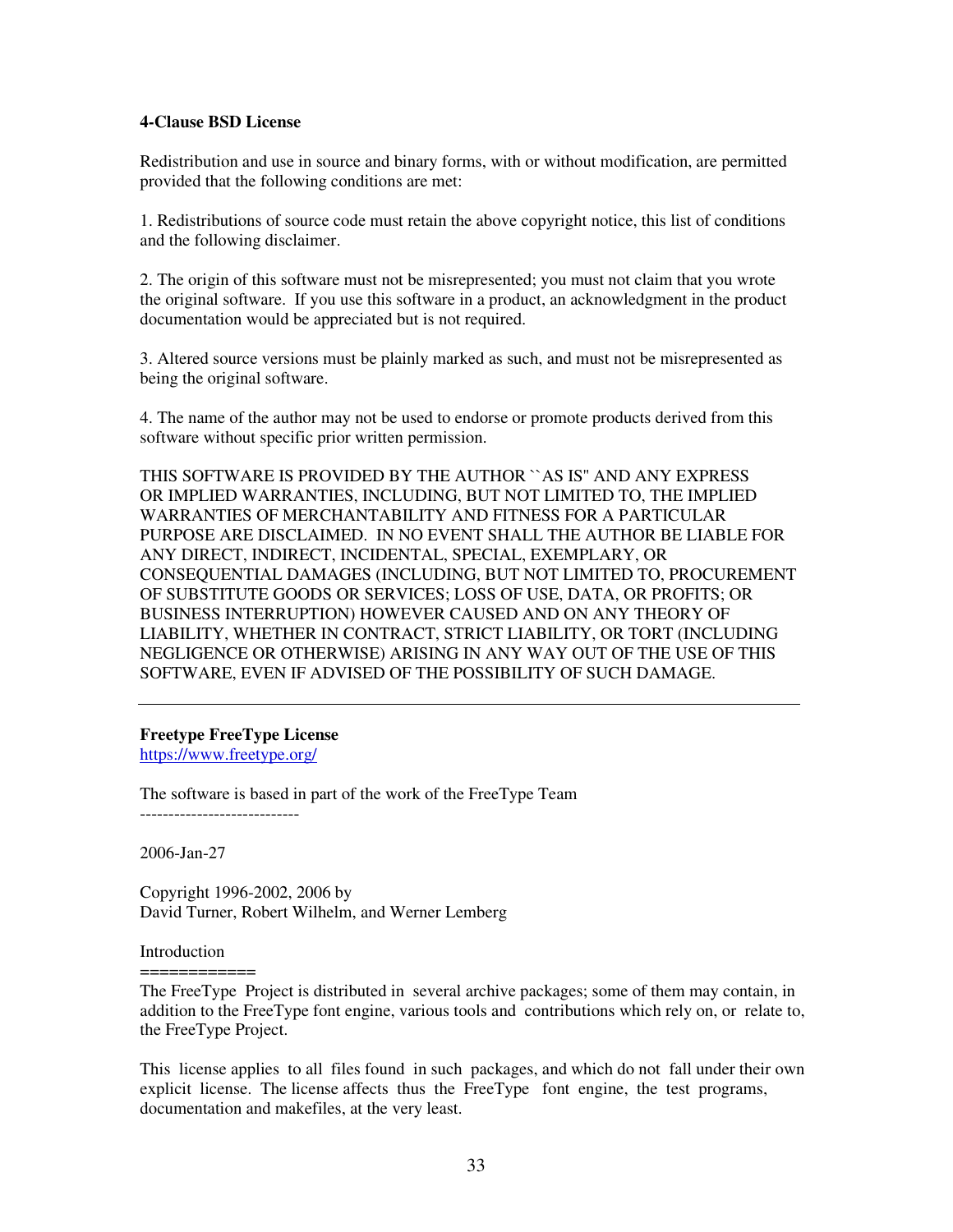**4-Clause BSD License**

Redistribution and use in source and binary forms, with or without modification, are permitted provided that the following conditions are met:

1. Redistributions of source code must retain the above copyright notice, this list of conditions and the following disclaimer.

2. The origin of this software must not be misrepresented; you must not claim that you wrote the original software. If you use this software in a product, an acknowledgment in the product documentation would be appreciated but is not required.

3. Altered source versions must be plainly marked as such, and must not be misrepresented as being the original software.

4. The name of the author may not be used to endorse or promote products derived from this software without specific prior written permission.

THIS SOFTWARE IS PROVIDED BY THE AUTHOR ``AS IS'' AND ANY EXPRESS OR IMPLIED WARRANTIES, INCLUDING, BUT NOT LIMITED TO, THE IMPLIED WARRANTIES OF MERCHANTABILITY AND FITNESS FOR A PARTICULAR PURPOSE ARE DISCLAIMED. IN NO EVENT SHALL THE AUTHOR BE LIABLE FOR ANY DIRECT, INDIRECT, INCIDENTAL, SPECIAL, EXEMPLARY, OR CONSEQUENTIAL DAMAGES (INCLUDING, BUT NOT LIMITED TO, PROCUREMENT OF SUBSTITUTE GOODS OR SERVICES; LOSS OF USE, DATA, OR PROFITS; OR BUSINESS INTERRUPTION) HOWEVER CAUSED AND ON ANY THEORY OF LIABILITY, WHETHER IN CONTRACT, STRICT LIABILITY, OR TORT (INCLUDING NEGLIGENCE OR OTHERWISE) ARISING IN ANY WAY OUT OF THE USE OF THIS SOFTWARE, EVEN IF ADVISED OF THE POSSIBILITY OF SUCH DAMAGE.

---

**Freetype FreeType License**
https://www.freetype.org/

The software is based in part of the work of the FreeType Team
----------------------------

2006-Jan-27

Copyright 1996-2002, 2006 by
David Turner, Robert Wilhelm, and Werner Lemberg

Introduction
============
The FreeType Project is distributed in several archive packages; some of them may contain, in addition to the FreeType font engine, various tools and contributions which rely on, or relate to, the FreeType Project.

This license applies to all files found in such packages, and which do not fall under their own explicit license. The license affects thus the FreeType font engine, the test programs, documentation and makefiles, at the very least.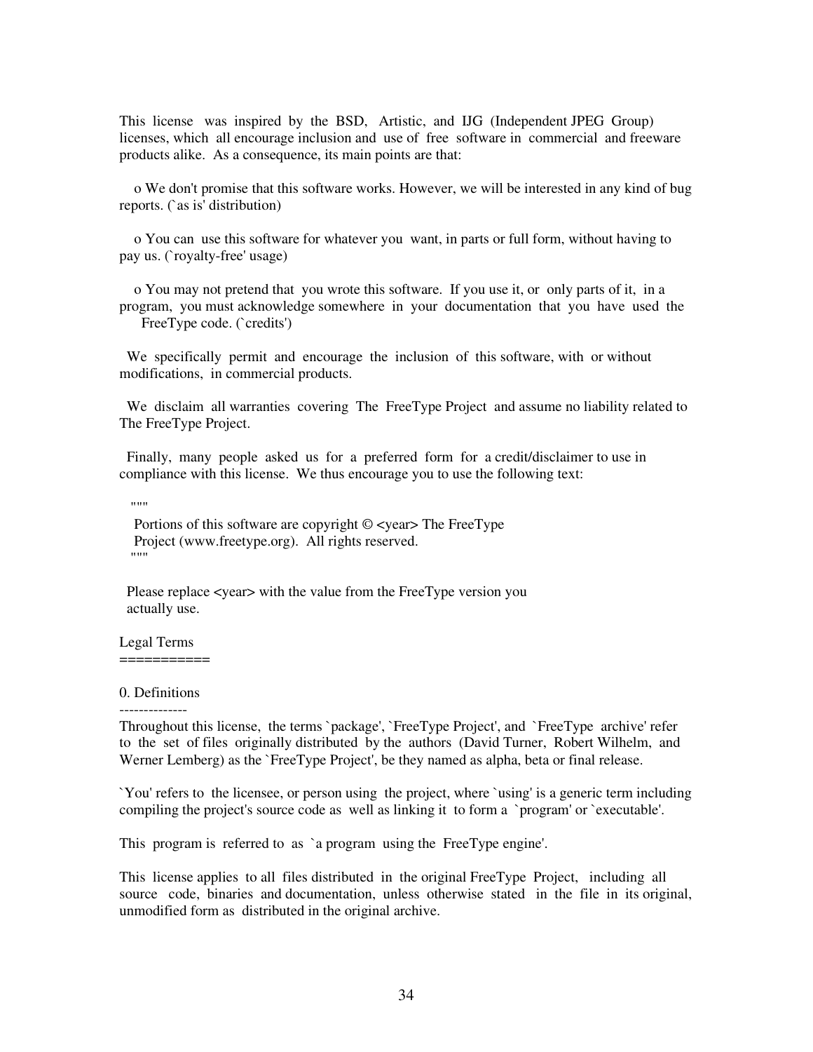This license was inspired by the BSD, Artistic, and IJG (Independent JPEG Group) licenses, which all encourage inclusion and use of free software in commercial and freeware products alike. As a consequence, its main points are that:

o We don't promise that this software works. However, we will be interested in any kind of bug reports. (`as is' distribution)

o You can use this software for whatever you want, in parts or full form, without having to pay us. (`royalty-free' usage)

o You may not pretend that you wrote this software. If you use it, or only parts of it, in a program, you must acknowledge somewhere in your documentation that you have used the FreeType code. (`credits')

We specifically permit and encourage the inclusion of this software, with or without modifications, in commercial products.

We disclaim all warranties covering The FreeType Project and assume no liability related to The FreeType Project.

Finally, many people asked us for a preferred form for a credit/disclaimer to use in compliance with this license. We thus encourage you to use the following text:

"""
Portions of this software are copyright © <year> The FreeType Project (www.freetype.org). All rights reserved.
"""

Please replace <year> with the value from the FreeType version you actually use.

Legal Terms
===========

0. Definitions
--------------

Throughout this license, the terms `package', `FreeType Project', and `FreeType archive' refer to the set of files originally distributed by the authors (David Turner, Robert Wilhelm, and Werner Lemberg) as the `FreeType Project', be they named as alpha, beta or final release.

`You' refers to the licensee, or person using the project, where `using' is a generic term including compiling the project's source code as well as linking it to form a `program' or `executable'.

This program is referred to as `a program using the FreeType engine'.

This license applies to all files distributed in the original FreeType Project, including all source code, binaries and documentation, unless otherwise stated in the file in its original, unmodified form as distributed in the original archive.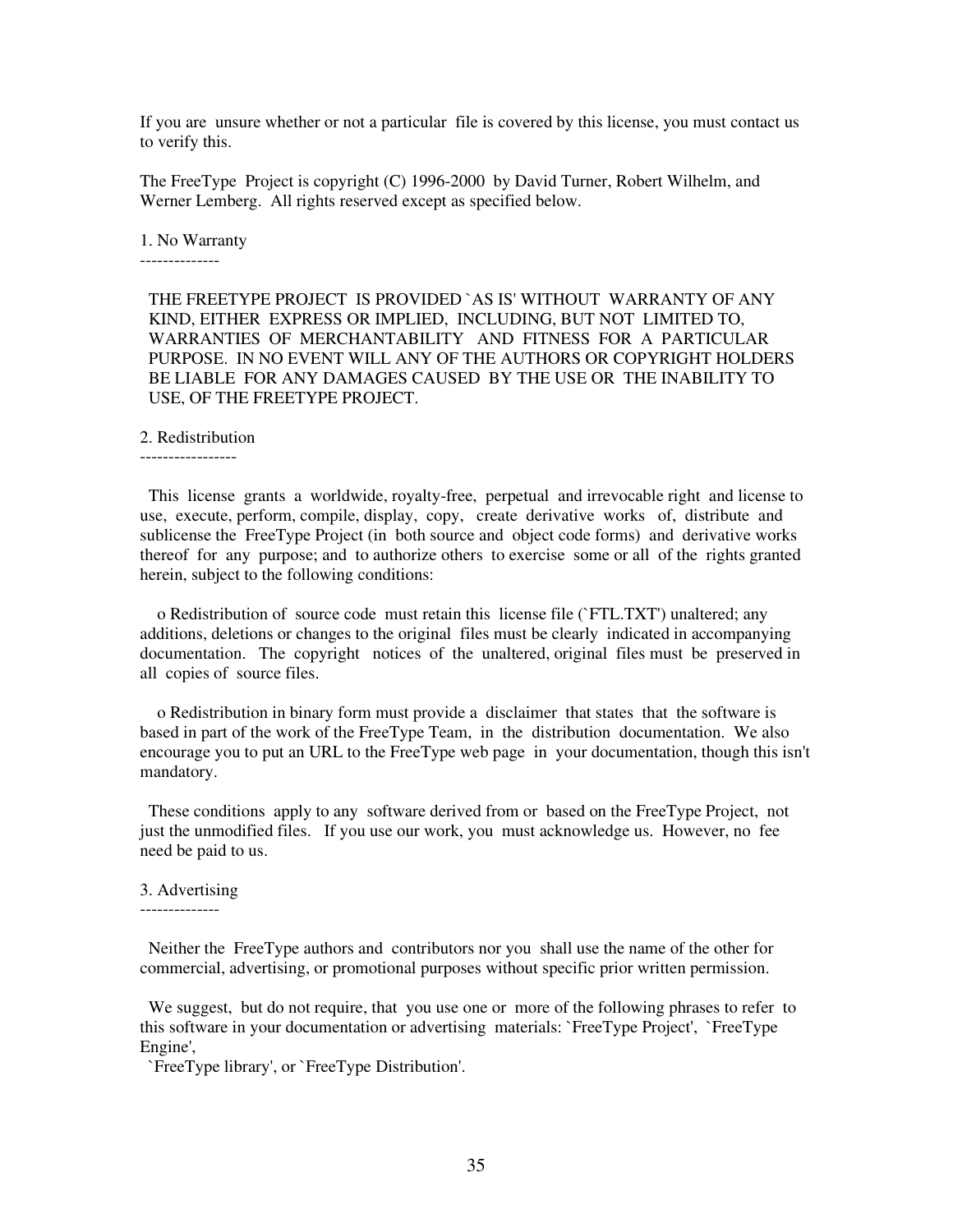If you are unsure whether or not a particular file is covered by this license, you must contact us to verify this.

The FreeType Project is copyright (C) 1996-2000 by David Turner, Robert Wilhelm, and Werner Lemberg. All rights reserved except as specified below.

1. No Warranty
--------------

THE FREETYPE PROJECT IS PROVIDED `AS IS' WITHOUT WARRANTY OF ANY KIND, EITHER EXPRESS OR IMPLIED, INCLUDING, BUT NOT LIMITED TO, WARRANTIES OF MERCHANTABILITY AND FITNESS FOR A PARTICULAR PURPOSE. IN NO EVENT WILL ANY OF THE AUTHORS OR COPYRIGHT HOLDERS BE LIABLE FOR ANY DAMAGES CAUSED BY THE USE OR THE INABILITY TO USE, OF THE FREETYPE PROJECT.

2. Redistribution
-----------------

This license grants a worldwide, royalty-free, perpetual and irrevocable right and license to use, execute, perform, compile, display, copy, create derivative works of, distribute and sublicense the FreeType Project (in both source and object code forms) and derivative works thereof for any purpose; and to authorize others to exercise some or all of the rights granted herein, subject to the following conditions:

o Redistribution of source code must retain this license file (`FTL.TXT') unaltered; any additions, deletions or changes to the original files must be clearly indicated in accompanying documentation. The copyright notices of the unaltered, original files must be preserved in all copies of source files.

o Redistribution in binary form must provide a disclaimer that states that the software is based in part of the work of the FreeType Team, in the distribution documentation. We also encourage you to put an URL to the FreeType web page in your documentation, though this isn't mandatory.

These conditions apply to any software derived from or based on the FreeType Project, not just the unmodified files. If you use our work, you must acknowledge us. However, no fee need be paid to us.

3. Advertising
--------------

Neither the FreeType authors and contributors nor you shall use the name of the other for commercial, advertising, or promotional purposes without specific prior written permission.

We suggest, but do not require, that you use one or more of the following phrases to refer to this software in your documentation or advertising materials: `FreeType Project', `FreeType Engine',
`FreeType library', or `FreeType Distribution'.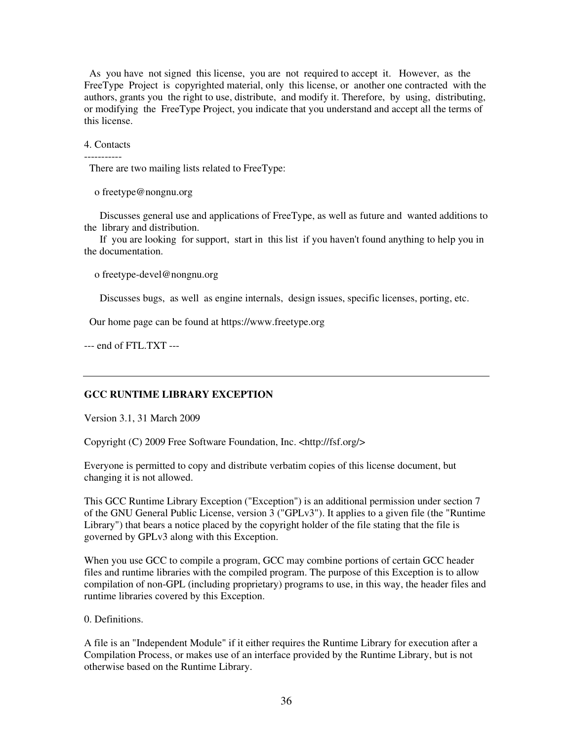As you have not signed this license, you are not required to accept it. However, as the FreeType Project is copyrighted material, only this license, or another one contracted with the authors, grants you the right to use, distribute, and modify it. Therefore, by using, distributing, or modifying the FreeType Project, you indicate that you understand and accept all the terms of this license.

4. Contacts
-----------

There are two mailing lists related to FreeType:

o freetype@nongnu.org

Discusses general use and applications of FreeType, as well as future and wanted additions to the library and distribution.
If you are looking for support, start in this list if you haven't found anything to help you in the documentation.

o freetype-devel@nongnu.org

Discusses bugs, as well as engine internals, design issues, specific licenses, porting, etc.

Our home page can be found at https://www.freetype.org

--- end of FTL.TXT ---

---

**GCC RUNTIME LIBRARY EXCEPTION**

Version 3.1, 31 March 2009

Copyright (C) 2009 Free Software Foundation, Inc. <http://fsf.org/>

Everyone is permitted to copy and distribute verbatim copies of this license document, but changing it is not allowed.

This GCC Runtime Library Exception ("Exception") is an additional permission under section 7 of the GNU General Public License, version 3 ("GPLv3"). It applies to a given file (the "Runtime Library") that bears a notice placed by the copyright holder of the file stating that the file is governed by GPLv3 along with this Exception.

When you use GCC to compile a program, GCC may combine portions of certain GCC header files and runtime libraries with the compiled program. The purpose of this Exception is to allow compilation of non-GPL (including proprietary) programs to use, in this way, the header files and runtime libraries covered by this Exception.

0. Definitions.

A file is an "Independent Module" if it either requires the Runtime Library for execution after a Compilation Process, or makes use of an interface provided by the Runtime Library, but is not otherwise based on the Runtime Library.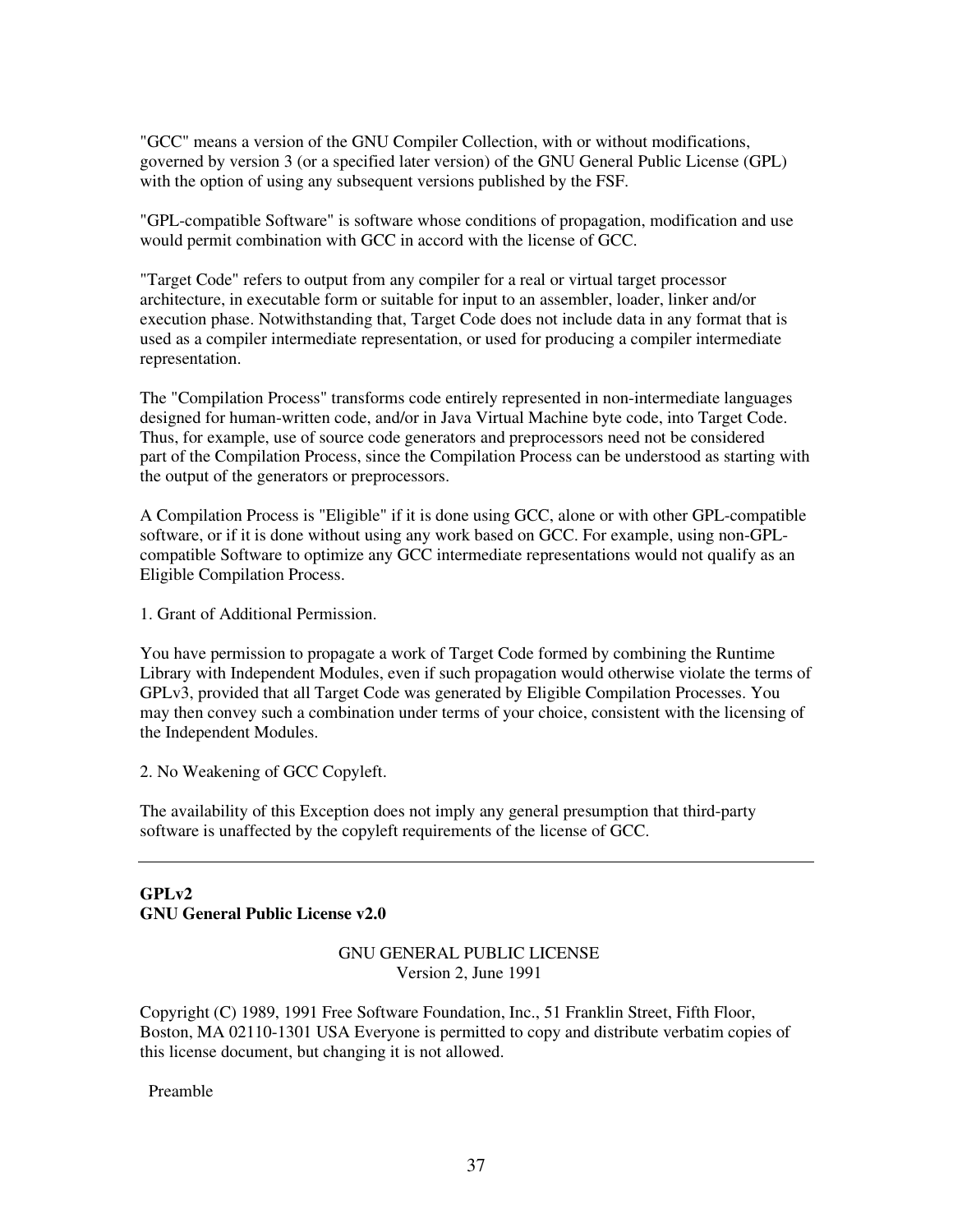"GCC" means a version of the GNU Compiler Collection, with or without modifications, governed by version 3 (or a specified later version) of the GNU General Public License (GPL) with the option of using any subsequent versions published by the FSF.

"GPL-compatible Software" is software whose conditions of propagation, modification and use would permit combination with GCC in accord with the license of GCC.

"Target Code" refers to output from any compiler for a real or virtual target processor architecture, in executable form or suitable for input to an assembler, loader, linker and/or execution phase. Notwithstanding that, Target Code does not include data in any format that is used as a compiler intermediate representation, or used for producing a compiler intermediate representation.

The "Compilation Process" transforms code entirely represented in non-intermediate languages designed for human-written code, and/or in Java Virtual Machine byte code, into Target Code. Thus, for example, use of source code generators and preprocessors need not be considered part of the Compilation Process, since the Compilation Process can be understood as starting with the output of the generators or preprocessors.

A Compilation Process is "Eligible" if it is done using GCC, alone or with other GPL-compatible software, or if it is done without using any work based on GCC. For example, using non-GPL-compatible Software to optimize any GCC intermediate representations would not qualify as an Eligible Compilation Process.

1. Grant of Additional Permission.

You have permission to propagate a work of Target Code formed by combining the Runtime Library with Independent Modules, even if such propagation would otherwise violate the terms of GPLv3, provided that all Target Code was generated by Eligible Compilation Processes. You may then convey such a combination under terms of your choice, consistent with the licensing of the Independent Modules.

2. No Weakening of GCC Copyleft.

The availability of this Exception does not imply any general presumption that third-party software is unaffected by the copyleft requirements of the license of GCC.

---

**GPLv2**
**GNU General Public License v2.0**

GNU GENERAL PUBLIC LICENSE
Version 2, June 1991

Copyright (C) 1989, 1991 Free Software Foundation, Inc., 51 Franklin Street, Fifth Floor, Boston, MA 02110-1301 USA Everyone is permitted to copy and distribute verbatim copies of this license document, but changing it is not allowed.

Preamble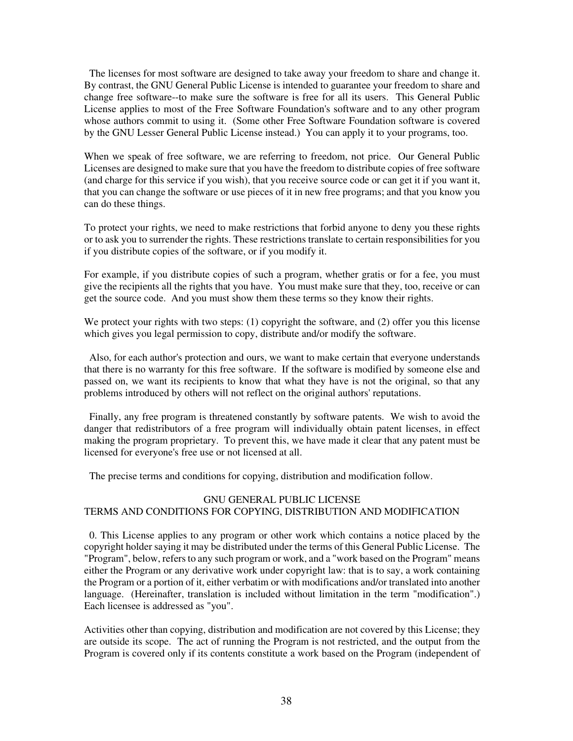The licenses for most software are designed to take away your freedom to share and change it. By contrast, the GNU General Public License is intended to guarantee your freedom to share and change free software--to make sure the software is free for all its users. This General Public License applies to most of the Free Software Foundation's software and to any other program whose authors commit to using it. (Some other Free Software Foundation software is covered by the GNU Lesser General Public License instead.) You can apply it to your programs, too.

When we speak of free software, we are referring to freedom, not price. Our General Public Licenses are designed to make sure that you have the freedom to distribute copies of free software (and charge for this service if you wish), that you receive source code or can get it if you want it, that you can change the software or use pieces of it in new free programs; and that you know you can do these things.

To protect your rights, we need to make restrictions that forbid anyone to deny you these rights or to ask you to surrender the rights. These restrictions translate to certain responsibilities for you if you distribute copies of the software, or if you modify it.

For example, if you distribute copies of such a program, whether gratis or for a fee, you must give the recipients all the rights that you have. You must make sure that they, too, receive or can get the source code. And you must show them these terms so they know their rights.

We protect your rights with two steps: (1) copyright the software, and (2) offer you this license which gives you legal permission to copy, distribute and/or modify the software.

Also, for each author's protection and ours, we want to make certain that everyone understands that there is no warranty for this free software. If the software is modified by someone else and passed on, we want its recipients to know that what they have is not the original, so that any problems introduced by others will not reflect on the original authors' reputations.

Finally, any free program is threatened constantly by software patents. We wish to avoid the danger that redistributors of a free program will individually obtain patent licenses, in effect making the program proprietary. To prevent this, we have made it clear that any patent must be licensed for everyone's free use or not licensed at all.

The precise terms and conditions for copying, distribution and modification follow.

## GNU GENERAL PUBLIC LICENSE
## TERMS AND CONDITIONS FOR COPYING, DISTRIBUTION AND MODIFICATION

0. This License applies to any program or other work which contains a notice placed by the copyright holder saying it may be distributed under the terms of this General Public License. The "Program", below, refers to any such program or work, and a "work based on the Program" means either the Program or any derivative work under copyright law: that is to say, a work containing the Program or a portion of it, either verbatim or with modifications and/or translated into another language. (Hereinafter, translation is included without limitation in the term "modification".) Each licensee is addressed as "you".

Activities other than copying, distribution and modification are not covered by this License; they are outside its scope. The act of running the Program is not restricted, and the output from the Program is covered only if its contents constitute a work based on the Program (independent of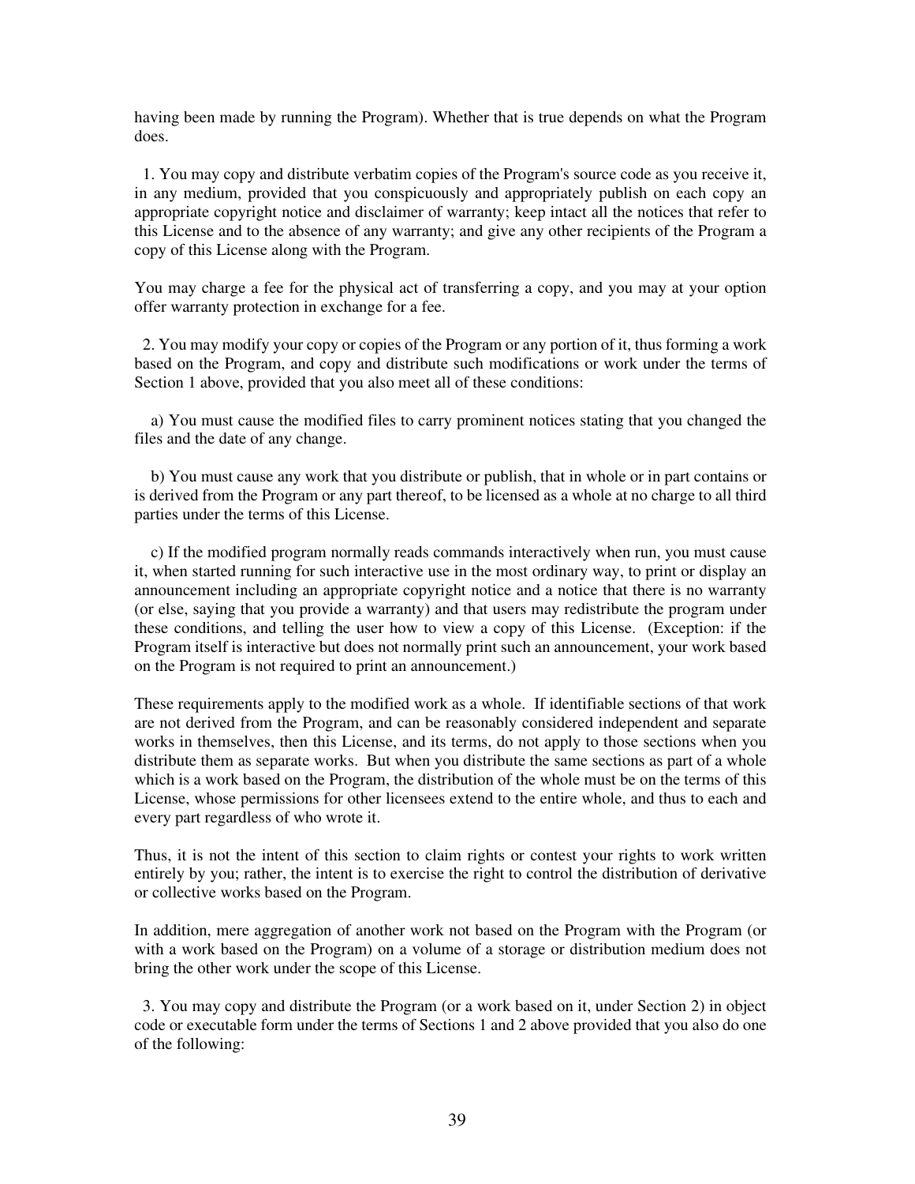having been made by running the Program). Whether that is true depends on what the Program does.

1. You may copy and distribute verbatim copies of the Program's source code as you receive it, in any medium, provided that you conspicuously and appropriately publish on each copy an appropriate copyright notice and disclaimer of warranty; keep intact all the notices that refer to this License and to the absence of any warranty; and give any other recipients of the Program a copy of this License along with the Program.

You may charge a fee for the physical act of transferring a copy, and you may at your option offer warranty protection in exchange for a fee.

2. You may modify your copy or copies of the Program or any portion of it, thus forming a work based on the Program, and copy and distribute such modifications or work under the terms of Section 1 above, provided that you also meet all of these conditions:

a) You must cause the modified files to carry prominent notices stating that you changed the files and the date of any change.

b) You must cause any work that you distribute or publish, that in whole or in part contains or is derived from the Program or any part thereof, to be licensed as a whole at no charge to all third parties under the terms of this License.

c) If the modified program normally reads commands interactively when run, you must cause it, when started running for such interactive use in the most ordinary way, to print or display an announcement including an appropriate copyright notice and a notice that there is no warranty (or else, saying that you provide a warranty) and that users may redistribute the program under these conditions, and telling the user how to view a copy of this License. (Exception: if the Program itself is interactive but does not normally print such an announcement, your work based on the Program is not required to print an announcement.)

These requirements apply to the modified work as a whole. If identifiable sections of that work are not derived from the Program, and can be reasonably considered independent and separate works in themselves, then this License, and its terms, do not apply to those sections when you distribute them as separate works. But when you distribute the same sections as part of a whole which is a work based on the Program, the distribution of the whole must be on the terms of this License, whose permissions for other licensees extend to the entire whole, and thus to each and every part regardless of who wrote it.

Thus, it is not the intent of this section to claim rights or contest your rights to work written entirely by you; rather, the intent is to exercise the right to control the distribution of derivative or collective works based on the Program.

In addition, mere aggregation of another work not based on the Program with the Program (or with a work based on the Program) on a volume of a storage or distribution medium does not bring the other work under the scope of this License.

3. You may copy and distribute the Program (or a work based on it, under Section 2) in object code or executable form under the terms of Sections 1 and 2 above provided that you also do one of the following: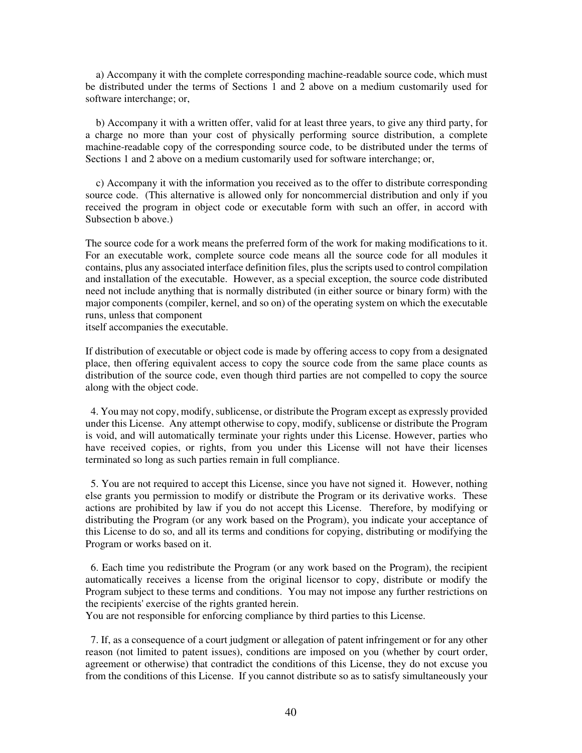a) Accompany it with the complete corresponding machine-readable source code, which must be distributed under the terms of Sections 1 and 2 above on a medium customarily used for software interchange; or,

b) Accompany it with a written offer, valid for at least three years, to give any third party, for a charge no more than your cost of physically performing source distribution, a complete machine-readable copy of the corresponding source code, to be distributed under the terms of Sections 1 and 2 above on a medium customarily used for software interchange; or,

c) Accompany it with the information you received as to the offer to distribute corresponding source code. (This alternative is allowed only for noncommercial distribution and only if you received the program in object code or executable form with such an offer, in accord with Subsection b above.)

The source code for a work means the preferred form of the work for making modifications to it. For an executable work, complete source code means all the source code for all modules it contains, plus any associated interface definition files, plus the scripts used to control compilation and installation of the executable. However, as a special exception, the source code distributed need not include anything that is normally distributed (in either source or binary form) with the major components (compiler, kernel, and so on) of the operating system on which the executable runs, unless that component itself accompanies the executable.

If distribution of executable or object code is made by offering access to copy from a designated place, then offering equivalent access to copy the source code from the same place counts as distribution of the source code, even though third parties are not compelled to copy the source along with the object code.

4. You may not copy, modify, sublicense, or distribute the Program except as expressly provided under this License. Any attempt otherwise to copy, modify, sublicense or distribute the Program is void, and will automatically terminate your rights under this License. However, parties who have received copies, or rights, from you under this License will not have their licenses terminated so long as such parties remain in full compliance.

5. You are not required to accept this License, since you have not signed it. However, nothing else grants you permission to modify or distribute the Program or its derivative works. These actions are prohibited by law if you do not accept this License. Therefore, by modifying or distributing the Program (or any work based on the Program), you indicate your acceptance of this License to do so, and all its terms and conditions for copying, distributing or modifying the Program or works based on it.

6. Each time you redistribute the Program (or any work based on the Program), the recipient automatically receives a license from the original licensor to copy, distribute or modify the Program subject to these terms and conditions. You may not impose any further restrictions on the recipients' exercise of the rights granted herein.
You are not responsible for enforcing compliance by third parties to this License.

7. If, as a consequence of a court judgment or allegation of patent infringement or for any other reason (not limited to patent issues), conditions are imposed on you (whether by court order, agreement or otherwise) that contradict the conditions of this License, they do not excuse you from the conditions of this License. If you cannot distribute so as to satisfy simultaneously your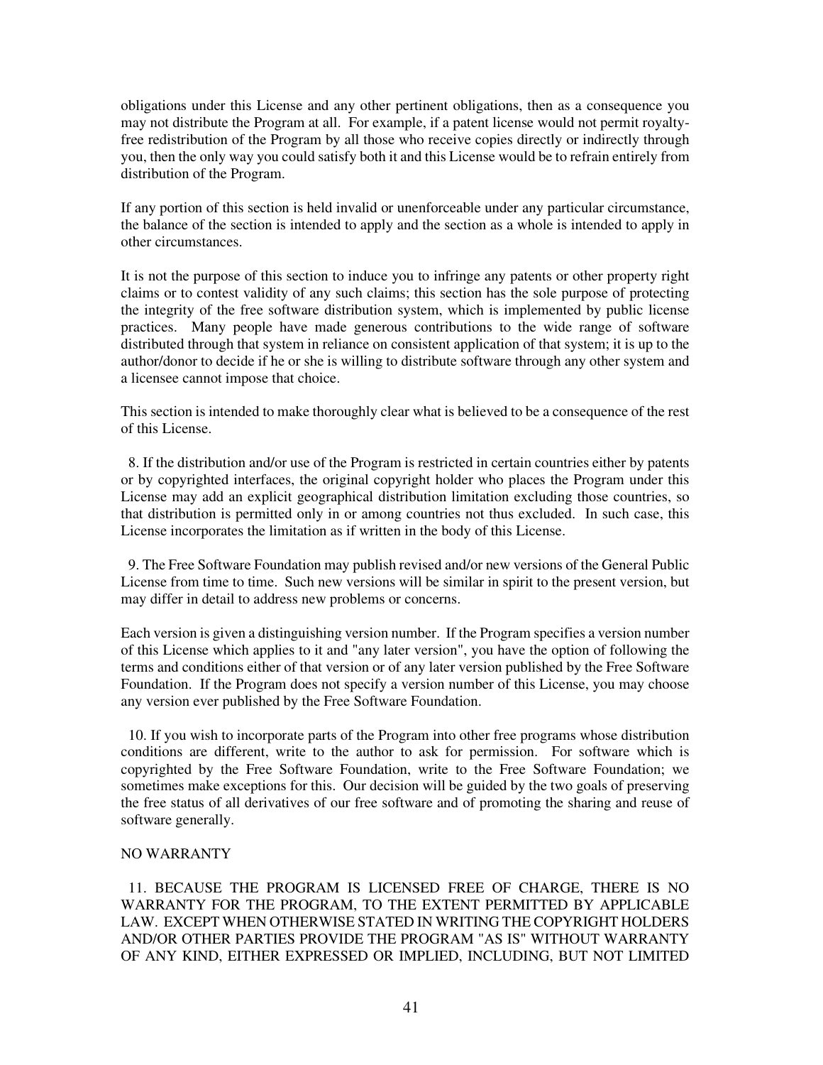obligations under this License and any other pertinent obligations, then as a consequence you may not distribute the Program at all. For example, if a patent license would not permit royalty-free redistribution of the Program by all those who receive copies directly or indirectly through you, then the only way you could satisfy both it and this License would be to refrain entirely from distribution of the Program.

If any portion of this section is held invalid or unenforceable under any particular circumstance, the balance of the section is intended to apply and the section as a whole is intended to apply in other circumstances.

It is not the purpose of this section to induce you to infringe any patents or other property right claims or to contest validity of any such claims; this section has the sole purpose of protecting the integrity of the free software distribution system, which is implemented by public license practices. Many people have made generous contributions to the wide range of software distributed through that system in reliance on consistent application of that system; it is up to the author/donor to decide if he or she is willing to distribute software through any other system and a licensee cannot impose that choice.

This section is intended to make thoroughly clear what is believed to be a consequence of the rest of this License.

8. If the distribution and/or use of the Program is restricted in certain countries either by patents or by copyrighted interfaces, the original copyright holder who places the Program under this License may add an explicit geographical distribution limitation excluding those countries, so that distribution is permitted only in or among countries not thus excluded. In such case, this License incorporates the limitation as if written in the body of this License.

9. The Free Software Foundation may publish revised and/or new versions of the General Public License from time to time. Such new versions will be similar in spirit to the present version, but may differ in detail to address new problems or concerns.

Each version is given a distinguishing version number. If the Program specifies a version number of this License which applies to it and "any later version", you have the option of following the terms and conditions either of that version or of any later version published by the Free Software Foundation. If the Program does not specify a version number of this License, you may choose any version ever published by the Free Software Foundation.

10. If you wish to incorporate parts of the Program into other free programs whose distribution conditions are different, write to the author to ask for permission. For software which is copyrighted by the Free Software Foundation, write to the Free Software Foundation; we sometimes make exceptions for this. Our decision will be guided by the two goals of preserving the free status of all derivatives of our free software and of promoting the sharing and reuse of software generally.

NO WARRANTY

11. BECAUSE THE PROGRAM IS LICENSED FREE OF CHARGE, THERE IS NO WARRANTY FOR THE PROGRAM, TO THE EXTENT PERMITTED BY APPLICABLE LAW. EXCEPT WHEN OTHERWISE STATED IN WRITING THE COPYRIGHT HOLDERS AND/OR OTHER PARTIES PROVIDE THE PROGRAM "AS IS" WITHOUT WARRANTY OF ANY KIND, EITHER EXPRESSED OR IMPLIED, INCLUDING, BUT NOT LIMITED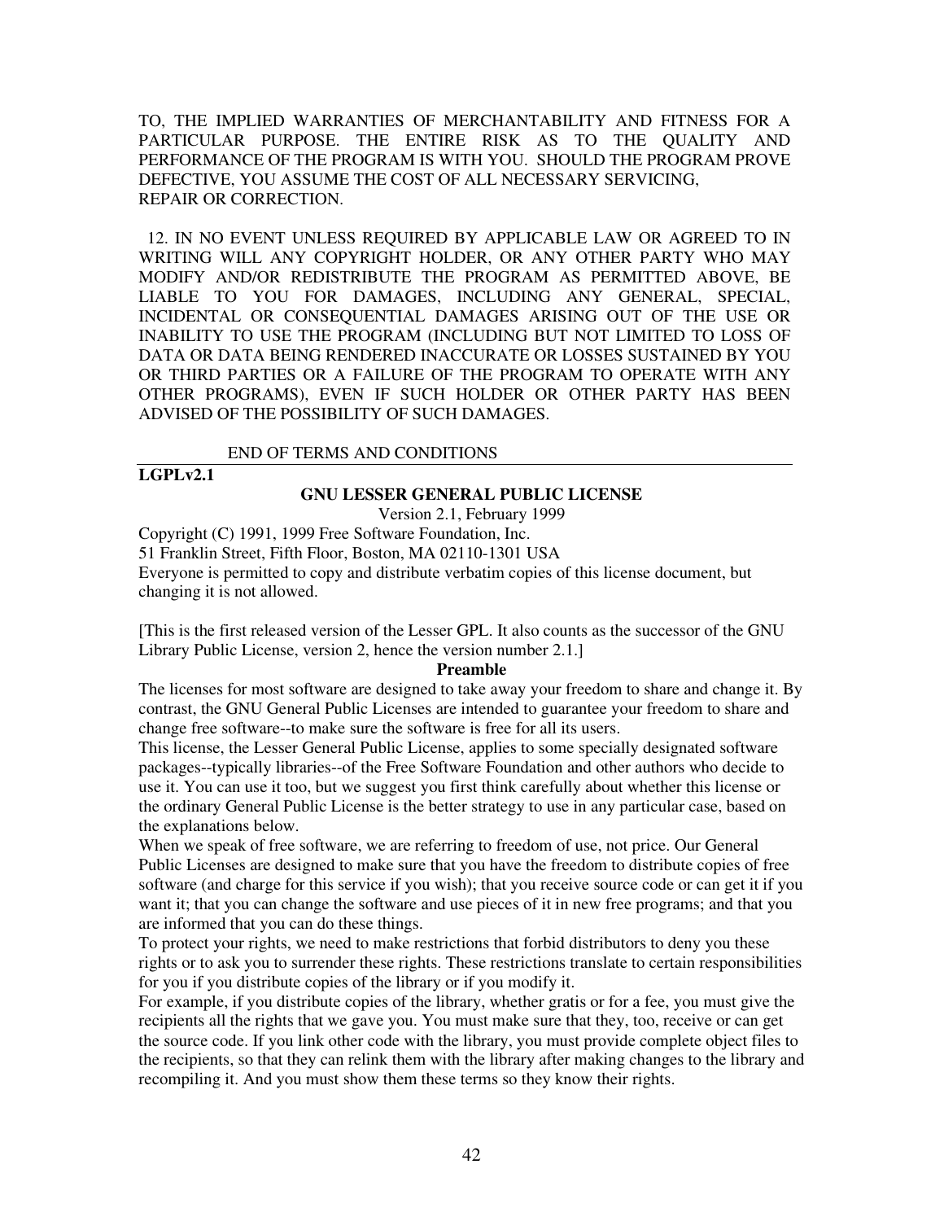TO, THE IMPLIED WARRANTIES OF MERCHANTABILITY AND FITNESS FOR A PARTICULAR PURPOSE. THE ENTIRE RISK AS TO THE QUALITY AND PERFORMANCE OF THE PROGRAM IS WITH YOU. SHOULD THE PROGRAM PROVE DEFECTIVE, YOU ASSUME THE COST OF ALL NECESSARY SERVICING, REPAIR OR CORRECTION.

12. IN NO EVENT UNLESS REQUIRED BY APPLICABLE LAW OR AGREED TO IN WRITING WILL ANY COPYRIGHT HOLDER, OR ANY OTHER PARTY WHO MAY MODIFY AND/OR REDISTRIBUTE THE PROGRAM AS PERMITTED ABOVE, BE LIABLE TO YOU FOR DAMAGES, INCLUDING ANY GENERAL, SPECIAL, INCIDENTAL OR CONSEQUENTIAL DAMAGES ARISING OUT OF THE USE OR INABILITY TO USE THE PROGRAM (INCLUDING BUT NOT LIMITED TO LOSS OF DATA OR DATA BEING RENDERED INACCURATE OR LOSSES SUSTAINED BY YOU OR THIRD PARTIES OR A FAILURE OF THE PROGRAM TO OPERATE WITH ANY OTHER PROGRAMS), EVEN IF SUCH HOLDER OR OTHER PARTY HAS BEEN ADVISED OF THE POSSIBILITY OF SUCH DAMAGES.

END OF TERMS AND CONDITIONS

---

**LGPLv2.1**

## GNU LESSER GENERAL PUBLIC LICENSE

Version 2.1, February 1999

Copyright (C) 1991, 1999 Free Software Foundation, Inc.
51 Franklin Street, Fifth Floor, Boston, MA 02110-1301 USA
Everyone is permitted to copy and distribute verbatim copies of this license document, but changing it is not allowed.

[This is the first released version of the Lesser GPL. It also counts as the successor of the GNU Library Public License, version 2, hence the version number 2.1.]

### Preamble

The licenses for most software are designed to take away your freedom to share and change it. By contrast, the GNU General Public Licenses are intended to guarantee your freedom to share and change free software--to make sure the software is free for all its users.

This license, the Lesser General Public License, applies to some specially designated software packages--typically libraries--of the Free Software Foundation and other authors who decide to use it. You can use it too, but we suggest you first think carefully about whether this license or the ordinary General Public License is the better strategy to use in any particular case, based on the explanations below.

When we speak of free software, we are referring to freedom of use, not price. Our General Public Licenses are designed to make sure that you have the freedom to distribute copies of free software (and charge for this service if you wish); that you receive source code or can get it if you want it; that you can change the software and use pieces of it in new free programs; and that you are informed that you can do these things.

To protect your rights, we need to make restrictions that forbid distributors to deny you these rights or to ask you to surrender these rights. These restrictions translate to certain responsibilities for you if you distribute copies of the library or if you modify it.

For example, if you distribute copies of the library, whether gratis or for a fee, you must give the recipients all the rights that we gave you. You must make sure that they, too, receive or can get the source code. If you link other code with the library, you must provide complete object files to the recipients, so that they can relink them with the library after making changes to the library and recompiling it. And you must show them these terms so they know their rights.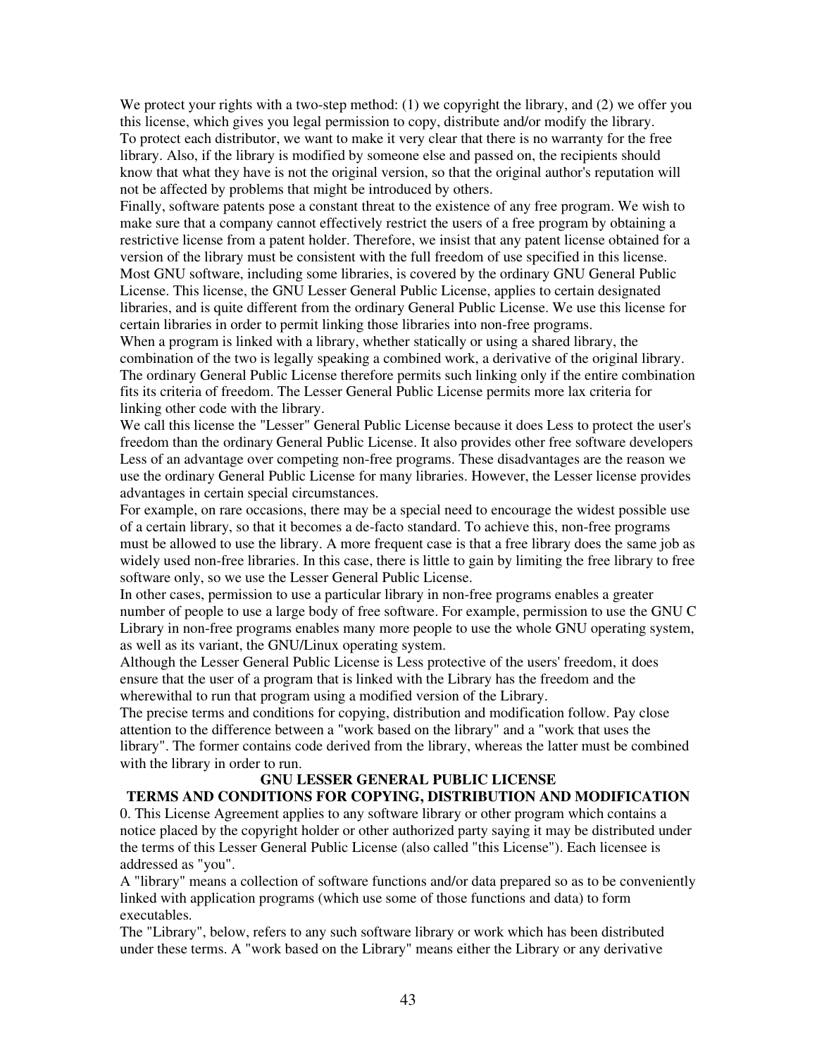We protect your rights with a two-step method: (1) we copyright the library, and (2) we offer you this license, which gives you legal permission to copy, distribute and/or modify the library.

To protect each distributor, we want to make it very clear that there is no warranty for the free library. Also, if the library is modified by someone else and passed on, the recipients should know that what they have is not the original version, so that the original author's reputation will not be affected by problems that might be introduced by others.

Finally, software patents pose a constant threat to the existence of any free program. We wish to make sure that a company cannot effectively restrict the users of a free program by obtaining a restrictive license from a patent holder. Therefore, we insist that any patent license obtained for a version of the library must be consistent with the full freedom of use specified in this license.

Most GNU software, including some libraries, is covered by the ordinary GNU General Public License. This license, the GNU Lesser General Public License, applies to certain designated libraries, and is quite different from the ordinary General Public License. We use this license for certain libraries in order to permit linking those libraries into non-free programs.

When a program is linked with a library, whether statically or using a shared library, the combination of the two is legally speaking a combined work, a derivative of the original library. The ordinary General Public License therefore permits such linking only if the entire combination fits its criteria of freedom. The Lesser General Public License permits more lax criteria for linking other code with the library.

We call this license the "Lesser" General Public License because it does Less to protect the user's freedom than the ordinary General Public License. It also provides other free software developers Less of an advantage over competing non-free programs. These disadvantages are the reason we use the ordinary General Public License for many libraries. However, the Lesser license provides advantages in certain special circumstances.

For example, on rare occasions, there may be a special need to encourage the widest possible use of a certain library, so that it becomes a de-facto standard. To achieve this, non-free programs must be allowed to use the library. A more frequent case is that a free library does the same job as widely used non-free libraries. In this case, there is little to gain by limiting the free library to free software only, so we use the Lesser General Public License.

In other cases, permission to use a particular library in non-free programs enables a greater number of people to use a large body of free software. For example, permission to use the GNU C Library in non-free programs enables many more people to use the whole GNU operating system, as well as its variant, the GNU/Linux operating system.

Although the Lesser General Public License is Less protective of the users' freedom, it does ensure that the user of a program that is linked with the Library has the freedom and the wherewithal to run that program using a modified version of the Library.

The precise terms and conditions for copying, distribution and modification follow. Pay close attention to the difference between a "work based on the library" and a "work that uses the library". The former contains code derived from the library, whereas the latter must be combined with the library in order to run.

**GNU LESSER GENERAL PUBLIC LICENSE**

**TERMS AND CONDITIONS FOR COPYING, DISTRIBUTION AND MODIFICATION**

0. This License Agreement applies to any software library or other program which contains a notice placed by the copyright holder or other authorized party saying it may be distributed under the terms of this Lesser General Public License (also called "this License"). Each licensee is addressed as "you".

A "library" means a collection of software functions and/or data prepared so as to be conveniently linked with application programs (which use some of those functions and data) to form executables.

The "Library", below, refers to any such software library or work which has been distributed under these terms. A "work based on the Library" means either the Library or any derivative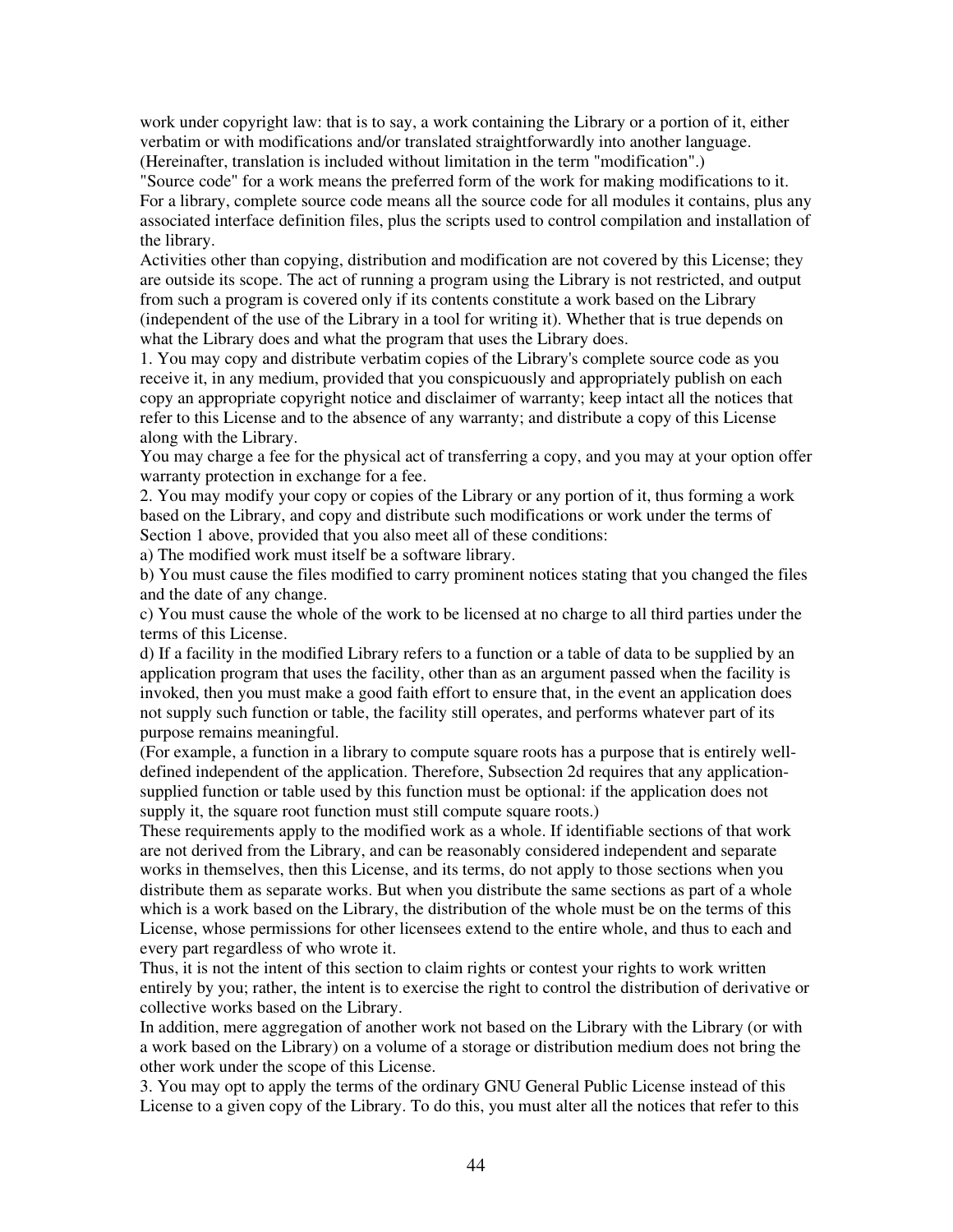work under copyright law: that is to say, a work containing the Library or a portion of it, either verbatim or with modifications and/or translated straightforwardly into another language. (Hereinafter, translation is included without limitation in the term "modification".)

"Source code" for a work means the preferred form of the work for making modifications to it. For a library, complete source code means all the source code for all modules it contains, plus any associated interface definition files, plus the scripts used to control compilation and installation of the library.

Activities other than copying, distribution and modification are not covered by this License; they are outside its scope. The act of running a program using the Library is not restricted, and output from such a program is covered only if its contents constitute a work based on the Library (independent of the use of the Library in a tool for writing it). Whether that is true depends on what the Library does and what the program that uses the Library does.

1. You may copy and distribute verbatim copies of the Library's complete source code as you receive it, in any medium, provided that you conspicuously and appropriately publish on each copy an appropriate copyright notice and disclaimer of warranty; keep intact all the notices that refer to this License and to the absence of any warranty; and distribute a copy of this License along with the Library.

You may charge a fee for the physical act of transferring a copy, and you may at your option offer warranty protection in exchange for a fee.

2. You may modify your copy or copies of the Library or any portion of it, thus forming a work based on the Library, and copy and distribute such modifications or work under the terms of Section 1 above, provided that you also meet all of these conditions:

a) The modified work must itself be a software library.

b) You must cause the files modified to carry prominent notices stating that you changed the files and the date of any change.

c) You must cause the whole of the work to be licensed at no charge to all third parties under the terms of this License.

d) If a facility in the modified Library refers to a function or a table of data to be supplied by an application program that uses the facility, other than as an argument passed when the facility is invoked, then you must make a good faith effort to ensure that, in the event an application does not supply such function or table, the facility still operates, and performs whatever part of its purpose remains meaningful.

(For example, a function in a library to compute square roots has a purpose that is entirely well-defined independent of the application. Therefore, Subsection 2d requires that any application-supplied function or table used by this function must be optional: if the application does not supply it, the square root function must still compute square roots.)

These requirements apply to the modified work as a whole. If identifiable sections of that work are not derived from the Library, and can be reasonably considered independent and separate works in themselves, then this License, and its terms, do not apply to those sections when you distribute them as separate works. But when you distribute the same sections as part of a whole which is a work based on the Library, the distribution of the whole must be on the terms of this License, whose permissions for other licensees extend to the entire whole, and thus to each and every part regardless of who wrote it.

Thus, it is not the intent of this section to claim rights or contest your rights to work written entirely by you; rather, the intent is to exercise the right to control the distribution of derivative or collective works based on the Library.

In addition, mere aggregation of another work not based on the Library with the Library (or with a work based on the Library) on a volume of a storage or distribution medium does not bring the other work under the scope of this License.

3. You may opt to apply the terms of the ordinary GNU General Public License instead of this License to a given copy of the Library. To do this, you must alter all the notices that refer to this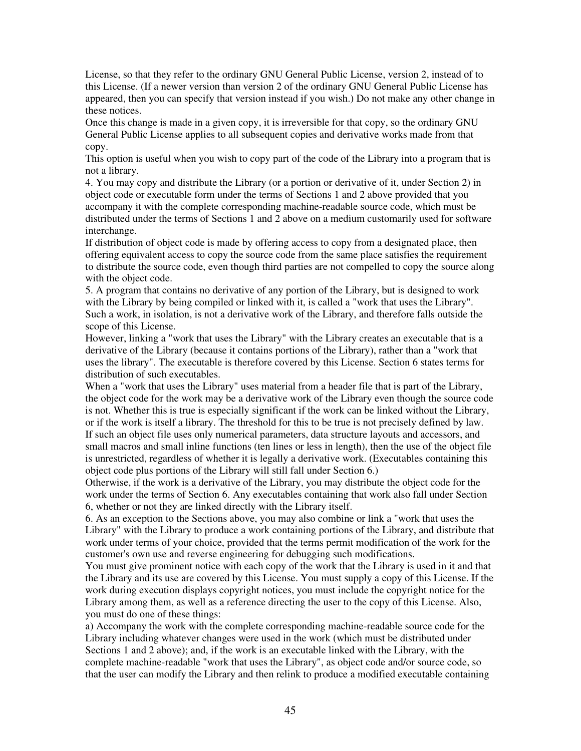License, so that they refer to the ordinary GNU General Public License, version 2, instead of to this License. (If a newer version than version 2 of the ordinary GNU General Public License has appeared, then you can specify that version instead if you wish.) Do not make any other change in these notices.

Once this change is made in a given copy, it is irreversible for that copy, so the ordinary GNU General Public License applies to all subsequent copies and derivative works made from that copy.

This option is useful when you wish to copy part of the code of the Library into a program that is not a library.

4. You may copy and distribute the Library (or a portion or derivative of it, under Section 2) in object code or executable form under the terms of Sections 1 and 2 above provided that you accompany it with the complete corresponding machine-readable source code, which must be distributed under the terms of Sections 1 and 2 above on a medium customarily used for software interchange.

If distribution of object code is made by offering access to copy from a designated place, then offering equivalent access to copy the source code from the same place satisfies the requirement to distribute the source code, even though third parties are not compelled to copy the source along with the object code.

5. A program that contains no derivative of any portion of the Library, but is designed to work with the Library by being compiled or linked with it, is called a "work that uses the Library". Such a work, in isolation, is not a derivative work of the Library, and therefore falls outside the scope of this License.

However, linking a "work that uses the Library" with the Library creates an executable that is a derivative of the Library (because it contains portions of the Library), rather than a "work that uses the library". The executable is therefore covered by this License. Section 6 states terms for distribution of such executables.

When a "work that uses the Library" uses material from a header file that is part of the Library, the object code for the work may be a derivative work of the Library even though the source code is not. Whether this is true is especially significant if the work can be linked without the Library, or if the work is itself a library. The threshold for this to be true is not precisely defined by law.

If such an object file uses only numerical parameters, data structure layouts and accessors, and small macros and small inline functions (ten lines or less in length), then the use of the object file is unrestricted, regardless of whether it is legally a derivative work. (Executables containing this object code plus portions of the Library will still fall under Section 6.)

Otherwise, if the work is a derivative of the Library, you may distribute the object code for the work under the terms of Section 6. Any executables containing that work also fall under Section 6, whether or not they are linked directly with the Library itself.

6. As an exception to the Sections above, you may also combine or link a "work that uses the Library" with the Library to produce a work containing portions of the Library, and distribute that work under terms of your choice, provided that the terms permit modification of the work for the customer's own use and reverse engineering for debugging such modifications.

You must give prominent notice with each copy of the work that the Library is used in it and that the Library and its use are covered by this License. You must supply a copy of this License. If the work during execution displays copyright notices, you must include the copyright notice for the Library among them, as well as a reference directing the user to the copy of this License. Also, you must do one of these things:

a) Accompany the work with the complete corresponding machine-readable source code for the Library including whatever changes were used in the work (which must be distributed under Sections 1 and 2 above); and, if the work is an executable linked with the Library, with the complete machine-readable "work that uses the Library", as object code and/or source code, so that the user can modify the Library and then relink to produce a modified executable containing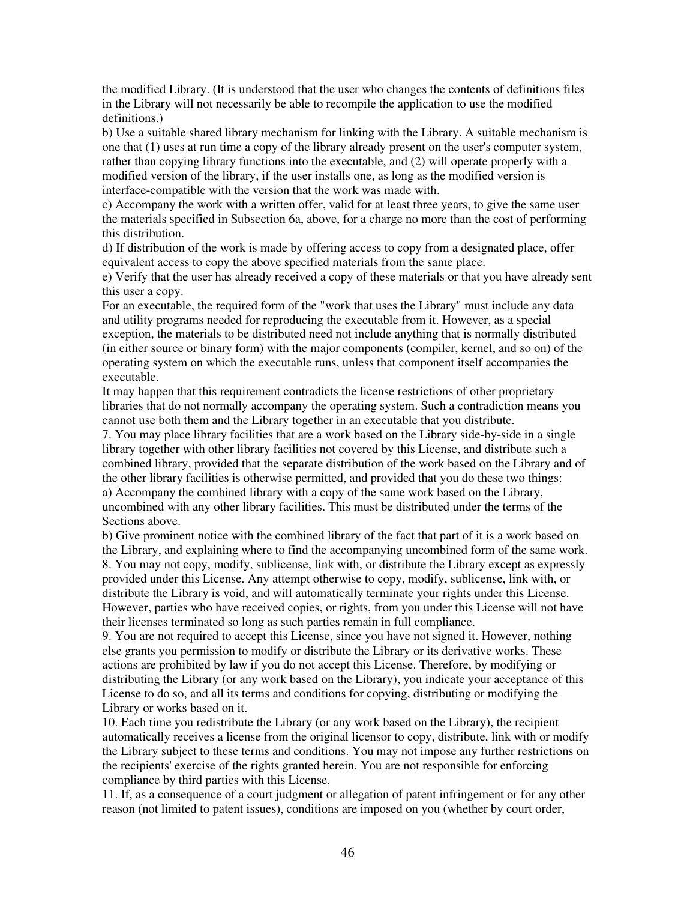the modified Library. (It is understood that the user who changes the contents of definitions files in the Library will not necessarily be able to recompile the application to use the modified definitions.)

b) Use a suitable shared library mechanism for linking with the Library. A suitable mechanism is one that (1) uses at run time a copy of the library already present on the user's computer system, rather than copying library functions into the executable, and (2) will operate properly with a modified version of the library, if the user installs one, as long as the modified version is interface-compatible with the version that the work was made with.

c) Accompany the work with a written offer, valid for at least three years, to give the same user the materials specified in Subsection 6a, above, for a charge no more than the cost of performing this distribution.

d) If distribution of the work is made by offering access to copy from a designated place, offer equivalent access to copy the above specified materials from the same place.

e) Verify that the user has already received a copy of these materials or that you have already sent this user a copy.

For an executable, the required form of the "work that uses the Library" must include any data and utility programs needed for reproducing the executable from it. However, as a special exception, the materials to be distributed need not include anything that is normally distributed (in either source or binary form) with the major components (compiler, kernel, and so on) of the operating system on which the executable runs, unless that component itself accompanies the executable.

It may happen that this requirement contradicts the license restrictions of other proprietary libraries that do not normally accompany the operating system. Such a contradiction means you cannot use both them and the Library together in an executable that you distribute.

7. You may place library facilities that are a work based on the Library side-by-side in a single library together with other library facilities not covered by this License, and distribute such a combined library, provided that the separate distribution of the work based on the Library and of the other library facilities is otherwise permitted, and provided that you do these two things:

a) Accompany the combined library with a copy of the same work based on the Library, uncombined with any other library facilities. This must be distributed under the terms of the Sections above.

b) Give prominent notice with the combined library of the fact that part of it is a work based on the Library, and explaining where to find the accompanying uncombined form of the same work.

8. You may not copy, modify, sublicense, link with, or distribute the Library except as expressly provided under this License. Any attempt otherwise to copy, modify, sublicense, link with, or distribute the Library is void, and will automatically terminate your rights under this License. However, parties who have received copies, or rights, from you under this License will not have their licenses terminated so long as such parties remain in full compliance.

9. You are not required to accept this License, since you have not signed it. However, nothing else grants you permission to modify or distribute the Library or its derivative works. These actions are prohibited by law if you do not accept this License. Therefore, by modifying or distributing the Library (or any work based on the Library), you indicate your acceptance of this License to do so, and all its terms and conditions for copying, distributing or modifying the Library or works based on it.

10. Each time you redistribute the Library (or any work based on the Library), the recipient automatically receives a license from the original licensor to copy, distribute, link with or modify the Library subject to these terms and conditions. You may not impose any further restrictions on the recipients' exercise of the rights granted herein. You are not responsible for enforcing compliance by third parties with this License.

11. If, as a consequence of a court judgment or allegation of patent infringement or for any other reason (not limited to patent issues), conditions are imposed on you (whether by court order,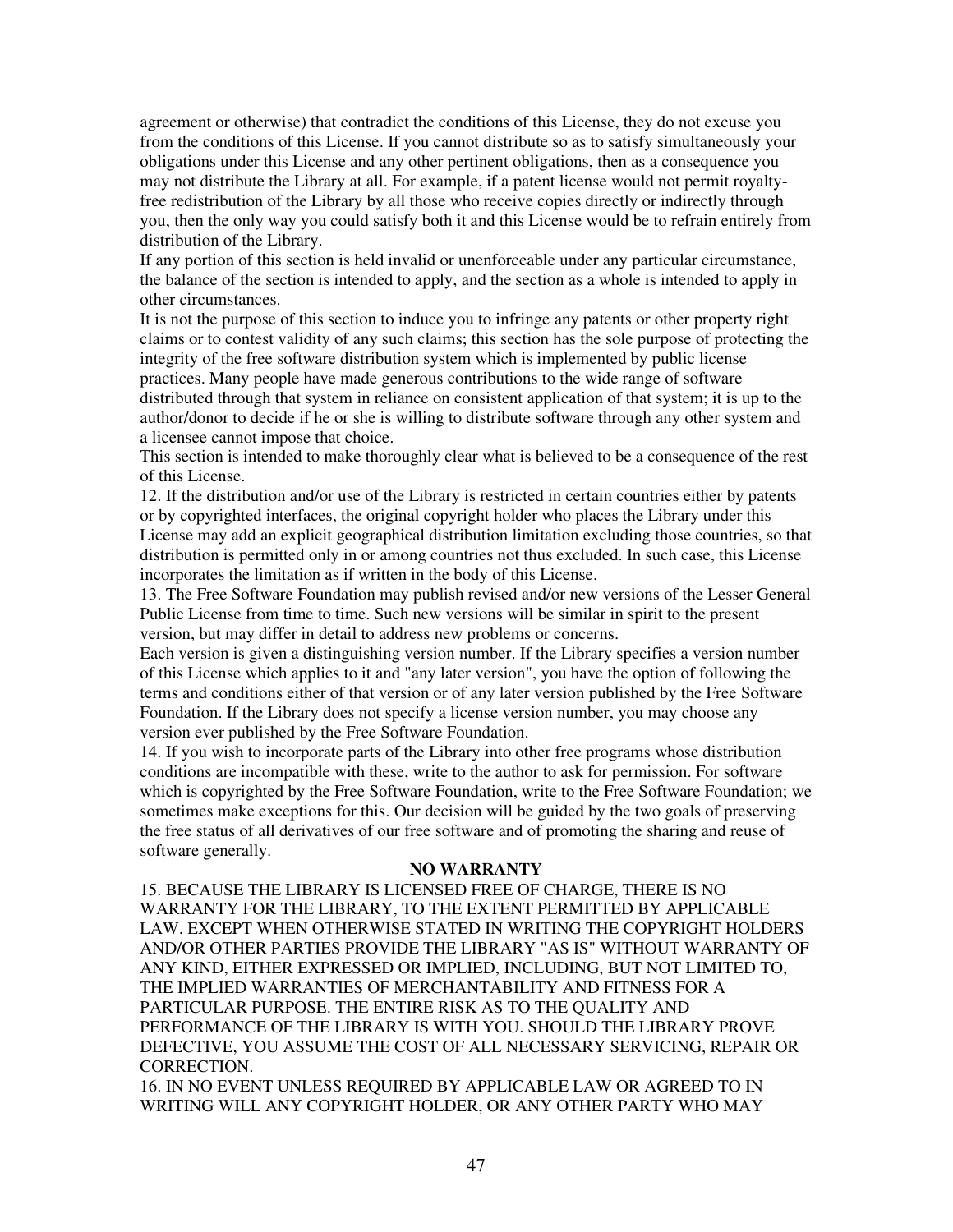agreement or otherwise) that contradict the conditions of this License, they do not excuse you from the conditions of this License. If you cannot distribute so as to satisfy simultaneously your obligations under this License and any other pertinent obligations, then as a consequence you may not distribute the Library at all. For example, if a patent license would not permit royalty-free redistribution of the Library by all those who receive copies directly or indirectly through you, then the only way you could satisfy both it and this License would be to refrain entirely from distribution of the Library.

If any portion of this section is held invalid or unenforceable under any particular circumstance, the balance of the section is intended to apply, and the section as a whole is intended to apply in other circumstances.

It is not the purpose of this section to induce you to infringe any patents or other property right claims or to contest validity of any such claims; this section has the sole purpose of protecting the integrity of the free software distribution system which is implemented by public license practices. Many people have made generous contributions to the wide range of software distributed through that system in reliance on consistent application of that system; it is up to the author/donor to decide if he or she is willing to distribute software through any other system and a licensee cannot impose that choice.

This section is intended to make thoroughly clear what is believed to be a consequence of the rest of this License.

12. If the distribution and/or use of the Library is restricted in certain countries either by patents or by copyrighted interfaces, the original copyright holder who places the Library under this License may add an explicit geographical distribution limitation excluding those countries, so that distribution is permitted only in or among countries not thus excluded. In such case, this License incorporates the limitation as if written in the body of this License.

13. The Free Software Foundation may publish revised and/or new versions of the Lesser General Public License from time to time. Such new versions will be similar in spirit to the present version, but may differ in detail to address new problems or concerns.

Each version is given a distinguishing version number. If the Library specifies a version number of this License which applies to it and "any later version", you have the option of following the terms and conditions either of that version or of any later version published by the Free Software Foundation. If the Library does not specify a license version number, you may choose any version ever published by the Free Software Foundation.

14. If you wish to incorporate parts of the Library into other free programs whose distribution conditions are incompatible with these, write to the author to ask for permission. For software which is copyrighted by the Free Software Foundation, write to the Free Software Foundation; we sometimes make exceptions for this. Our decision will be guided by the two goals of preserving the free status of all derivatives of our free software and of promoting the sharing and reuse of software generally.

**NO WARRANTY**

15. BECAUSE THE LIBRARY IS LICENSED FREE OF CHARGE, THERE IS NO WARRANTY FOR THE LIBRARY, TO THE EXTENT PERMITTED BY APPLICABLE LAW. EXCEPT WHEN OTHERWISE STATED IN WRITING THE COPYRIGHT HOLDERS AND/OR OTHER PARTIES PROVIDE THE LIBRARY "AS IS" WITHOUT WARRANTY OF ANY KIND, EITHER EXPRESSED OR IMPLIED, INCLUDING, BUT NOT LIMITED TO, THE IMPLIED WARRANTIES OF MERCHANTABILITY AND FITNESS FOR A PARTICULAR PURPOSE. THE ENTIRE RISK AS TO THE QUALITY AND PERFORMANCE OF THE LIBRARY IS WITH YOU. SHOULD THE LIBRARY PROVE DEFECTIVE, YOU ASSUME THE COST OF ALL NECESSARY SERVICING, REPAIR OR CORRECTION.

16. IN NO EVENT UNLESS REQUIRED BY APPLICABLE LAW OR AGREED TO IN WRITING WILL ANY COPYRIGHT HOLDER, OR ANY OTHER PARTY WHO MAY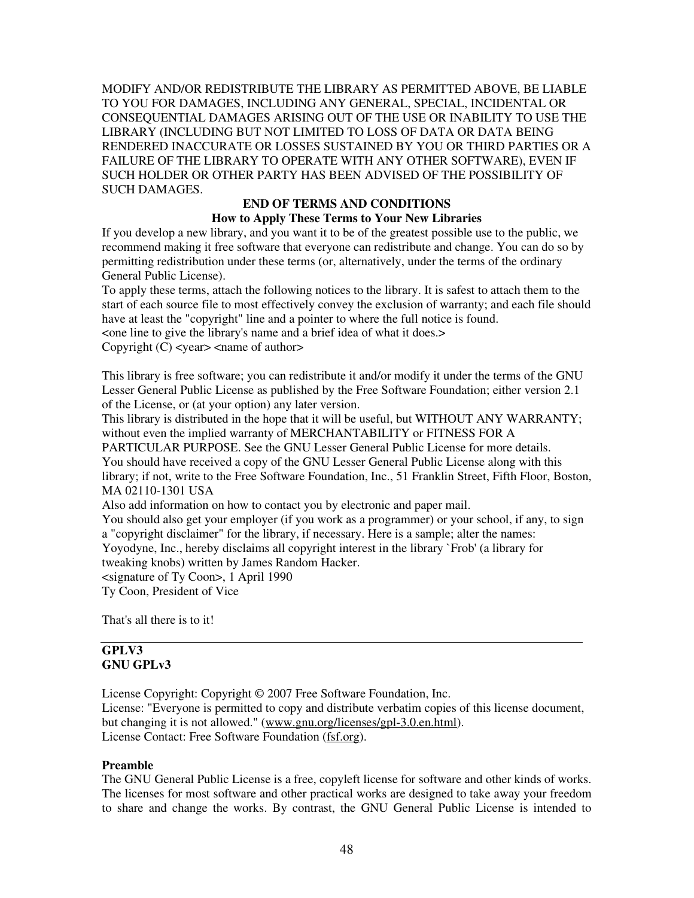MODIFY AND/OR REDISTRIBUTE THE LIBRARY AS PERMITTED ABOVE, BE LIABLE TO YOU FOR DAMAGES, INCLUDING ANY GENERAL, SPECIAL, INCIDENTAL OR CONSEQUENTIAL DAMAGES ARISING OUT OF THE USE OR INABILITY TO USE THE LIBRARY (INCLUDING BUT NOT LIMITED TO LOSS OF DATA OR DATA BEING RENDERED INACCURATE OR LOSSES SUSTAINED BY YOU OR THIRD PARTIES OR A FAILURE OF THE LIBRARY TO OPERATE WITH ANY OTHER SOFTWARE), EVEN IF SUCH HOLDER OR OTHER PARTY HAS BEEN ADVISED OF THE POSSIBILITY OF SUCH DAMAGES.

**END OF TERMS AND CONDITIONS**

**How to Apply These Terms to Your New Libraries**

If you develop a new library, and you want it to be of the greatest possible use to the public, we recommend making it free software that everyone can redistribute and change. You can do so by permitting redistribution under these terms (or, alternatively, under the terms of the ordinary General Public License).

To apply these terms, attach the following notices to the library. It is safest to attach them to the start of each source file to most effectively convey the exclusion of warranty; and each file should have at least the "copyright" line and a pointer to where the full notice is found.

<one line to give the library's name and a brief idea of what it does.>

Copyright (C) <year> <name of author>

This library is free software; you can redistribute it and/or modify it under the terms of the GNU Lesser General Public License as published by the Free Software Foundation; either version 2.1 of the License, or (at your option) any later version.

This library is distributed in the hope that it will be useful, but WITHOUT ANY WARRANTY; without even the implied warranty of MERCHANTABILITY or FITNESS FOR A PARTICULAR PURPOSE. See the GNU Lesser General Public License for more details.

You should have received a copy of the GNU Lesser General Public License along with this library; if not, write to the Free Software Foundation, Inc., 51 Franklin Street, Fifth Floor, Boston, MA 02110-1301 USA

Also add information on how to contact you by electronic and paper mail.

You should also get your employer (if you work as a programmer) or your school, if any, to sign a "copyright disclaimer" for the library, if necessary. Here is a sample; alter the names:

Yoyodyne, Inc., hereby disclaims all copyright interest in the library `Frob' (a library for tweaking knobs) written by James Random Hacker.

<signature of Ty Coon>, 1 April 1990

Ty Coon, President of Vice

That's all there is to it!

---

**GPLV3**

**GNU GPLv3**

License Copyright: Copyright © 2007 Free Software Foundation, Inc.

License: "Everyone is permitted to copy and distribute verbatim copies of this license document, but changing it is not allowed." (www.gnu.org/licenses/gpl-3.0.en.html).

License Contact: Free Software Foundation (fsf.org).

**Preamble**

The GNU General Public License is a free, copyleft license for software and other kinds of works. The licenses for most software and other practical works are designed to take away your freedom to share and change the works. By contrast, the GNU General Public License is intended to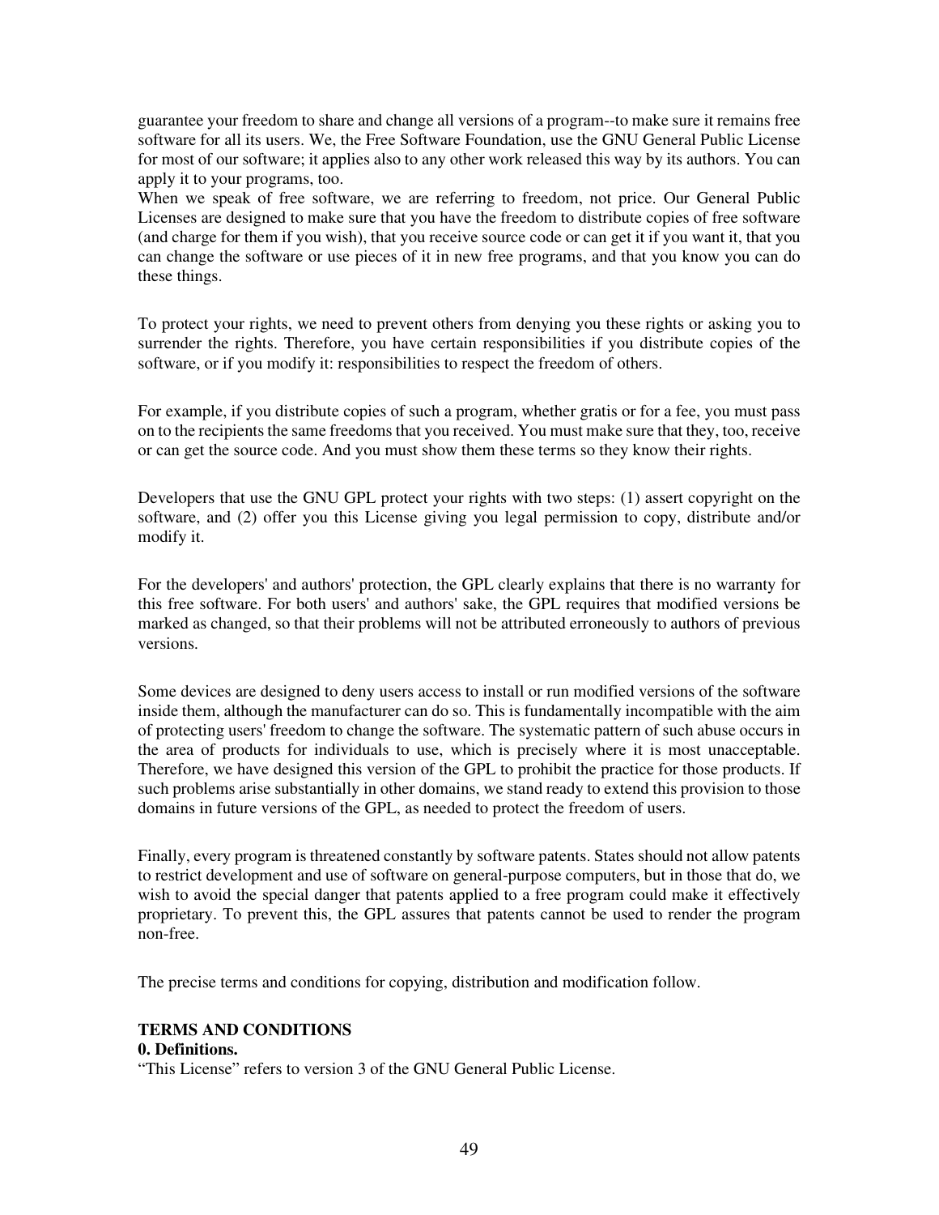guarantee your freedom to share and change all versions of a program--to make sure it remains free software for all its users. We, the Free Software Foundation, use the GNU General Public License for most of our software; it applies also to any other work released this way by its authors. You can apply it to your programs, too.

When we speak of free software, we are referring to freedom, not price. Our General Public Licenses are designed to make sure that you have the freedom to distribute copies of free software (and charge for them if you wish), that you receive source code or can get it if you want it, that you can change the software or use pieces of it in new free programs, and that you know you can do these things.

To protect your rights, we need to prevent others from denying you these rights or asking you to surrender the rights. Therefore, you have certain responsibilities if you distribute copies of the software, or if you modify it: responsibilities to respect the freedom of others.

For example, if you distribute copies of such a program, whether gratis or for a fee, you must pass on to the recipients the same freedoms that you received. You must make sure that they, too, receive or can get the source code. And you must show them these terms so they know their rights.

Developers that use the GNU GPL protect your rights with two steps: (1) assert copyright on the software, and (2) offer you this License giving you legal permission to copy, distribute and/or modify it.

For the developers' and authors' protection, the GPL clearly explains that there is no warranty for this free software. For both users' and authors' sake, the GPL requires that modified versions be marked as changed, so that their problems will not be attributed erroneously to authors of previous versions.

Some devices are designed to deny users access to install or run modified versions of the software inside them, although the manufacturer can do so. This is fundamentally incompatible with the aim of protecting users' freedom to change the software. The systematic pattern of such abuse occurs in the area of products for individuals to use, which is precisely where it is most unacceptable. Therefore, we have designed this version of the GPL to prohibit the practice for those products. If such problems arise substantially in other domains, we stand ready to extend this provision to those domains in future versions of the GPL, as needed to protect the freedom of users.

Finally, every program is threatened constantly by software patents. States should not allow patents to restrict development and use of software on general-purpose computers, but in those that do, we wish to avoid the special danger that patents applied to a free program could make it effectively proprietary. To prevent this, the GPL assures that patents cannot be used to render the program non-free.

The precise terms and conditions for copying, distribution and modification follow.

**TERMS AND CONDITIONS**

**0. Definitions.**

“This License” refers to version 3 of the GNU General Public License.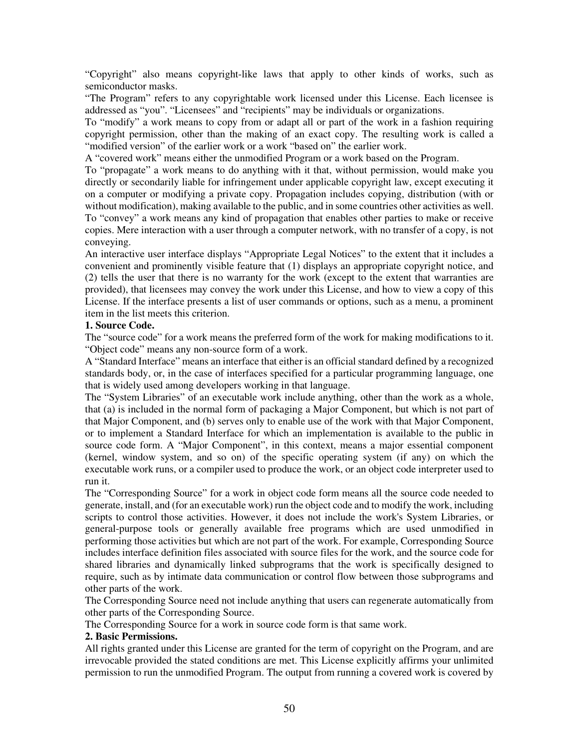“Copyright” also means copyright-like laws that apply to other kinds of works, such as semiconductor masks.

“The Program” refers to any copyrightable work licensed under this License. Each licensee is addressed as “you”. “Licensees” and “recipients” may be individuals or organizations.

To “modify” a work means to copy from or adapt all or part of the work in a fashion requiring copyright permission, other than the making of an exact copy. The resulting work is called a “modified version” of the earlier work or a work “based on” the earlier work.

A “covered work” means either the unmodified Program or a work based on the Program.

To “propagate” a work means to do anything with it that, without permission, would make you directly or secondarily liable for infringement under applicable copyright law, except executing it on a computer or modifying a private copy. Propagation includes copying, distribution (with or without modification), making available to the public, and in some countries other activities as well.

To “convey” a work means any kind of propagation that enables other parties to make or receive copies. Mere interaction with a user through a computer network, with no transfer of a copy, is not conveying.

An interactive user interface displays “Appropriate Legal Notices” to the extent that it includes a convenient and prominently visible feature that (1) displays an appropriate copyright notice, and (2) tells the user that there is no warranty for the work (except to the extent that warranties are provided), that licensees may convey the work under this License, and how to view a copy of this License. If the interface presents a list of user commands or options, such as a menu, a prominent item in the list meets this criterion.

**1. Source Code.**

The “source code” for a work means the preferred form of the work for making modifications to it. “Object code” means any non-source form of a work.

A “Standard Interface” means an interface that either is an official standard defined by a recognized standards body, or, in the case of interfaces specified for a particular programming language, one that is widely used among developers working in that language.

The “System Libraries” of an executable work include anything, other than the work as a whole, that (a) is included in the normal form of packaging a Major Component, but which is not part of that Major Component, and (b) serves only to enable use of the work with that Major Component, or to implement a Standard Interface for which an implementation is available to the public in source code form. A “Major Component”, in this context, means a major essential component (kernel, window system, and so on) of the specific operating system (if any) on which the executable work runs, or a compiler used to produce the work, or an object code interpreter used to run it.

The “Corresponding Source” for a work in object code form means all the source code needed to generate, install, and (for an executable work) run the object code and to modify the work, including scripts to control those activities. However, it does not include the work's System Libraries, or general-purpose tools or generally available free programs which are used unmodified in performing those activities but which are not part of the work. For example, Corresponding Source includes interface definition files associated with source files for the work, and the source code for shared libraries and dynamically linked subprograms that the work is specifically designed to require, such as by intimate data communication or control flow between those subprograms and other parts of the work.

The Corresponding Source need not include anything that users can regenerate automatically from other parts of the Corresponding Source.

The Corresponding Source for a work in source code form is that same work.

**2. Basic Permissions.**

All rights granted under this License are granted for the term of copyright on the Program, and are irrevocable provided the stated conditions are met. This License explicitly affirms your unlimited permission to run the unmodified Program. The output from running a covered work is covered by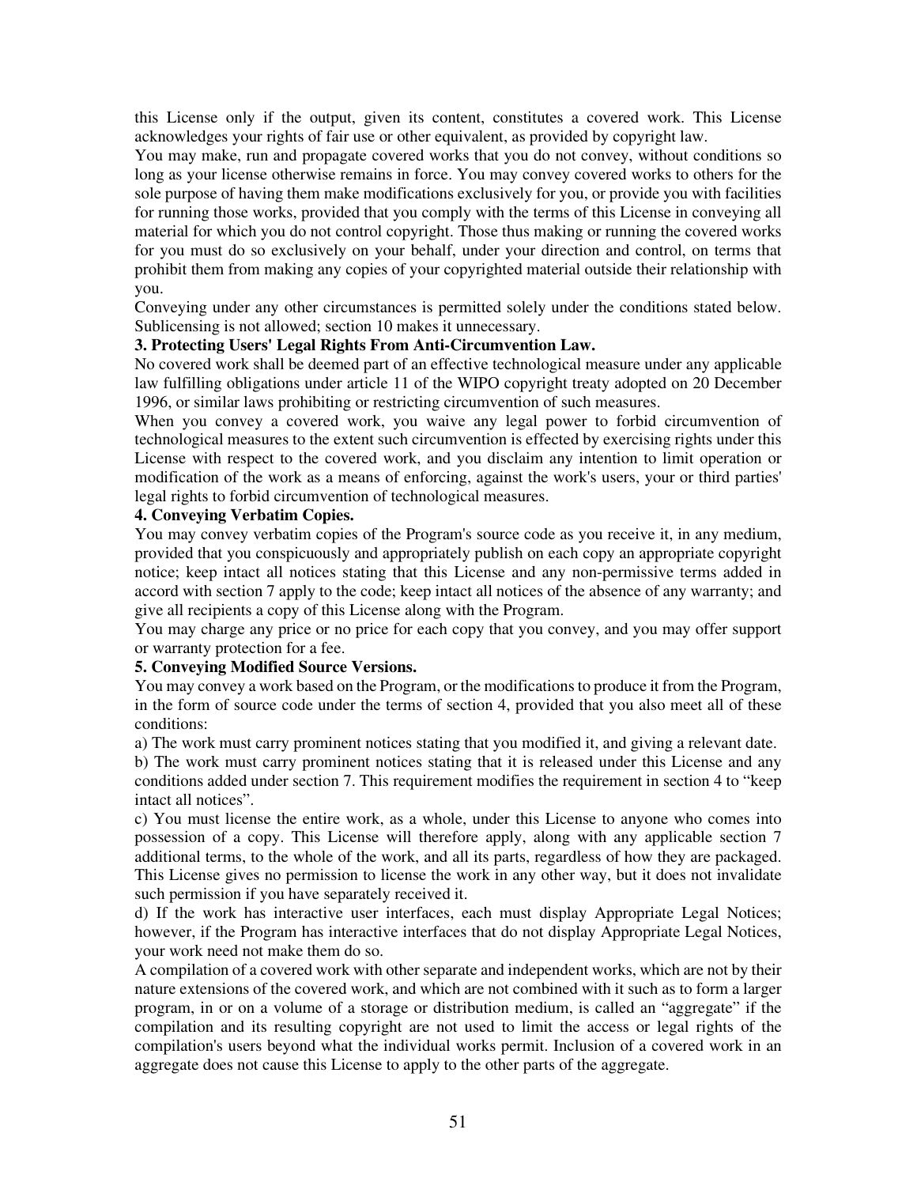this License only if the output, given its content, constitutes a covered work. This License acknowledges your rights of fair use or other equivalent, as provided by copyright law.

You may make, run and propagate covered works that you do not convey, without conditions so long as your license otherwise remains in force. You may convey covered works to others for the sole purpose of having them make modifications exclusively for you, or provide you with facilities for running those works, provided that you comply with the terms of this License in conveying all material for which you do not control copyright. Those thus making or running the covered works for you must do so exclusively on your behalf, under your direction and control, on terms that prohibit them from making any copies of your copyrighted material outside their relationship with you.

Conveying under any other circumstances is permitted solely under the conditions stated below. Sublicensing is not allowed; section 10 makes it unnecessary.

**3. Protecting Users' Legal Rights From Anti-Circumvention Law.**

No covered work shall be deemed part of an effective technological measure under any applicable law fulfilling obligations under article 11 of the WIPO copyright treaty adopted on 20 December 1996, or similar laws prohibiting or restricting circumvention of such measures.

When you convey a covered work, you waive any legal power to forbid circumvention of technological measures to the extent such circumvention is effected by exercising rights under this License with respect to the covered work, and you disclaim any intention to limit operation or modification of the work as a means of enforcing, against the work's users, your or third parties' legal rights to forbid circumvention of technological measures.

**4. Conveying Verbatim Copies.**

You may convey verbatim copies of the Program's source code as you receive it, in any medium, provided that you conspicuously and appropriately publish on each copy an appropriate copyright notice; keep intact all notices stating that this License and any non-permissive terms added in accord with section 7 apply to the code; keep intact all notices of the absence of any warranty; and give all recipients a copy of this License along with the Program.

You may charge any price or no price for each copy that you convey, and you may offer support or warranty protection for a fee.

**5. Conveying Modified Source Versions.**

You may convey a work based on the Program, or the modifications to produce it from the Program, in the form of source code under the terms of section 4, provided that you also meet all of these conditions:

a) The work must carry prominent notices stating that you modified it, and giving a relevant date.

b) The work must carry prominent notices stating that it is released under this License and any conditions added under section 7. This requirement modifies the requirement in section 4 to "keep intact all notices".

c) You must license the entire work, as a whole, under this License to anyone who comes into possession of a copy. This License will therefore apply, along with any applicable section 7 additional terms, to the whole of the work, and all its parts, regardless of how they are packaged. This License gives no permission to license the work in any other way, but it does not invalidate such permission if you have separately received it.

d) If the work has interactive user interfaces, each must display Appropriate Legal Notices; however, if the Program has interactive interfaces that do not display Appropriate Legal Notices, your work need not make them do so.

A compilation of a covered work with other separate and independent works, which are not by their nature extensions of the covered work, and which are not combined with it such as to form a larger program, in or on a volume of a storage or distribution medium, is called an "aggregate" if the compilation and its resulting copyright are not used to limit the access or legal rights of the compilation's users beyond what the individual works permit. Inclusion of a covered work in an aggregate does not cause this License to apply to the other parts of the aggregate.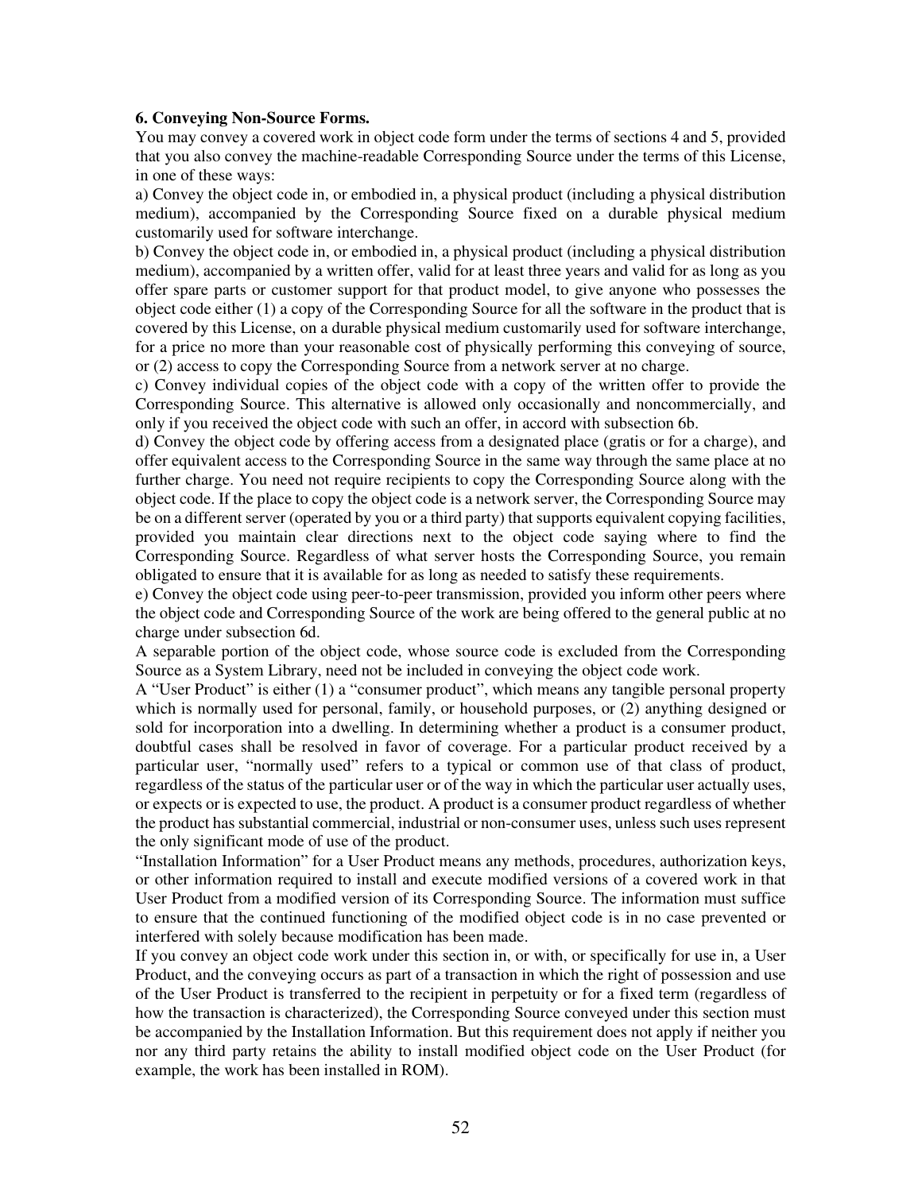**6. Conveying Non-Source Forms.**

You may convey a covered work in object code form under the terms of sections 4 and 5, provided that you also convey the machine-readable Corresponding Source under the terms of this License, in one of these ways:

a) Convey the object code in, or embodied in, a physical product (including a physical distribution medium), accompanied by the Corresponding Source fixed on a durable physical medium customarily used for software interchange.

b) Convey the object code in, or embodied in, a physical product (including a physical distribution medium), accompanied by a written offer, valid for at least three years and valid for as long as you offer spare parts or customer support for that product model, to give anyone who possesses the object code either (1) a copy of the Corresponding Source for all the software in the product that is covered by this License, on a durable physical medium customarily used for software interchange, for a price no more than your reasonable cost of physically performing this conveying of source, or (2) access to copy the Corresponding Source from a network server at no charge.

c) Convey individual copies of the object code with a copy of the written offer to provide the Corresponding Source. This alternative is allowed only occasionally and noncommercially, and only if you received the object code with such an offer, in accord with subsection 6b.

d) Convey the object code by offering access from a designated place (gratis or for a charge), and offer equivalent access to the Corresponding Source in the same way through the same place at no further charge. You need not require recipients to copy the Corresponding Source along with the object code. If the place to copy the object code is a network server, the Corresponding Source may be on a different server (operated by you or a third party) that supports equivalent copying facilities, provided you maintain clear directions next to the object code saying where to find the Corresponding Source. Regardless of what server hosts the Corresponding Source, you remain obligated to ensure that it is available for as long as needed to satisfy these requirements.

e) Convey the object code using peer-to-peer transmission, provided you inform other peers where the object code and Corresponding Source of the work are being offered to the general public at no charge under subsection 6d.

A separable portion of the object code, whose source code is excluded from the Corresponding Source as a System Library, need not be included in conveying the object code work.

A “User Product” is either (1) a “consumer product”, which means any tangible personal property which is normally used for personal, family, or household purposes, or (2) anything designed or sold for incorporation into a dwelling. In determining whether a product is a consumer product, doubtful cases shall be resolved in favor of coverage. For a particular product received by a particular user, “normally used” refers to a typical or common use of that class of product, regardless of the status of the particular user or of the way in which the particular user actually uses, or expects or is expected to use, the product. A product is a consumer product regardless of whether the product has substantial commercial, industrial or non-consumer uses, unless such uses represent the only significant mode of use of the product.

“Installation Information” for a User Product means any methods, procedures, authorization keys, or other information required to install and execute modified versions of a covered work in that User Product from a modified version of its Corresponding Source. The information must suffice to ensure that the continued functioning of the modified object code is in no case prevented or interfered with solely because modification has been made.

If you convey an object code work under this section in, or with, or specifically for use in, a User Product, and the conveying occurs as part of a transaction in which the right of possession and use of the User Product is transferred to the recipient in perpetuity or for a fixed term (regardless of how the transaction is characterized), the Corresponding Source conveyed under this section must be accompanied by the Installation Information. But this requirement does not apply if neither you nor any third party retains the ability to install modified object code on the User Product (for example, the work has been installed in ROM).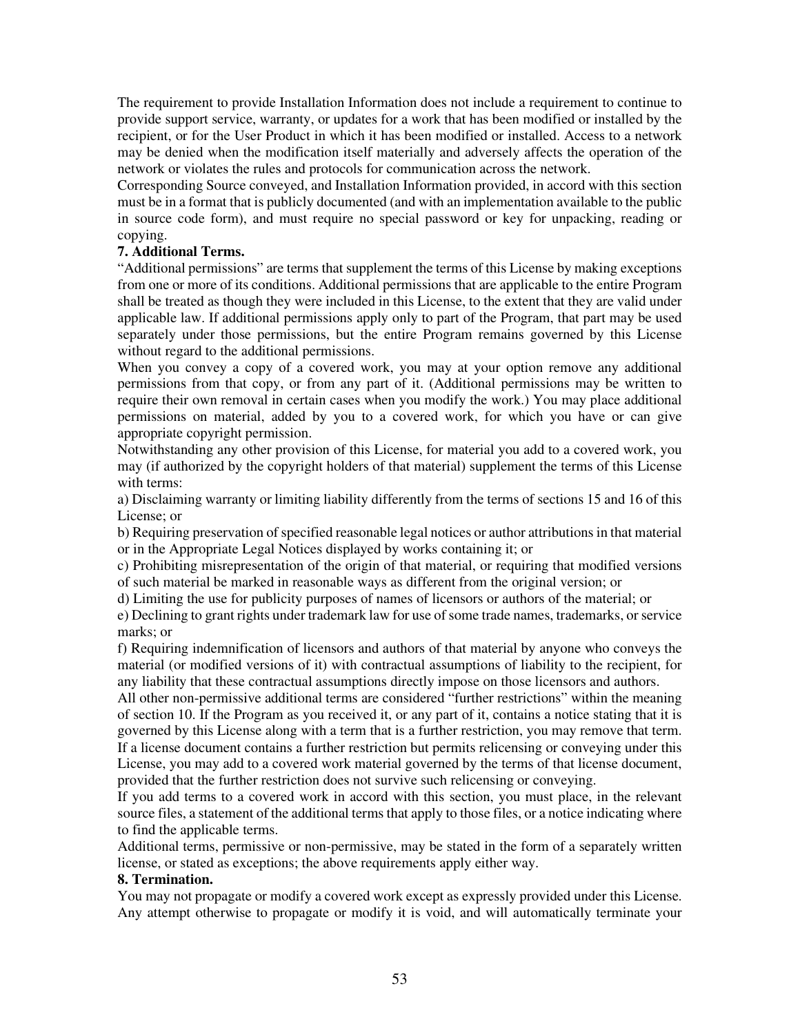The requirement to provide Installation Information does not include a requirement to continue to provide support service, warranty, or updates for a work that has been modified or installed by the recipient, or for the User Product in which it has been modified or installed. Access to a network may be denied when the modification itself materially and adversely affects the operation of the network or violates the rules and protocols for communication across the network.

Corresponding Source conveyed, and Installation Information provided, in accord with this section must be in a format that is publicly documented (and with an implementation available to the public in source code form), and must require no special password or key for unpacking, reading or copying.

**7. Additional Terms.**

"Additional permissions" are terms that supplement the terms of this License by making exceptions from one or more of its conditions. Additional permissions that are applicable to the entire Program shall be treated as though they were included in this License, to the extent that they are valid under applicable law. If additional permissions apply only to part of the Program, that part may be used separately under those permissions, but the entire Program remains governed by this License without regard to the additional permissions.

When you convey a copy of a covered work, you may at your option remove any additional permissions from that copy, or from any part of it. (Additional permissions may be written to require their own removal in certain cases when you modify the work.) You may place additional permissions on material, added by you to a covered work, for which you have or can give appropriate copyright permission.

Notwithstanding any other provision of this License, for material you add to a covered work, you may (if authorized by the copyright holders of that material) supplement the terms of this License with terms:

a) Disclaiming warranty or limiting liability differently from the terms of sections 15 and 16 of this License; or

b) Requiring preservation of specified reasonable legal notices or author attributions in that material or in the Appropriate Legal Notices displayed by works containing it; or

c) Prohibiting misrepresentation of the origin of that material, or requiring that modified versions of such material be marked in reasonable ways as different from the original version; or

d) Limiting the use for publicity purposes of names of licensors or authors of the material; or

e) Declining to grant rights under trademark law for use of some trade names, trademarks, or service marks; or

f) Requiring indemnification of licensors and authors of that material by anyone who conveys the material (or modified versions of it) with contractual assumptions of liability to the recipient, for any liability that these contractual assumptions directly impose on those licensors and authors.

All other non-permissive additional terms are considered "further restrictions" within the meaning of section 10. If the Program as you received it, or any part of it, contains a notice stating that it is governed by this License along with a term that is a further restriction, you may remove that term. If a license document contains a further restriction but permits relicensing or conveying under this License, you may add to a covered work material governed by the terms of that license document, provided that the further restriction does not survive such relicensing or conveying.

If you add terms to a covered work in accord with this section, you must place, in the relevant source files, a statement of the additional terms that apply to those files, or a notice indicating where to find the applicable terms.

Additional terms, permissive or non-permissive, may be stated in the form of a separately written license, or stated as exceptions; the above requirements apply either way.

**8. Termination.**

You may not propagate or modify a covered work except as expressly provided under this License. Any attempt otherwise to propagate or modify it is void, and will automatically terminate your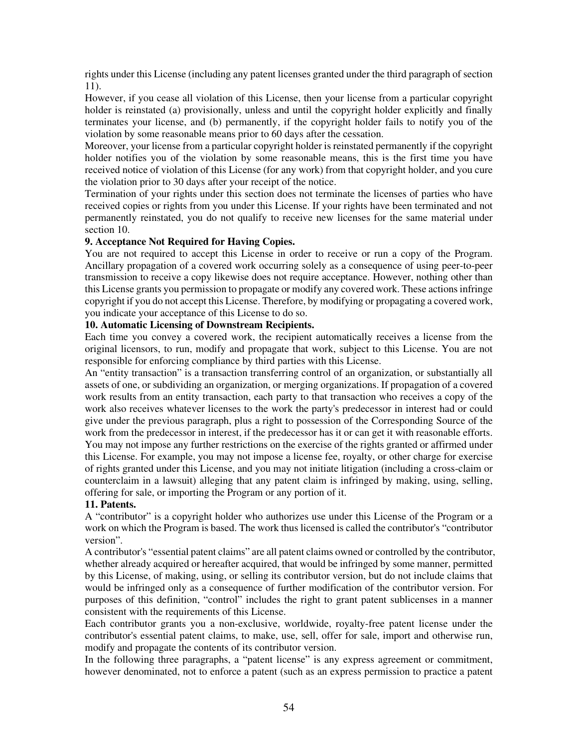rights under this License (including any patent licenses granted under the third paragraph of section 11).

However, if you cease all violation of this License, then your license from a particular copyright holder is reinstated (a) provisionally, unless and until the copyright holder explicitly and finally terminates your license, and (b) permanently, if the copyright holder fails to notify you of the violation by some reasonable means prior to 60 days after the cessation.

Moreover, your license from a particular copyright holder is reinstated permanently if the copyright holder notifies you of the violation by some reasonable means, this is the first time you have received notice of violation of this License (for any work) from that copyright holder, and you cure the violation prior to 30 days after your receipt of the notice.

Termination of your rights under this section does not terminate the licenses of parties who have received copies or rights from you under this License. If your rights have been terminated and not permanently reinstated, you do not qualify to receive new licenses for the same material under section 10.

**9. Acceptance Not Required for Having Copies.**

You are not required to accept this License in order to receive or run a copy of the Program. Ancillary propagation of a covered work occurring solely as a consequence of using peer-to-peer transmission to receive a copy likewise does not require acceptance. However, nothing other than this License grants you permission to propagate or modify any covered work. These actions infringe copyright if you do not accept this License. Therefore, by modifying or propagating a covered work, you indicate your acceptance of this License to do so.

**10. Automatic Licensing of Downstream Recipients.**

Each time you convey a covered work, the recipient automatically receives a license from the original licensors, to run, modify and propagate that work, subject to this License. You are not responsible for enforcing compliance by third parties with this License.

An "entity transaction" is a transaction transferring control of an organization, or substantially all assets of one, or subdividing an organization, or merging organizations. If propagation of a covered work results from an entity transaction, each party to that transaction who receives a copy of the work also receives whatever licenses to the work the party's predecessor in interest had or could give under the previous paragraph, plus a right to possession of the Corresponding Source of the work from the predecessor in interest, if the predecessor has it or can get it with reasonable efforts.

You may not impose any further restrictions on the exercise of the rights granted or affirmed under this License. For example, you may not impose a license fee, royalty, or other charge for exercise of rights granted under this License, and you may not initiate litigation (including a cross-claim or counterclaim in a lawsuit) alleging that any patent claim is infringed by making, using, selling, offering for sale, or importing the Program or any portion of it.

**11. Patents.**

A "contributor" is a copyright holder who authorizes use under this License of the Program or a work on which the Program is based. The work thus licensed is called the contributor's "contributor version".

A contributor's "essential patent claims" are all patent claims owned or controlled by the contributor, whether already acquired or hereafter acquired, that would be infringed by some manner, permitted by this License, of making, using, or selling its contributor version, but do not include claims that would be infringed only as a consequence of further modification of the contributor version. For purposes of this definition, "control" includes the right to grant patent sublicenses in a manner consistent with the requirements of this License.

Each contributor grants you a non-exclusive, worldwide, royalty-free patent license under the contributor's essential patent claims, to make, use, sell, offer for sale, import and otherwise run, modify and propagate the contents of its contributor version.

In the following three paragraphs, a "patent license" is any express agreement or commitment, however denominated, not to enforce a patent (such as an express permission to practice a patent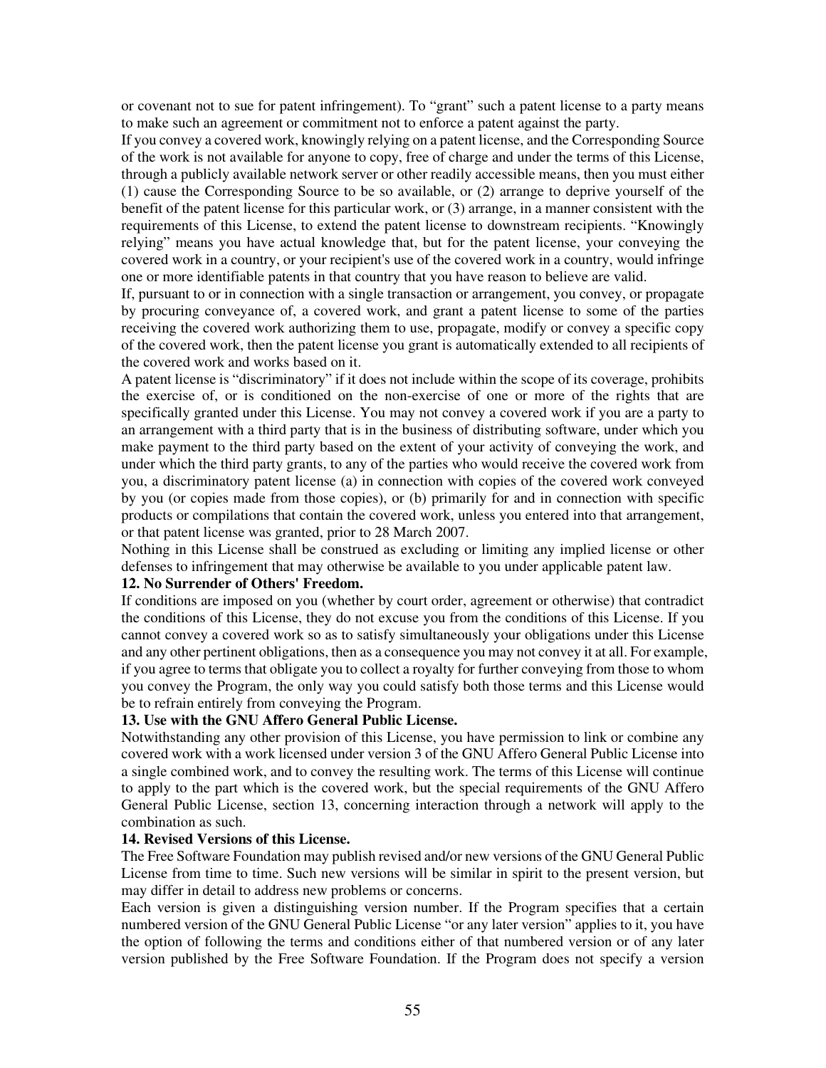or covenant not to sue for patent infringement). To "grant" such a patent license to a party means to make such an agreement or commitment not to enforce a patent against the party.

If you convey a covered work, knowingly relying on a patent license, and the Corresponding Source of the work is not available for anyone to copy, free of charge and under the terms of this License, through a publicly available network server or other readily accessible means, then you must either (1) cause the Corresponding Source to be so available, or (2) arrange to deprive yourself of the benefit of the patent license for this particular work, or (3) arrange, in a manner consistent with the requirements of this License, to extend the patent license to downstream recipients. "Knowingly relying" means you have actual knowledge that, but for the patent license, your conveying the covered work in a country, or your recipient's use of the covered work in a country, would infringe one or more identifiable patents in that country that you have reason to believe are valid.

If, pursuant to or in connection with a single transaction or arrangement, you convey, or propagate by procuring conveyance of, a covered work, and grant a patent license to some of the parties receiving the covered work authorizing them to use, propagate, modify or convey a specific copy of the covered work, then the patent license you grant is automatically extended to all recipients of the covered work and works based on it.

A patent license is "discriminatory" if it does not include within the scope of its coverage, prohibits the exercise of, or is conditioned on the non-exercise of one or more of the rights that are specifically granted under this License. You may not convey a covered work if you are a party to an arrangement with a third party that is in the business of distributing software, under which you make payment to the third party based on the extent of your activity of conveying the work, and under which the third party grants, to any of the parties who would receive the covered work from you, a discriminatory patent license (a) in connection with copies of the covered work conveyed by you (or copies made from those copies), or (b) primarily for and in connection with specific products or compilations that contain the covered work, unless you entered into that arrangement, or that patent license was granted, prior to 28 March 2007.

Nothing in this License shall be construed as excluding or limiting any implied license or other defenses to infringement that may otherwise be available to you under applicable patent law.

**12. No Surrender of Others' Freedom.**

If conditions are imposed on you (whether by court order, agreement or otherwise) that contradict the conditions of this License, they do not excuse you from the conditions of this License. If you cannot convey a covered work so as to satisfy simultaneously your obligations under this License and any other pertinent obligations, then as a consequence you may not convey it at all. For example, if you agree to terms that obligate you to collect a royalty for further conveying from those to whom you convey the Program, the only way you could satisfy both those terms and this License would be to refrain entirely from conveying the Program.

**13. Use with the GNU Affero General Public License.**

Notwithstanding any other provision of this License, you have permission to link or combine any covered work with a work licensed under version 3 of the GNU Affero General Public License into a single combined work, and to convey the resulting work. The terms of this License will continue to apply to the part which is the covered work, but the special requirements of the GNU Affero General Public License, section 13, concerning interaction through a network will apply to the combination as such.

**14. Revised Versions of this License.**

The Free Software Foundation may publish revised and/or new versions of the GNU General Public License from time to time. Such new versions will be similar in spirit to the present version, but may differ in detail to address new problems or concerns.

Each version is given a distinguishing version number. If the Program specifies that a certain numbered version of the GNU General Public License "or any later version" applies to it, you have the option of following the terms and conditions either of that numbered version or of any later version published by the Free Software Foundation. If the Program does not specify a version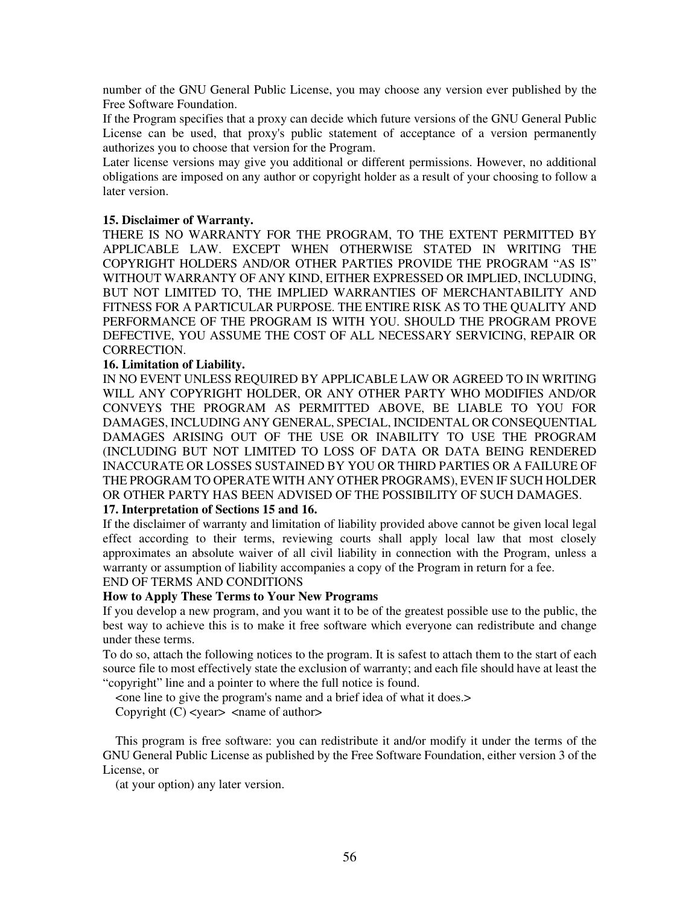number of the GNU General Public License, you may choose any version ever published by the Free Software Foundation.

If the Program specifies that a proxy can decide which future versions of the GNU General Public License can be used, that proxy's public statement of acceptance of a version permanently authorizes you to choose that version for the Program.

Later license versions may give you additional or different permissions. However, no additional obligations are imposed on any author or copyright holder as a result of your choosing to follow a later version.

**15. Disclaimer of Warranty.**

THERE IS NO WARRANTY FOR THE PROGRAM, TO THE EXTENT PERMITTED BY APPLICABLE LAW. EXCEPT WHEN OTHERWISE STATED IN WRITING THE COPYRIGHT HOLDERS AND/OR OTHER PARTIES PROVIDE THE PROGRAM "AS IS" WITHOUT WARRANTY OF ANY KIND, EITHER EXPRESSED OR IMPLIED, INCLUDING, BUT NOT LIMITED TO, THE IMPLIED WARRANTIES OF MERCHANTABILITY AND FITNESS FOR A PARTICULAR PURPOSE. THE ENTIRE RISK AS TO THE QUALITY AND PERFORMANCE OF THE PROGRAM IS WITH YOU. SHOULD THE PROGRAM PROVE DEFECTIVE, YOU ASSUME THE COST OF ALL NECESSARY SERVICING, REPAIR OR CORRECTION.

**16. Limitation of Liability.**

IN NO EVENT UNLESS REQUIRED BY APPLICABLE LAW OR AGREED TO IN WRITING WILL ANY COPYRIGHT HOLDER, OR ANY OTHER PARTY WHO MODIFIES AND/OR CONVEYS THE PROGRAM AS PERMITTED ABOVE, BE LIABLE TO YOU FOR DAMAGES, INCLUDING ANY GENERAL, SPECIAL, INCIDENTAL OR CONSEQUENTIAL DAMAGES ARISING OUT OF THE USE OR INABILITY TO USE THE PROGRAM (INCLUDING BUT NOT LIMITED TO LOSS OF DATA OR DATA BEING RENDERED INACCURATE OR LOSSES SUSTAINED BY YOU OR THIRD PARTIES OR A FAILURE OF THE PROGRAM TO OPERATE WITH ANY OTHER PROGRAMS), EVEN IF SUCH HOLDER OR OTHER PARTY HAS BEEN ADVISED OF THE POSSIBILITY OF SUCH DAMAGES.

**17. Interpretation of Sections 15 and 16.**

If the disclaimer of warranty and limitation of liability provided above cannot be given local legal effect according to their terms, reviewing courts shall apply local law that most closely approximates an absolute waiver of all civil liability in connection with the Program, unless a warranty or assumption of liability accompanies a copy of the Program in return for a fee.

END OF TERMS AND CONDITIONS

**How to Apply These Terms to Your New Programs**

If you develop a new program, and you want it to be of the greatest possible use to the public, the best way to achieve this is to make it free software which everyone can redistribute and change under these terms.

To do so, attach the following notices to the program. It is safest to attach them to the start of each source file to most effectively state the exclusion of warranty; and each file should have at least the "copyright" line and a pointer to where the full notice is found.

<one line to give the program's name and a brief idea of what it does.>
Copyright (C) <year> <name of author>

This program is free software: you can redistribute it and/or modify it under the terms of the GNU General Public License as published by the Free Software Foundation, either version 3 of the License, or

(at your option) any later version.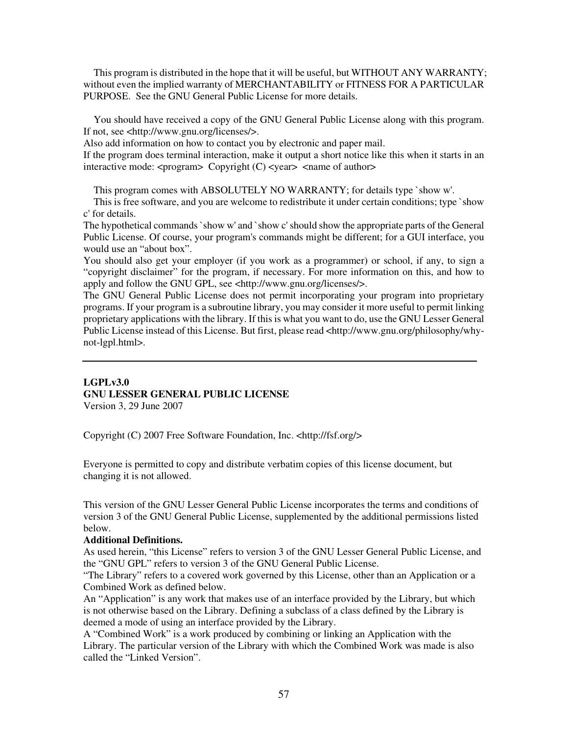This program is distributed in the hope that it will be useful, but WITHOUT ANY WARRANTY; without even the implied warranty of MERCHANTABILITY or FITNESS FOR A PARTICULAR PURPOSE. See the GNU General Public License for more details.

You should have received a copy of the GNU General Public License along with this program. If not, see <http://www.gnu.org/licenses/>.

Also add information on how to contact you by electronic and paper mail.

If the program does terminal interaction, make it output a short notice like this when it starts in an interactive mode: <program> Copyright (C) <year> <name of author>

This program comes with ABSOLUTELY NO WARRANTY; for details type `show w'.

This is free software, and you are welcome to redistribute it under certain conditions; type `show c' for details.

The hypothetical commands `show w' and `show c' should show the appropriate parts of the General Public License. Of course, your program's commands might be different; for a GUI interface, you would use an "about box".

You should also get your employer (if you work as a programmer) or school, if any, to sign a "copyright disclaimer" for the program, if necessary. For more information on this, and how to apply and follow the GNU GPL, see <http://www.gnu.org/licenses/>.

The GNU General Public License does not permit incorporating your program into proprietary programs. If your program is a subroutine library, you may consider it more useful to permit linking proprietary applications with the library. If this is what you want to do, use the GNU Lesser General Public License instead of this License. But first, please read <http://www.gnu.org/philosophy/why-not-lgpl.html>.

---

**LGPLv3.0**
**GNU LESSER GENERAL PUBLIC LICENSE**
Version 3, 29 June 2007

Copyright (C) 2007 Free Software Foundation, Inc. <http://fsf.org/>

Everyone is permitted to copy and distribute verbatim copies of this license document, but changing it is not allowed.

This version of the GNU Lesser General Public License incorporates the terms and conditions of version 3 of the GNU General Public License, supplemented by the additional permissions listed below.

**Additional Definitions.**

As used herein, "this License" refers to version 3 of the GNU Lesser General Public License, and the "GNU GPL" refers to version 3 of the GNU General Public License.

"The Library" refers to a covered work governed by this License, other than an Application or a Combined Work as defined below.

An "Application" is any work that makes use of an interface provided by the Library, but which is not otherwise based on the Library. Defining a subclass of a class defined by the Library is deemed a mode of using an interface provided by the Library.

A "Combined Work" is a work produced by combining or linking an Application with the Library. The particular version of the Library with which the Combined Work was made is also called the "Linked Version".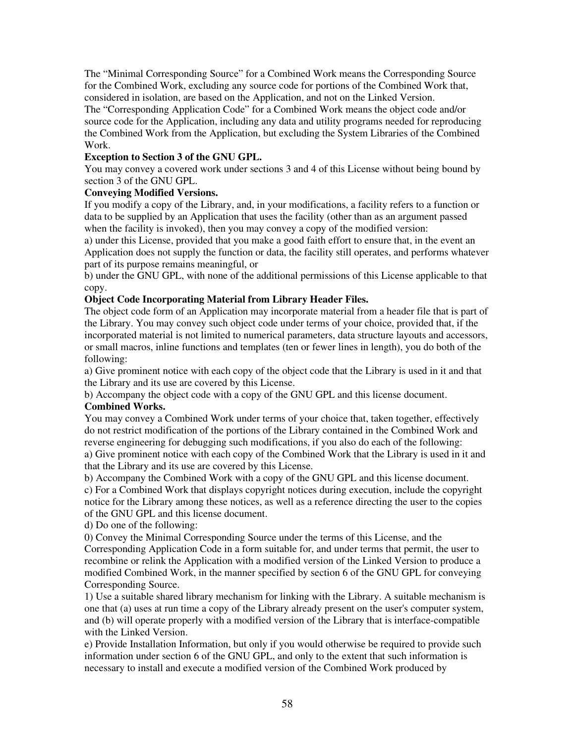The “Minimal Corresponding Source” for a Combined Work means the Corresponding Source for the Combined Work, excluding any source code for portions of the Combined Work that, considered in isolation, are based on the Application, and not on the Linked Version.

The “Corresponding Application Code” for a Combined Work means the object code and/or source code for the Application, including any data and utility programs needed for reproducing the Combined Work from the Application, but excluding the System Libraries of the Combined Work.

**Exception to Section 3 of the GNU GPL.**

You may convey a covered work under sections 3 and 4 of this License without being bound by section 3 of the GNU GPL.

**Conveying Modified Versions.**

If you modify a copy of the Library, and, in your modifications, a facility refers to a function or data to be supplied by an Application that uses the facility (other than as an argument passed when the facility is invoked), then you may convey a copy of the modified version:

a) under this License, provided that you make a good faith effort to ensure that, in the event an Application does not supply the function or data, the facility still operates, and performs whatever part of its purpose remains meaningful, or

b) under the GNU GPL, with none of the additional permissions of this License applicable to that copy.

**Object Code Incorporating Material from Library Header Files.**

The object code form of an Application may incorporate material from a header file that is part of the Library. You may convey such object code under terms of your choice, provided that, if the incorporated material is not limited to numerical parameters, data structure layouts and accessors, or small macros, inline functions and templates (ten or fewer lines in length), you do both of the following:

a) Give prominent notice with each copy of the object code that the Library is used in it and that the Library and its use are covered by this License.

b) Accompany the object code with a copy of the GNU GPL and this license document.

**Combined Works.**

You may convey a Combined Work under terms of your choice that, taken together, effectively do not restrict modification of the portions of the Library contained in the Combined Work and reverse engineering for debugging such modifications, if you also do each of the following:

a) Give prominent notice with each copy of the Combined Work that the Library is used in it and that the Library and its use are covered by this License.

b) Accompany the Combined Work with a copy of the GNU GPL and this license document.

c) For a Combined Work that displays copyright notices during execution, include the copyright notice for the Library among these notices, as well as a reference directing the user to the copies of the GNU GPL and this license document.

d) Do one of the following:

0) Convey the Minimal Corresponding Source under the terms of this License, and the Corresponding Application Code in a form suitable for, and under terms that permit, the user to recombine or relink the Application with a modified version of the Linked Version to produce a modified Combined Work, in the manner specified by section 6 of the GNU GPL for conveying Corresponding Source.

1) Use a suitable shared library mechanism for linking with the Library. A suitable mechanism is one that (a) uses at run time a copy of the Library already present on the user's computer system, and (b) will operate properly with a modified version of the Library that is interface-compatible with the Linked Version.

e) Provide Installation Information, but only if you would otherwise be required to provide such information under section 6 of the GNU GPL, and only to the extent that such information is necessary to install and execute a modified version of the Combined Work produced by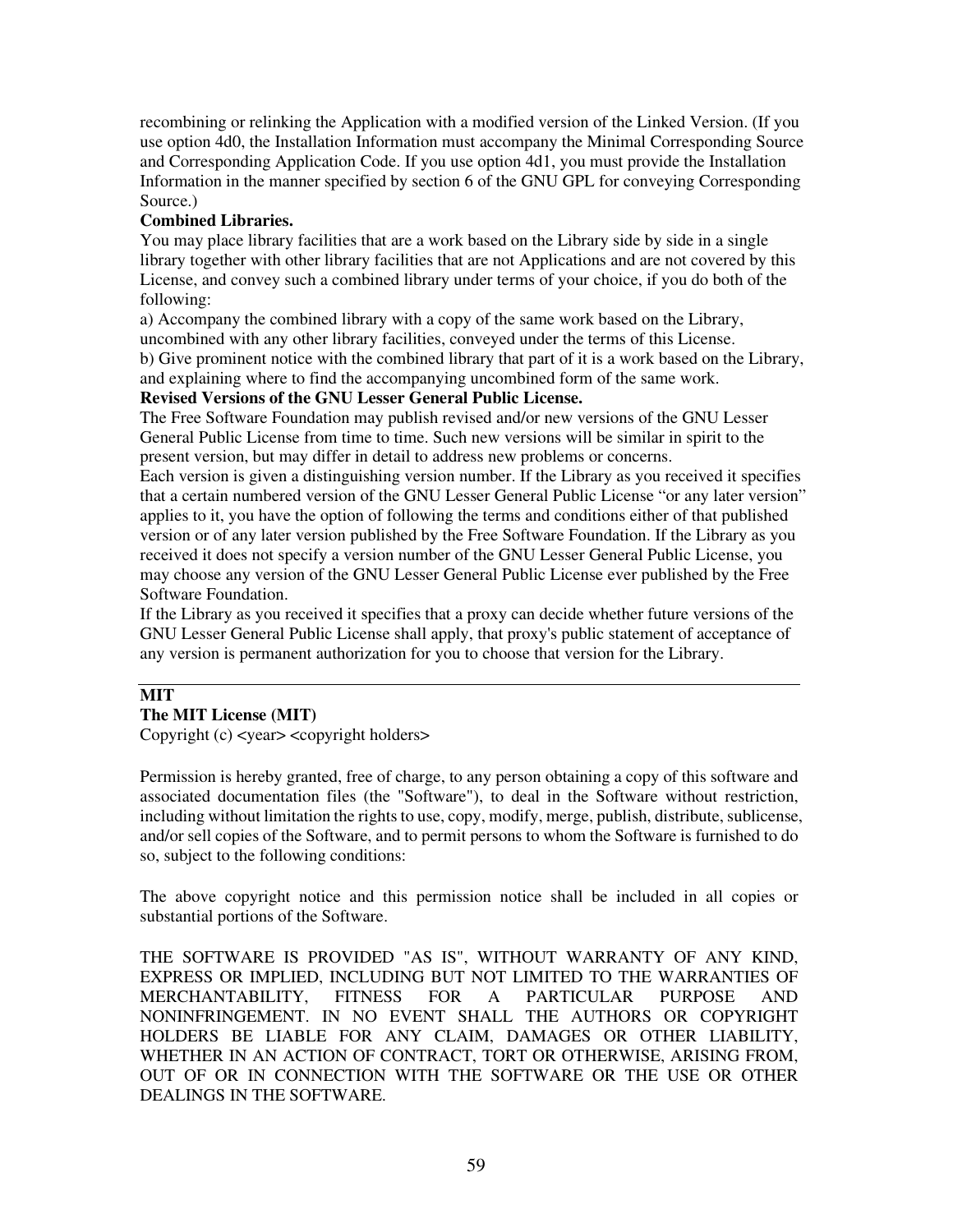recombining or relinking the Application with a modified version of the Linked Version. (If you use option 4d0, the Installation Information must accompany the Minimal Corresponding Source and Corresponding Application Code. If you use option 4d1, you must provide the Installation Information in the manner specified by section 6 of the GNU GPL for conveying Corresponding Source.)

**Combined Libraries.**

You may place library facilities that are a work based on the Library side by side in a single library together with other library facilities that are not Applications and are not covered by this License, and convey such a combined library under terms of your choice, if you do both of the following:

a) Accompany the combined library with a copy of the same work based on the Library, uncombined with any other library facilities, conveyed under the terms of this License.

b) Give prominent notice with the combined library that part of it is a work based on the Library, and explaining where to find the accompanying uncombined form of the same work.

**Revised Versions of the GNU Lesser General Public License.**

The Free Software Foundation may publish revised and/or new versions of the GNU Lesser General Public License from time to time. Such new versions will be similar in spirit to the present version, but may differ in detail to address new problems or concerns.

Each version is given a distinguishing version number. If the Library as you received it specifies that a certain numbered version of the GNU Lesser General Public License "or any later version" applies to it, you have the option of following the terms and conditions either of that published version or of any later version published by the Free Software Foundation. If the Library as you received it does not specify a version number of the GNU Lesser General Public License, you may choose any version of the GNU Lesser General Public License ever published by the Free Software Foundation.

If the Library as you received it specifies that a proxy can decide whether future versions of the GNU Lesser General Public License shall apply, that proxy's public statement of acceptance of any version is permanent authorization for you to choose that version for the Library.

---

**MIT**

**The MIT License (MIT)**

Copyright (c) <year> <copyright holders>

Permission is hereby granted, free of charge, to any person obtaining a copy of this software and associated documentation files (the "Software"), to deal in the Software without restriction, including without limitation the rights to use, copy, modify, merge, publish, distribute, sublicense, and/or sell copies of the Software, and to permit persons to whom the Software is furnished to do so, subject to the following conditions:

The above copyright notice and this permission notice shall be included in all copies or substantial portions of the Software.

THE SOFTWARE IS PROVIDED "AS IS", WITHOUT WARRANTY OF ANY KIND, EXPRESS OR IMPLIED, INCLUDING BUT NOT LIMITED TO THE WARRANTIES OF MERCHANTABILITY, FITNESS FOR A PARTICULAR PURPOSE AND NONINFRINGEMENT. IN NO EVENT SHALL THE AUTHORS OR COPYRIGHT HOLDERS BE LIABLE FOR ANY CLAIM, DAMAGES OR OTHER LIABILITY, WHETHER IN AN ACTION OF CONTRACT, TORT OR OTHERWISE, ARISING FROM, OUT OF OR IN CONNECTION WITH THE SOFTWARE OR THE USE OR OTHER DEALINGS IN THE SOFTWARE.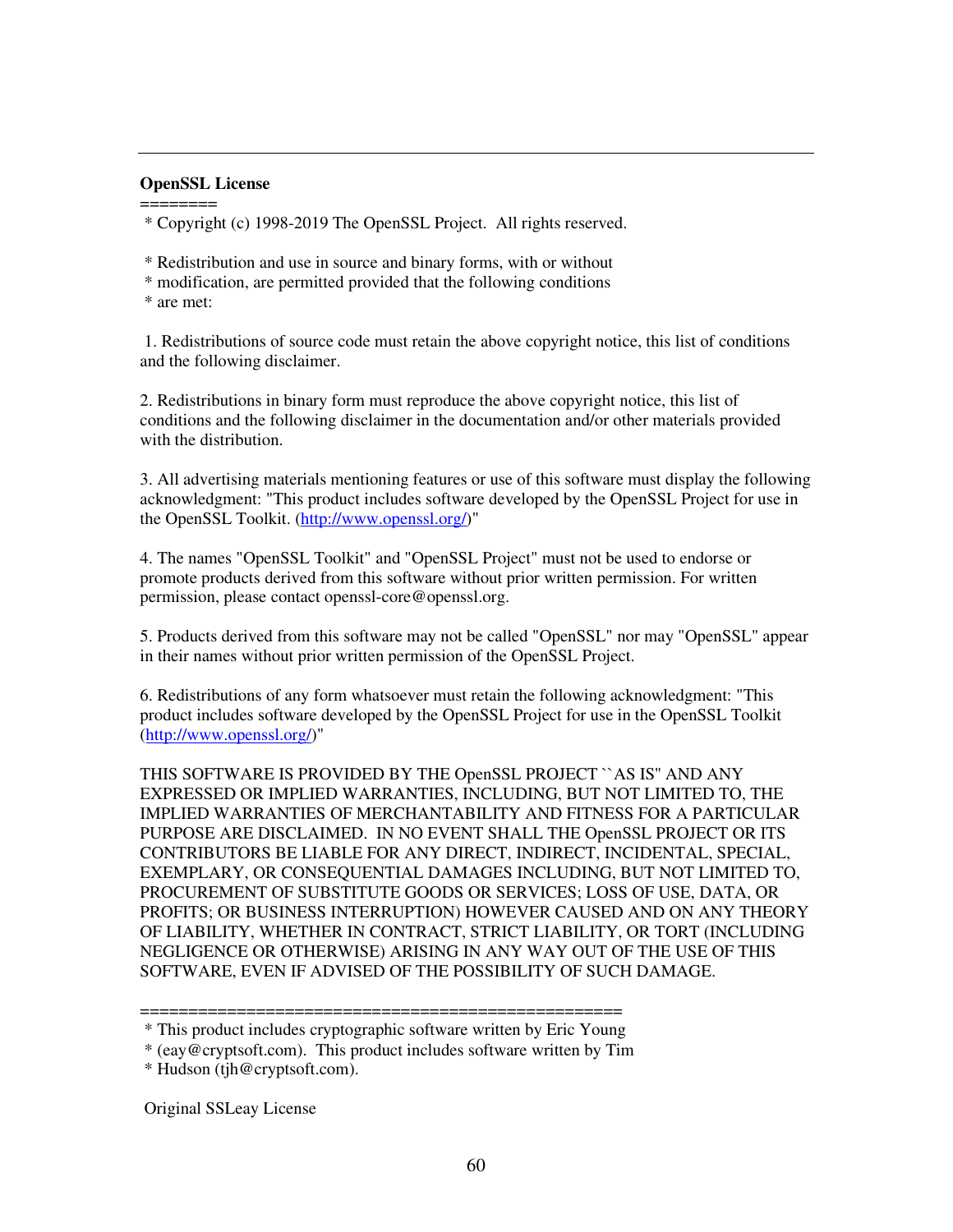---

**OpenSSL License**

========

* Copyright (c) 1998-2019 The OpenSSL Project.  All rights reserved.

* Redistribution and use in source and binary forms, with or without
* modification, are permitted provided that the following conditions
* are met:

1. Redistributions of source code must retain the above copyright notice, this list of conditions and the following disclaimer.

2. Redistributions in binary form must reproduce the above copyright notice, this list of conditions and the following disclaimer in the documentation and/or other materials provided with the distribution.

3. All advertising materials mentioning features or use of this software must display the following acknowledgment: "This product includes software developed by the OpenSSL Project for use in the OpenSSL Toolkit. (http://www.openssl.org/)"

4. The names "OpenSSL Toolkit" and "OpenSSL Project" must not be used to endorse or promote products derived from this software without prior written permission. For written permission, please contact openssl-core@openssl.org.

5. Products derived from this software may not be called "OpenSSL" nor may "OpenSSL" appear in their names without prior written permission of the OpenSSL Project.

6. Redistributions of any form whatsoever must retain the following acknowledgment: "This product includes software developed by the OpenSSL Project for use in the OpenSSL Toolkit (http://www.openssl.org/)"

THIS SOFTWARE IS PROVIDED BY THE OpenSSL PROJECT ``AS IS'' AND ANY EXPRESSED OR IMPLIED WARRANTIES, INCLUDING, BUT NOT LIMITED TO, THE IMPLIED WARRANTIES OF MERCHANTABILITY AND FITNESS FOR A PARTICULAR PURPOSE ARE DISCLAIMED.  IN NO EVENT SHALL THE OpenSSL PROJECT OR ITS CONTRIBUTORS BE LIABLE FOR ANY DIRECT, INDIRECT, INCIDENTAL, SPECIAL, EXEMPLARY, OR CONSEQUENTIAL DAMAGES INCLUDING, BUT NOT LIMITED TO, PROCUREMENT OF SUBSTITUTE GOODS OR SERVICES; LOSS OF USE, DATA, OR PROFITS; OR BUSINESS INTERRUPTION) HOWEVER CAUSED AND ON ANY THEORY OF LIABILITY, WHETHER IN CONTRACT, STRICT LIABILITY, OR TORT (INCLUDING NEGLIGENCE OR OTHERWISE) ARISING IN ANY WAY OUT OF THE USE OF THIS SOFTWARE, EVEN IF ADVISED OF THE POSSIBILITY OF SUCH DAMAGE.

==================================================

* This product includes cryptographic software written by Eric Young
* (eay@cryptsoft.com).  This product includes software written by Tim
* Hudson (tjh@cryptsoft.com).

Original SSLeay License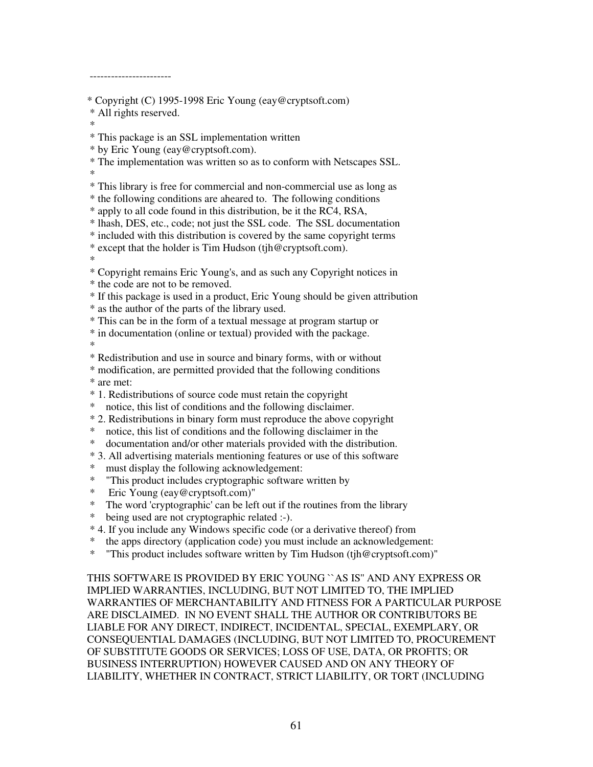-----------------------

\* Copyright (C) 1995-1998 Eric Young (eay@cryptsoft.com)
 \* All rights reserved.
 \*
 \* This package is an SSL implementation written
 \* by Eric Young (eay@cryptsoft.com).
 \* The implementation was written so as to conform with Netscapes SSL.
 \*
 \* This library is free for commercial and non-commercial use as long as
 \* the following conditions are aheared to.  The following conditions
 \* apply to all code found in this distribution, be it the RC4, RSA,
 \* lhash, DES, etc., code; not just the SSL code.  The SSL documentation
 \* included with this distribution is covered by the same copyright terms
 \* except that the holder is Tim Hudson (tjh@cryptsoft.com).
 \*
 \* Copyright remains Eric Young's, and as such any Copyright notices in
 \* the code are not to be removed.
 \* If this package is used in a product, Eric Young should be given attribution
 \* as the author of the parts of the library used.
 \* This can be in the form of a textual message at program startup or
 \* in documentation (online or textual) provided with the package.
 \*
 \* Redistribution and use in source and binary forms, with or without
 \* modification, are permitted provided that the following conditions
 \* are met:
 \* 1. Redistributions of source code must retain the copyright
 \*    notice, this list of conditions and the following disclaimer.
 \* 2. Redistributions in binary form must reproduce the above copyright
 \*    notice, this list of conditions and the following disclaimer in the
 \*    documentation and/or other materials provided with the distribution.
 \* 3. All advertising materials mentioning features or use of this software
 \*    must display the following acknowledgement:
 \*    "This product includes cryptographic software written by
 \*     Eric Young (eay@cryptsoft.com)"
 \*    The word 'cryptographic' can be left out if the routines from the library
 \*    being used are not cryptographic related :-).
 \* 4. If you include any Windows specific code (or a derivative thereof) from
 \*    the apps directory (application code) you must include an acknowledgement:
 \*    "This product includes software written by Tim Hudson (tjh@cryptsoft.com)"

THIS SOFTWARE IS PROVIDED BY ERIC YOUNG ``AS IS'' AND ANY EXPRESS OR IMPLIED WARRANTIES, INCLUDING, BUT NOT LIMITED TO, THE IMPLIED WARRANTIES OF MERCHANTABILITY AND FITNESS FOR A PARTICULAR PURPOSE ARE DISCLAIMED.  IN NO EVENT SHALL THE AUTHOR OR CONTRIBUTORS BE LIABLE FOR ANY DIRECT, INDIRECT, INCIDENTAL, SPECIAL, EXEMPLARY, OR CONSEQUENTIAL DAMAGES (INCLUDING, BUT NOT LIMITED TO, PROCUREMENT OF SUBSTITUTE GOODS OR SERVICES; LOSS OF USE, DATA, OR PROFITS; OR BUSINESS INTERRUPTION) HOWEVER CAUSED AND ON ANY THEORY OF LIABILITY, WHETHER IN CONTRACT, STRICT LIABILITY, OR TORT (INCLUDING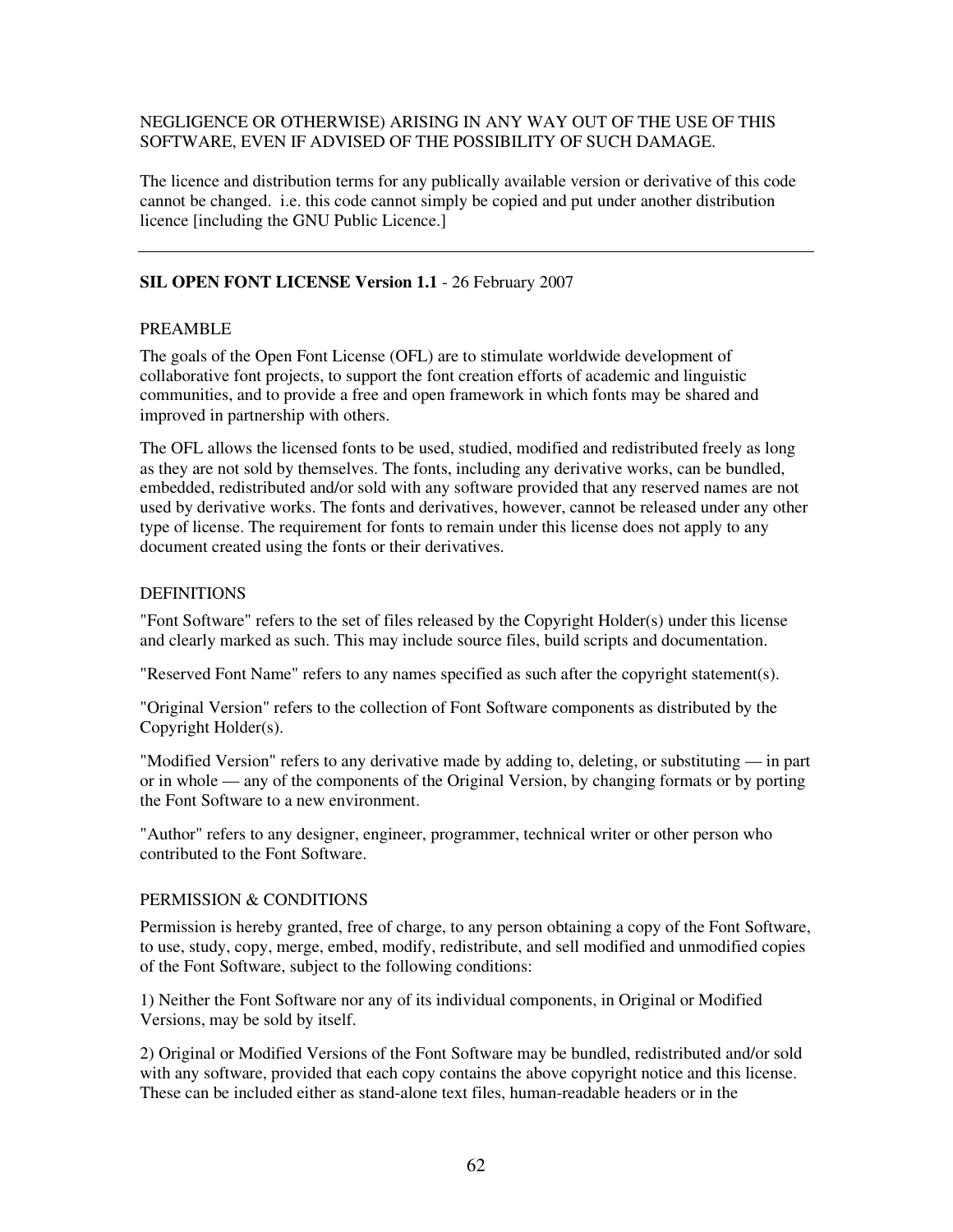NEGLIGENCE OR OTHERWISE) ARISING IN ANY WAY OUT OF THE USE OF THIS SOFTWARE, EVEN IF ADVISED OF THE POSSIBILITY OF SUCH DAMAGE.

The licence and distribution terms for any publically available version or derivative of this code cannot be changed. i.e. this code cannot simply be copied and put under another distribution licence [including the GNU Public Licence.]

---

**SIL OPEN FONT LICENSE Version 1.1** - 26 February 2007

PREAMBLE

The goals of the Open Font License (OFL) are to stimulate worldwide development of collaborative font projects, to support the font creation efforts of academic and linguistic communities, and to provide a free and open framework in which fonts may be shared and improved in partnership with others.

The OFL allows the licensed fonts to be used, studied, modified and redistributed freely as long as they are not sold by themselves. The fonts, including any derivative works, can be bundled, embedded, redistributed and/or sold with any software provided that any reserved names are not used by derivative works. The fonts and derivatives, however, cannot be released under any other type of license. The requirement for fonts to remain under this license does not apply to any document created using the fonts or their derivatives.

DEFINITIONS

"Font Software" refers to the set of files released by the Copyright Holder(s) under this license and clearly marked as such. This may include source files, build scripts and documentation.

"Reserved Font Name" refers to any names specified as such after the copyright statement(s).

"Original Version" refers to the collection of Font Software components as distributed by the Copyright Holder(s).

"Modified Version" refers to any derivative made by adding to, deleting, or substituting — in part or in whole — any of the components of the Original Version, by changing formats or by porting the Font Software to a new environment.

"Author" refers to any designer, engineer, programmer, technical writer or other person who contributed to the Font Software.

PERMISSION & CONDITIONS

Permission is hereby granted, free of charge, to any person obtaining a copy of the Font Software, to use, study, copy, merge, embed, modify, redistribute, and sell modified and unmodified copies of the Font Software, subject to the following conditions:

1) Neither the Font Software nor any of its individual components, in Original or Modified Versions, may be sold by itself.

2) Original or Modified Versions of the Font Software may be bundled, redistributed and/or sold with any software, provided that each copy contains the above copyright notice and this license. These can be included either as stand-alone text files, human-readable headers or in the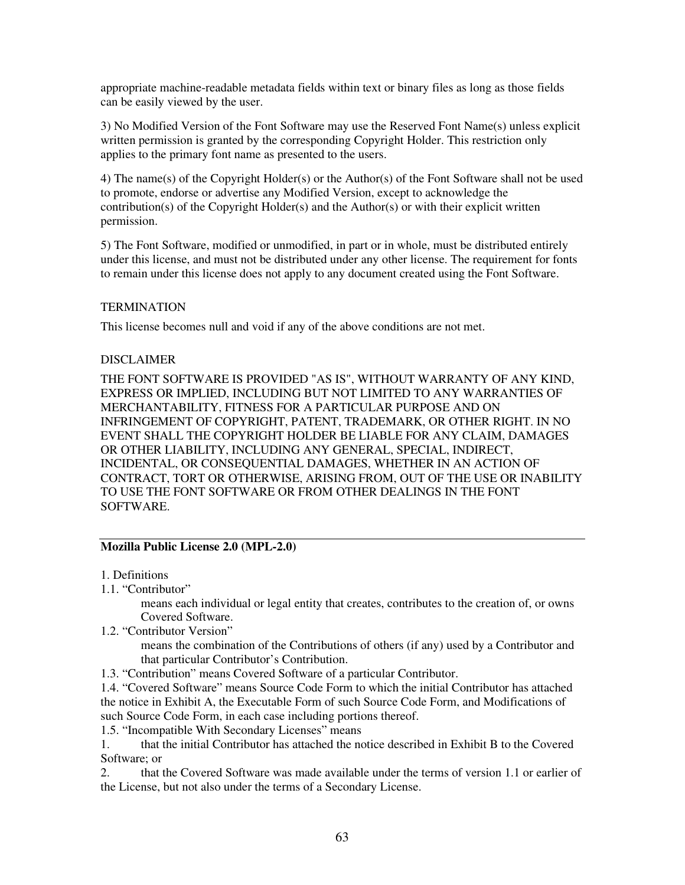appropriate machine-readable metadata fields within text or binary files as long as those fields can be easily viewed by the user.

3) No Modified Version of the Font Software may use the Reserved Font Name(s) unless explicit written permission is granted by the corresponding Copyright Holder. This restriction only applies to the primary font name as presented to the users.

4) The name(s) of the Copyright Holder(s) or the Author(s) of the Font Software shall not be used to promote, endorse or advertise any Modified Version, except to acknowledge the contribution(s) of the Copyright Holder(s) and the Author(s) or with their explicit written permission.

5) The Font Software, modified or unmodified, in part or in whole, must be distributed entirely under this license, and must not be distributed under any other license. The requirement for fonts to remain under this license does not apply to any document created using the Font Software.

TERMINATION

This license becomes null and void if any of the above conditions are not met.

DISCLAIMER

THE FONT SOFTWARE IS PROVIDED "AS IS", WITHOUT WARRANTY OF ANY KIND, EXPRESS OR IMPLIED, INCLUDING BUT NOT LIMITED TO ANY WARRANTIES OF MERCHANTABILITY, FITNESS FOR A PARTICULAR PURPOSE AND ON INFRINGEMENT OF COPYRIGHT, PATENT, TRADEMARK, OR OTHER RIGHT. IN NO EVENT SHALL THE COPYRIGHT HOLDER BE LIABLE FOR ANY CLAIM, DAMAGES OR OTHER LIABILITY, INCLUDING ANY GENERAL, SPECIAL, INDIRECT, INCIDENTAL, OR CONSEQUENTIAL DAMAGES, WHETHER IN AN ACTION OF CONTRACT, TORT OR OTHERWISE, ARISING FROM, OUT OF THE USE OR INABILITY TO USE THE FONT SOFTWARE OR FROM OTHER DEALINGS IN THE FONT SOFTWARE.

---

**Mozilla Public License 2.0 (MPL-2.0)**

1. Definitions

1.1. “Contributor”

means each individual or legal entity that creates, contributes to the creation of, or owns Covered Software.

1.2. “Contributor Version”

means the combination of the Contributions of others (if any) used by a Contributor and that particular Contributor’s Contribution.

1.3. “Contribution” means Covered Software of a particular Contributor.

1.4. “Covered Software” means Source Code Form to which the initial Contributor has attached the notice in Exhibit A, the Executable Form of such Source Code Form, and Modifications of such Source Code Form, in each case including portions thereof.

1.5. “Incompatible With Secondary Licenses” means

1. that the initial Contributor has attached the notice described in Exhibit B to the Covered Software; or
2. that the Covered Software was made available under the terms of version 1.1 or earlier of the License, but not also under the terms of a Secondary License.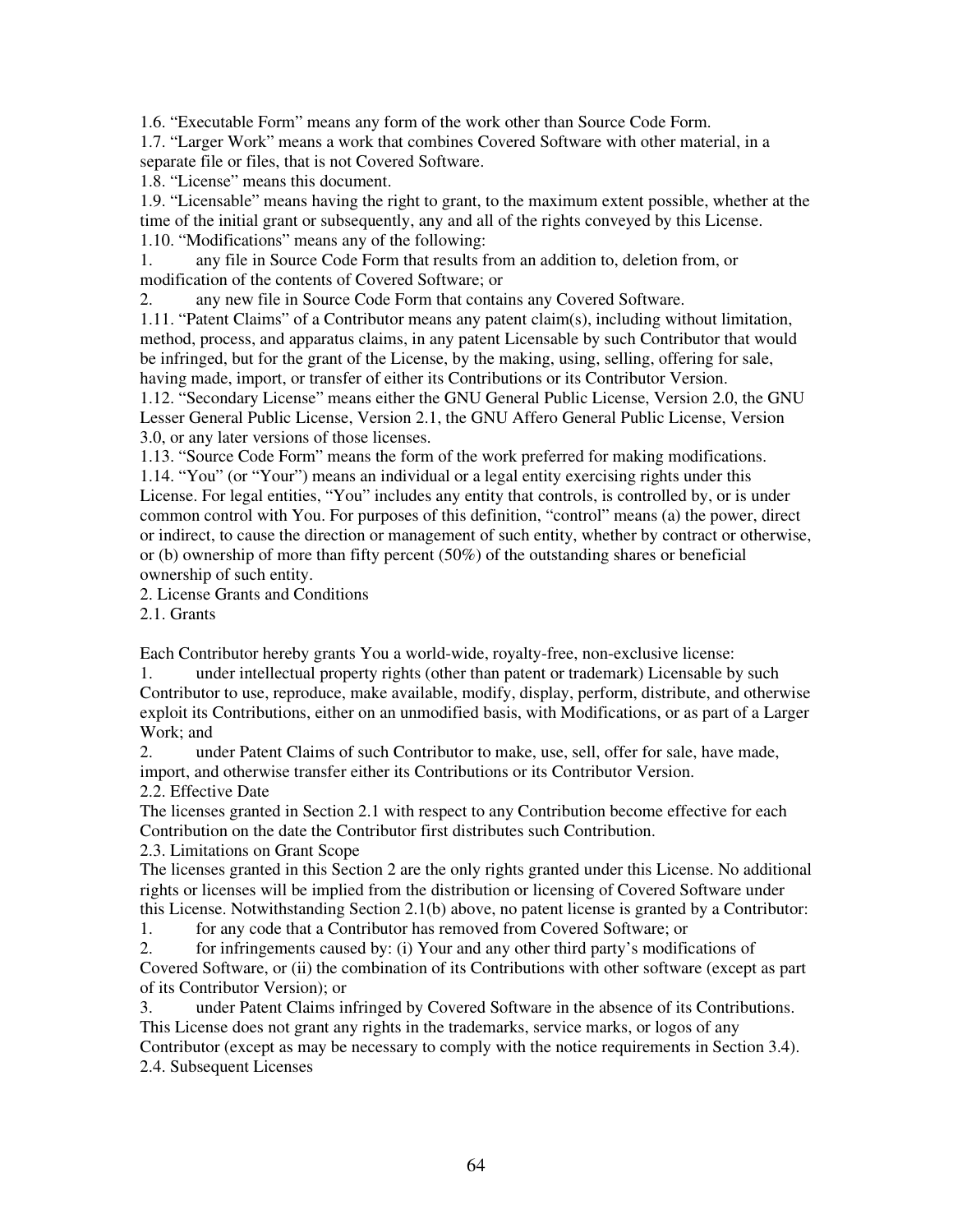1.6. “Executable Form” means any form of the work other than Source Code Form.
1.7. “Larger Work” means a work that combines Covered Software with other material, in a separate file or files, that is not Covered Software.
1.8. “License” means this document.
1.9. “Licensable” means having the right to grant, to the maximum extent possible, whether at the time of the initial grant or subsequently, any and all of the rights conveyed by this License.
1.10. “Modifications” means any of the following:

1. any file in Source Code Form that results from an addition to, deletion from, or modification of the contents of Covered Software; or
2. any new file in Source Code Form that contains any Covered Software.

1.11. “Patent Claims” of a Contributor means any patent claim(s), including without limitation, method, process, and apparatus claims, in any patent Licensable by such Contributor that would be infringed, but for the grant of the License, by the making, using, selling, offering for sale, having made, import, or transfer of either its Contributions or its Contributor Version.
1.12. “Secondary License” means either the GNU General Public License, Version 2.0, the GNU Lesser General Public License, Version 2.1, the GNU Affero General Public License, Version 3.0, or any later versions of those licenses.
1.13. “Source Code Form” means the form of the work preferred for making modifications.
1.14. “You” (or “Your”) means an individual or a legal entity exercising rights under this License. For legal entities, “You” includes any entity that controls, is controlled by, or is under common control with You. For purposes of this definition, “control” means (a) the power, direct or indirect, to cause the direction or management of such entity, whether by contract or otherwise, or (b) ownership of more than fifty percent (50%) of the outstanding shares or beneficial ownership of such entity.
2. License Grants and Conditions
2.1. Grants

Each Contributor hereby grants You a world-wide, royalty-free, non-exclusive license:

1. under intellectual property rights (other than patent or trademark) Licensable by such Contributor to use, reproduce, make available, modify, display, perform, distribute, and otherwise exploit its Contributions, either on an unmodified basis, with Modifications, or as part of a Larger Work; and
2. under Patent Claims of such Contributor to make, use, sell, offer for sale, have made, import, and otherwise transfer either its Contributions or its Contributor Version.

2.2. Effective Date
The licenses granted in Section 2.1 with respect to any Contribution become effective for each Contribution on the date the Contributor first distributes such Contribution.
2.3. Limitations on Grant Scope
The licenses granted in this Section 2 are the only rights granted under this License. No additional rights or licenses will be implied from the distribution or licensing of Covered Software under this License. Notwithstanding Section 2.1(b) above, no patent license is granted by a Contributor:

1. for any code that a Contributor has removed from Covered Software; or
2. for infringements caused by: (i) Your and any other third party’s modifications of Covered Software, or (ii) the combination of its Contributions with other software (except as part of its Contributor Version); or
3. under Patent Claims infringed by Covered Software in the absence of its Contributions.

This License does not grant any rights in the trademarks, service marks, or logos of any Contributor (except as may be necessary to comply with the notice requirements in Section 3.4).
2.4. Subsequent Licenses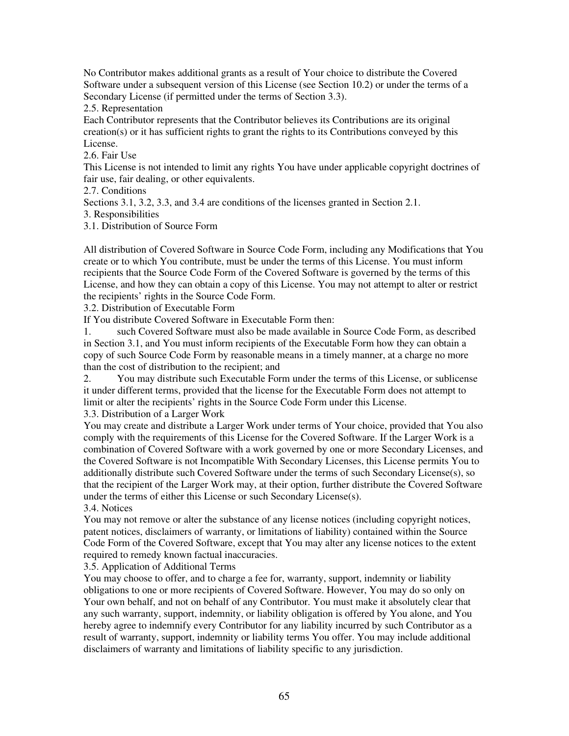No Contributor makes additional grants as a result of Your choice to distribute the Covered Software under a subsequent version of this License (see Section 10.2) or under the terms of a Secondary License (if permitted under the terms of Section 3.3).

2.5. Representation

Each Contributor represents that the Contributor believes its Contributions are its original creation(s) or it has sufficient rights to grant the rights to its Contributions conveyed by this License.

2.6. Fair Use

This License is not intended to limit any rights You have under applicable copyright doctrines of fair use, fair dealing, or other equivalents.

2.7. Conditions

Sections 3.1, 3.2, 3.3, and 3.4 are conditions of the licenses granted in Section 2.1.

3. Responsibilities

3.1. Distribution of Source Form

All distribution of Covered Software in Source Code Form, including any Modifications that You create or to which You contribute, must be under the terms of this License. You must inform recipients that the Source Code Form of the Covered Software is governed by the terms of this License, and how they can obtain a copy of this License. You may not attempt to alter or restrict the recipients' rights in the Source Code Form.

3.2. Distribution of Executable Form

If You distribute Covered Software in Executable Form then:

1. such Covered Software must also be made available in Source Code Form, as described in Section 3.1, and You must inform recipients of the Executable Form how they can obtain a copy of such Source Code Form by reasonable means in a timely manner, at a charge no more than the cost of distribution to the recipient; and
2. You may distribute such Executable Form under the terms of this License, or sublicense it under different terms, provided that the license for the Executable Form does not attempt to limit or alter the recipients' rights in the Source Code Form under this License.

3.3. Distribution of a Larger Work

You may create and distribute a Larger Work under terms of Your choice, provided that You also comply with the requirements of this License for the Covered Software. If the Larger Work is a combination of Covered Software with a work governed by one or more Secondary Licenses, and the Covered Software is not Incompatible With Secondary Licenses, this License permits You to additionally distribute such Covered Software under the terms of such Secondary License(s), so that the recipient of the Larger Work may, at their option, further distribute the Covered Software under the terms of either this License or such Secondary License(s).

3.4. Notices

You may not remove or alter the substance of any license notices (including copyright notices, patent notices, disclaimers of warranty, or limitations of liability) contained within the Source Code Form of the Covered Software, except that You may alter any license notices to the extent required to remedy known factual inaccuracies.

3.5. Application of Additional Terms

You may choose to offer, and to charge a fee for, warranty, support, indemnity or liability obligations to one or more recipients of Covered Software. However, You may do so only on Your own behalf, and not on behalf of any Contributor. You must make it absolutely clear that any such warranty, support, indemnity, or liability obligation is offered by You alone, and You hereby agree to indemnify every Contributor for any liability incurred by such Contributor as a result of warranty, support, indemnity or liability terms You offer. You may include additional disclaimers of warranty and limitations of liability specific to any jurisdiction.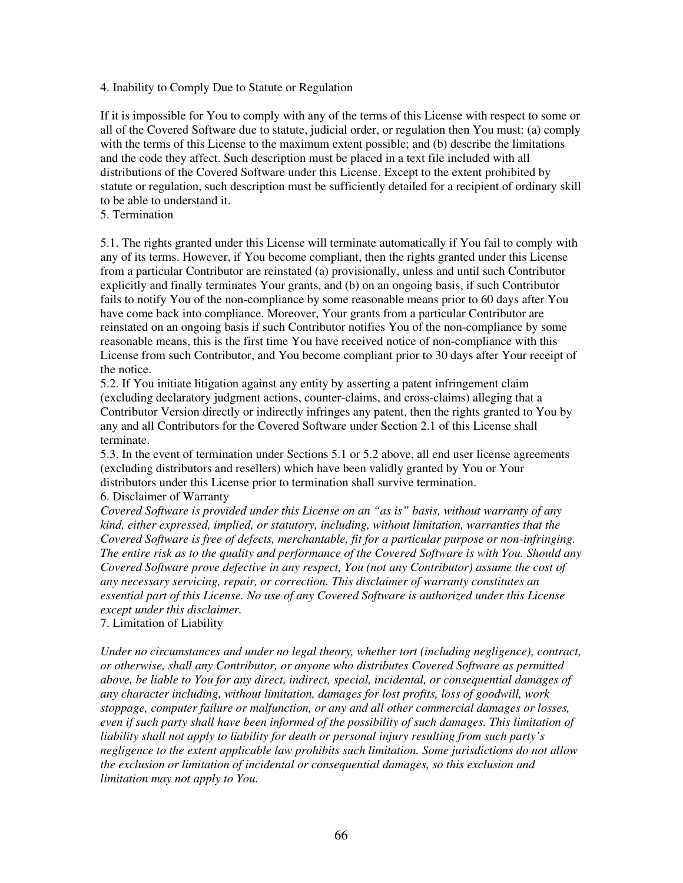4. Inability to Comply Due to Statute or Regulation

If it is impossible for You to comply with any of the terms of this License with respect to some or all of the Covered Software due to statute, judicial order, or regulation then You must: (a) comply with the terms of this License to the maximum extent possible; and (b) describe the limitations and the code they affect. Such description must be placed in a text file included with all distributions of the Covered Software under this License. Except to the extent prohibited by statute or regulation, such description must be sufficiently detailed for a recipient of ordinary skill to be able to understand it.

5. Termination

5.1. The rights granted under this License will terminate automatically if You fail to comply with any of its terms. However, if You become compliant, then the rights granted under this License from a particular Contributor are reinstated (a) provisionally, unless and until such Contributor explicitly and finally terminates Your grants, and (b) on an ongoing basis, if such Contributor fails to notify You of the non-compliance by some reasonable means prior to 60 days after You have come back into compliance. Moreover, Your grants from a particular Contributor are reinstated on an ongoing basis if such Contributor notifies You of the non-compliance by some reasonable means, this is the first time You have received notice of non-compliance with this License from such Contributor, and You become compliant prior to 30 days after Your receipt of the notice.

5.2. If You initiate litigation against any entity by asserting a patent infringement claim (excluding declaratory judgment actions, counter-claims, and cross-claims) alleging that a Contributor Version directly or indirectly infringes any patent, then the rights granted to You by any and all Contributors for the Covered Software under Section 2.1 of this License shall terminate.

5.3. In the event of termination under Sections 5.1 or 5.2 above, all end user license agreements (excluding distributors and resellers) which have been validly granted by You or Your distributors under this License prior to termination shall survive termination.

6. Disclaimer of Warranty

*Covered Software is provided under this License on an "as is" basis, without warranty of any kind, either expressed, implied, or statutory, including, without limitation, warranties that the Covered Software is free of defects, merchantable, fit for a particular purpose or non-infringing. The entire risk as to the quality and performance of the Covered Software is with You. Should any Covered Software prove defective in any respect, You (not any Contributor) assume the cost of any necessary servicing, repair, or correction. This disclaimer of warranty constitutes an essential part of this License. No use of any Covered Software is authorized under this License except under this disclaimer.*

7. Limitation of Liability

*Under no circumstances and under no legal theory, whether tort (including negligence), contract, or otherwise, shall any Contributor, or anyone who distributes Covered Software as permitted above, be liable to You for any direct, indirect, special, incidental, or consequential damages of any character including, without limitation, damages for lost profits, loss of goodwill, work stoppage, computer failure or malfunction, or any and all other commercial damages or losses, even if such party shall have been informed of the possibility of such damages. This limitation of liability shall not apply to liability for death or personal injury resulting from such party's negligence to the extent applicable law prohibits such limitation. Some jurisdictions do not allow the exclusion or limitation of incidental or consequential damages, so this exclusion and limitation may not apply to You.*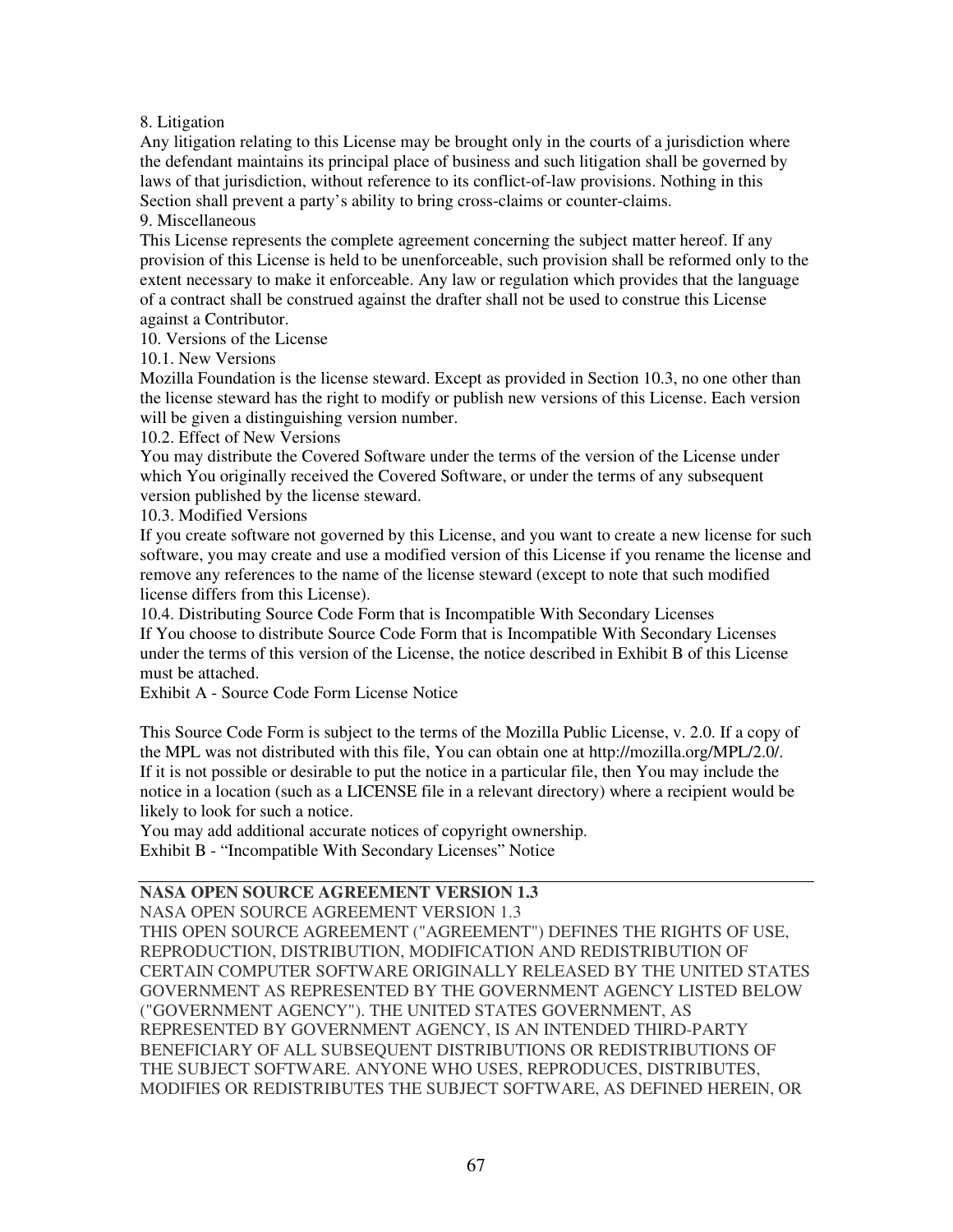8. Litigation

Any litigation relating to this License may be brought only in the courts of a jurisdiction where the defendant maintains its principal place of business and such litigation shall be governed by laws of that jurisdiction, without reference to its conflict-of-law provisions. Nothing in this Section shall prevent a party's ability to bring cross-claims or counter-claims.

9. Miscellaneous

This License represents the complete agreement concerning the subject matter hereof. If any provision of this License is held to be unenforceable, such provision shall be reformed only to the extent necessary to make it enforceable. Any law or regulation which provides that the language of a contract shall be construed against the drafter shall not be used to construe this License against a Contributor.

10. Versions of the License

10.1. New Versions

Mozilla Foundation is the license steward. Except as provided in Section 10.3, no one other than the license steward has the right to modify or publish new versions of this License. Each version will be given a distinguishing version number.

10.2. Effect of New Versions

You may distribute the Covered Software under the terms of the version of the License under which You originally received the Covered Software, or under the terms of any subsequent version published by the license steward.

10.3. Modified Versions

If you create software not governed by this License, and you want to create a new license for such software, you may create and use a modified version of this License if you rename the license and remove any references to the name of the license steward (except to note that such modified license differs from this License).

10.4. Distributing Source Code Form that is Incompatible With Secondary Licenses

If You choose to distribute Source Code Form that is Incompatible With Secondary Licenses under the terms of this version of the License, the notice described in Exhibit B of this License must be attached.

Exhibit A - Source Code Form License Notice

This Source Code Form is subject to the terms of the Mozilla Public License, v. 2.0. If a copy of the MPL was not distributed with this file, You can obtain one at http://mozilla.org/MPL/2.0/.
If it is not possible or desirable to put the notice in a particular file, then You may include the notice in a location (such as a LICENSE file in a relevant directory) where a recipient would be likely to look for such a notice.

You may add additional accurate notices of copyright ownership.

Exhibit B - "Incompatible With Secondary Licenses" Notice

---

**NASA OPEN SOURCE AGREEMENT VERSION 1.3**

NASA OPEN SOURCE AGREEMENT VERSION 1.3

THIS OPEN SOURCE AGREEMENT ("AGREEMENT") DEFINES THE RIGHTS OF USE, REPRODUCTION, DISTRIBUTION, MODIFICATION AND REDISTRIBUTION OF CERTAIN COMPUTER SOFTWARE ORIGINALLY RELEASED BY THE UNITED STATES GOVERNMENT AS REPRESENTED BY THE GOVERNMENT AGENCY LISTED BELOW ("GOVERNMENT AGENCY"). THE UNITED STATES GOVERNMENT, AS REPRESENTED BY GOVERNMENT AGENCY, IS AN INTENDED THIRD-PARTY BENEFICIARY OF ALL SUBSEQUENT DISTRIBUTIONS OR REDISTRIBUTIONS OF THE SUBJECT SOFTWARE. ANYONE WHO USES, REPRODUCES, DISTRIBUTES, MODIFIES OR REDISTRIBUTES THE SUBJECT SOFTWARE, AS DEFINED HEREIN, OR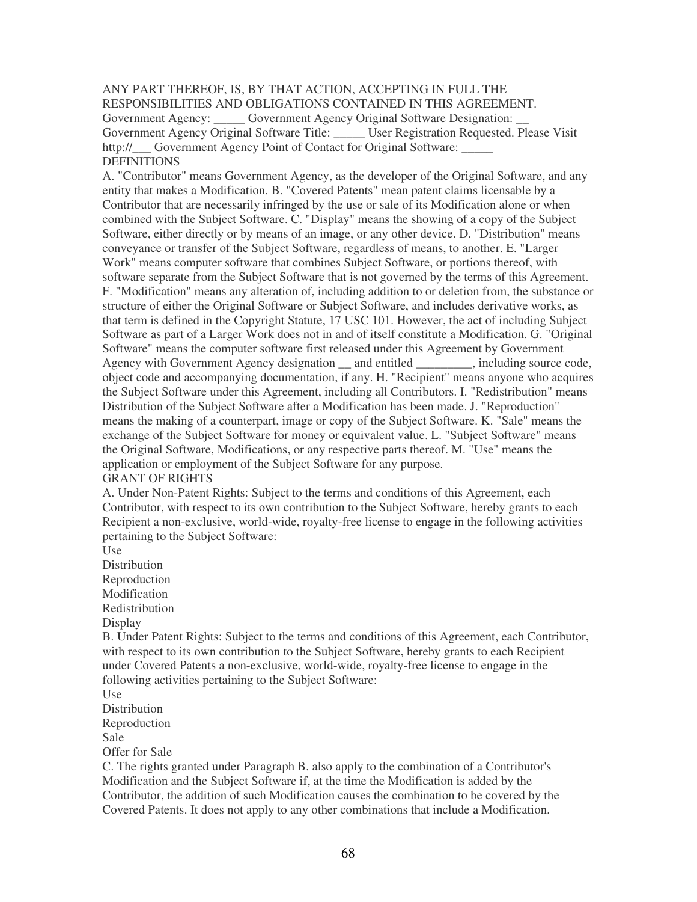ANY PART THEREOF, IS, BY THAT ACTION, ACCEPTING IN FULL THE RESPONSIBILITIES AND OBLIGATIONS CONTAINED IN THIS AGREEMENT.
Government Agency: _____ Government Agency Original Software Designation: __
Government Agency Original Software Title: _____ User Registration Requested. Please Visit http://___ Government Agency Point of Contact for Original Software: _____

DEFINITIONS

A. "Contributor" means Government Agency, as the developer of the Original Software, and any entity that makes a Modification. B. "Covered Patents" mean patent claims licensable by a Contributor that are necessarily infringed by the use or sale of its Modification alone or when combined with the Subject Software. C. "Display" means the showing of a copy of the Subject Software, either directly or by means of an image, or any other device. D. "Distribution" means conveyance or transfer of the Subject Software, regardless of means, to another. E. "Larger Work" means computer software that combines Subject Software, or portions thereof, with software separate from the Subject Software that is not governed by the terms of this Agreement. F. "Modification" means any alteration of, including addition to or deletion from, the substance or structure of either the Original Software or Subject Software, and includes derivative works, as that term is defined in the Copyright Statute, 17 USC 101. However, the act of including Subject Software as part of a Larger Work does not in and of itself constitute a Modification. G. "Original Software" means the computer software first released under this Agreement by Government Agency with Government Agency designation __ and entitled _________, including source code, object code and accompanying documentation, if any. H. "Recipient" means anyone who acquires the Subject Software under this Agreement, including all Contributors. I. "Redistribution" means Distribution of the Subject Software after a Modification has been made. J. "Reproduction" means the making of a counterpart, image or copy of the Subject Software. K. "Sale" means the exchange of the Subject Software for money or equivalent value. L. "Subject Software" means the Original Software, Modifications, or any respective parts thereof. M. "Use" means the application or employment of the Subject Software for any purpose.

GRANT OF RIGHTS

A. Under Non-Patent Rights: Subject to the terms and conditions of this Agreement, each Contributor, with respect to its own contribution to the Subject Software, hereby grants to each Recipient a non-exclusive, world-wide, royalty-free license to engage in the following activities pertaining to the Subject Software:

Use
Distribution
Reproduction
Modification
Redistribution
Display

B. Under Patent Rights: Subject to the terms and conditions of this Agreement, each Contributor, with respect to its own contribution to the Subject Software, hereby grants to each Recipient under Covered Patents a non-exclusive, world-wide, royalty-free license to engage in the following activities pertaining to the Subject Software:

Use
Distribution
Reproduction
Sale
Offer for Sale

C. The rights granted under Paragraph B. also apply to the combination of a Contributor's Modification and the Subject Software if, at the time the Modification is added by the Contributor, the addition of such Modification causes the combination to be covered by the Covered Patents. It does not apply to any other combinations that include a Modification.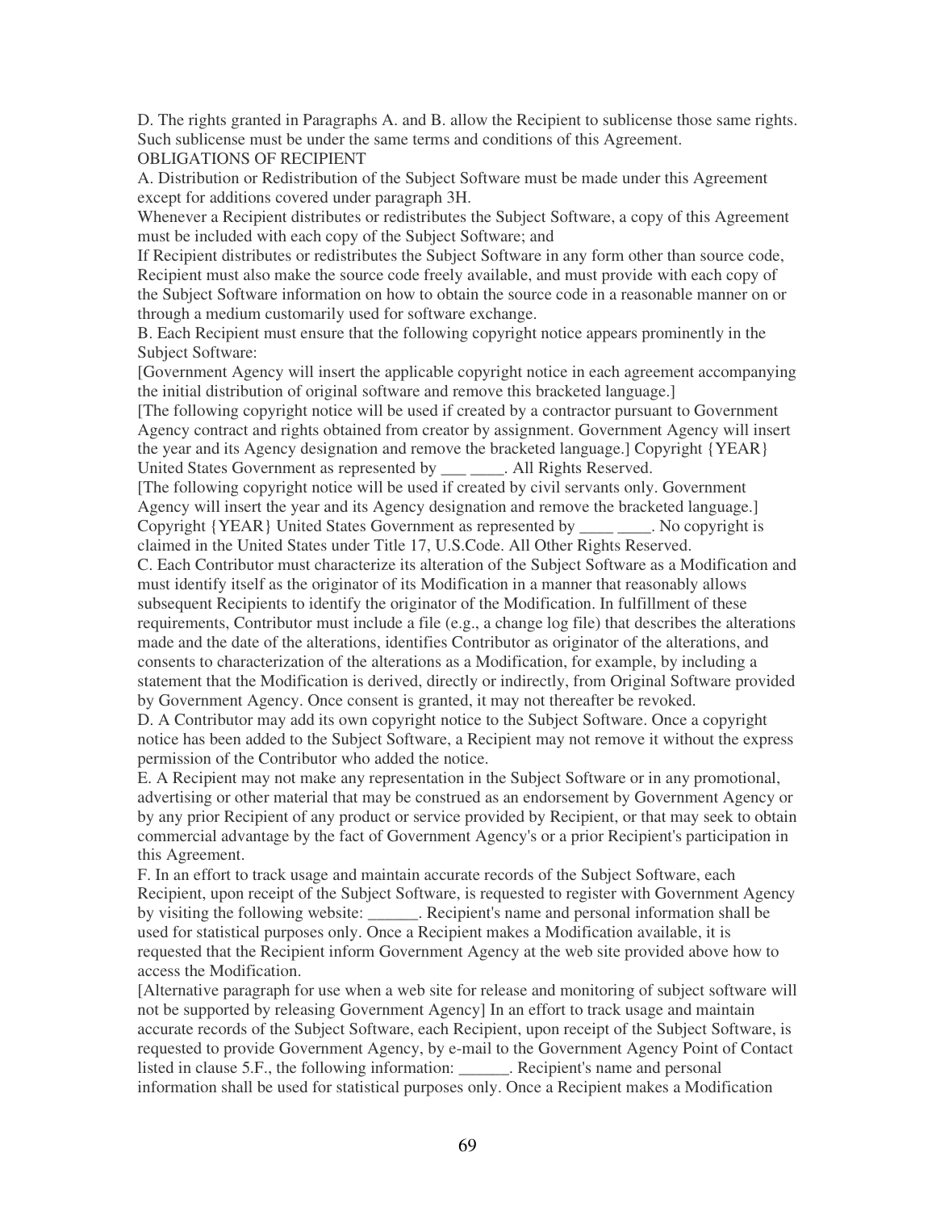D. The rights granted in Paragraphs A. and B. allow the Recipient to sublicense those same rights. Such sublicense must be under the same terms and conditions of this Agreement.

OBLIGATIONS OF RECIPIENT

A. Distribution or Redistribution of the Subject Software must be made under this Agreement except for additions covered under paragraph 3H.

Whenever a Recipient distributes or redistributes the Subject Software, a copy of this Agreement must be included with each copy of the Subject Software; and

If Recipient distributes or redistributes the Subject Software in any form other than source code, Recipient must also make the source code freely available, and must provide with each copy of the Subject Software information on how to obtain the source code in a reasonable manner on or through a medium customarily used for software exchange.

B. Each Recipient must ensure that the following copyright notice appears prominently in the Subject Software:

[Government Agency will insert the applicable copyright notice in each agreement accompanying the initial distribution of original software and remove this bracketed language.]

[The following copyright notice will be used if created by a contractor pursuant to Government Agency contract and rights obtained from creator by assignment. Government Agency will insert the year and its Agency designation and remove the bracketed language.] Copyright {YEAR} United States Government as represented by ___ ____. All Rights Reserved.

[The following copyright notice will be used if created by civil servants only. Government Agency will insert the year and its Agency designation and remove the bracketed language.] Copyright {YEAR} United States Government as represented by ____ ____. No copyright is claimed in the United States under Title 17, U.S.Code. All Other Rights Reserved.

C. Each Contributor must characterize its alteration of the Subject Software as a Modification and must identify itself as the originator of its Modification in a manner that reasonably allows subsequent Recipients to identify the originator of the Modification. In fulfillment of these requirements, Contributor must include a file (e.g., a change log file) that describes the alterations made and the date of the alterations, identifies Contributor as originator of the alterations, and consents to characterization of the alterations as a Modification, for example, by including a statement that the Modification is derived, directly or indirectly, from Original Software provided by Government Agency. Once consent is granted, it may not thereafter be revoked.

D. A Contributor may add its own copyright notice to the Subject Software. Once a copyright notice has been added to the Subject Software, a Recipient may not remove it without the express permission of the Contributor who added the notice.

E. A Recipient may not make any representation in the Subject Software or in any promotional, advertising or other material that may be construed as an endorsement by Government Agency or by any prior Recipient of any product or service provided by Recipient, or that may seek to obtain commercial advantage by the fact of Government Agency's or a prior Recipient's participation in this Agreement.

F. In an effort to track usage and maintain accurate records of the Subject Software, each Recipient, upon receipt of the Subject Software, is requested to register with Government Agency by visiting the following website: ______. Recipient's name and personal information shall be used for statistical purposes only. Once a Recipient makes a Modification available, it is requested that the Recipient inform Government Agency at the web site provided above how to access the Modification.

[Alternative paragraph for use when a web site for release and monitoring of subject software will not be supported by releasing Government Agency] In an effort to track usage and maintain accurate records of the Subject Software, each Recipient, upon receipt of the Subject Software, is requested to provide Government Agency, by e-mail to the Government Agency Point of Contact listed in clause 5.F., the following information: ______. Recipient's name and personal information shall be used for statistical purposes only. Once a Recipient makes a Modification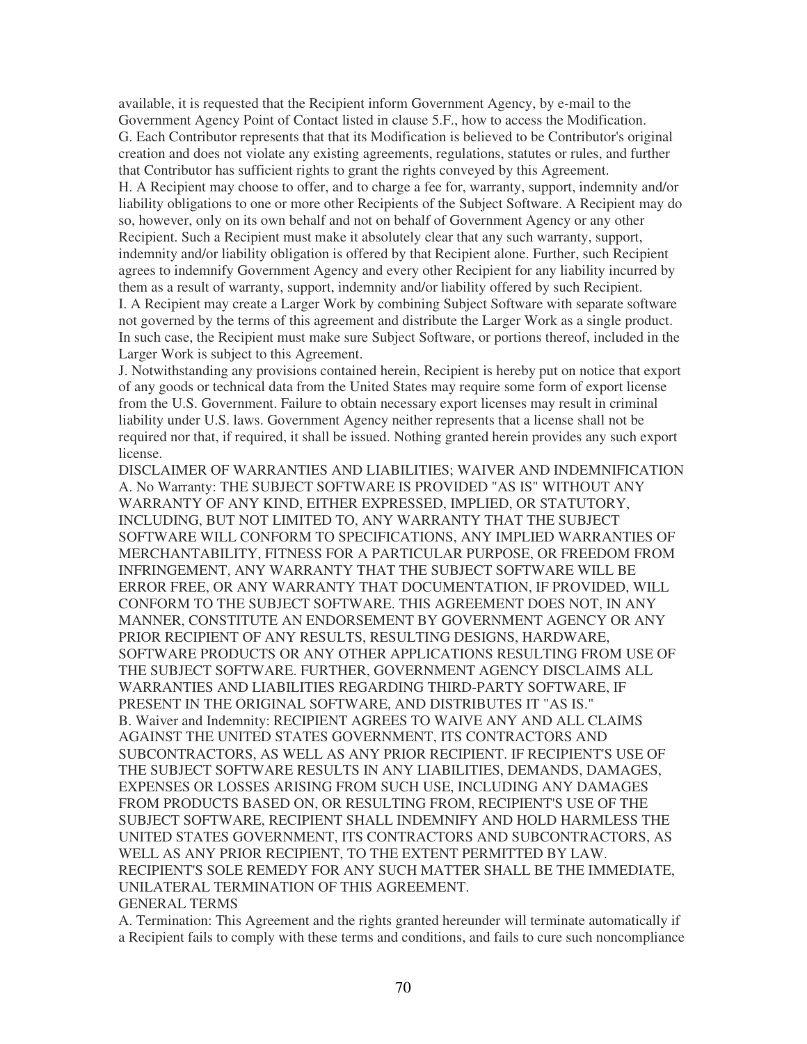available, it is requested that the Recipient inform Government Agency, by e-mail to the Government Agency Point of Contact listed in clause 5.F., how to access the Modification.

G. Each Contributor represents that that its Modification is believed to be Contributor's original creation and does not violate any existing agreements, regulations, statutes or rules, and further that Contributor has sufficient rights to grant the rights conveyed by this Agreement.

H. A Recipient may choose to offer, and to charge a fee for, warranty, support, indemnity and/or liability obligations to one or more other Recipients of the Subject Software. A Recipient may do so, however, only on its own behalf and not on behalf of Government Agency or any other Recipient. Such a Recipient must make it absolutely clear that any such warranty, support, indemnity and/or liability obligation is offered by that Recipient alone. Further, such Recipient agrees to indemnify Government Agency and every other Recipient for any liability incurred by them as a result of warranty, support, indemnity and/or liability offered by such Recipient.

I. A Recipient may create a Larger Work by combining Subject Software with separate software not governed by the terms of this agreement and distribute the Larger Work as a single product. In such case, the Recipient must make sure Subject Software, or portions thereof, included in the Larger Work is subject to this Agreement.

J. Notwithstanding any provisions contained herein, Recipient is hereby put on notice that export of any goods or technical data from the United States may require some form of export license from the U.S. Government. Failure to obtain necessary export licenses may result in criminal liability under U.S. laws. Government Agency neither represents that a license shall not be required nor that, if required, it shall be issued. Nothing granted herein provides any such export license.

DISCLAIMER OF WARRANTIES AND LIABILITIES; WAIVER AND INDEMNIFICATION

A. No Warranty: THE SUBJECT SOFTWARE IS PROVIDED "AS IS" WITHOUT ANY WARRANTY OF ANY KIND, EITHER EXPRESSED, IMPLIED, OR STATUTORY, INCLUDING, BUT NOT LIMITED TO, ANY WARRANTY THAT THE SUBJECT SOFTWARE WILL CONFORM TO SPECIFICATIONS, ANY IMPLIED WARRANTIES OF MERCHANTABILITY, FITNESS FOR A PARTICULAR PURPOSE, OR FREEDOM FROM INFRINGEMENT, ANY WARRANTY THAT THE SUBJECT SOFTWARE WILL BE ERROR FREE, OR ANY WARRANTY THAT DOCUMENTATION, IF PROVIDED, WILL CONFORM TO THE SUBJECT SOFTWARE. THIS AGREEMENT DOES NOT, IN ANY MANNER, CONSTITUTE AN ENDORSEMENT BY GOVERNMENT AGENCY OR ANY PRIOR RECIPIENT OF ANY RESULTS, RESULTING DESIGNS, HARDWARE, SOFTWARE PRODUCTS OR ANY OTHER APPLICATIONS RESULTING FROM USE OF THE SUBJECT SOFTWARE. FURTHER, GOVERNMENT AGENCY DISCLAIMS ALL WARRANTIES AND LIABILITIES REGARDING THIRD-PARTY SOFTWARE, IF PRESENT IN THE ORIGINAL SOFTWARE, AND DISTRIBUTES IT "AS IS."

B. Waiver and Indemnity: RECIPIENT AGREES TO WAIVE ANY AND ALL CLAIMS AGAINST THE UNITED STATES GOVERNMENT, ITS CONTRACTORS AND SUBCONTRACTORS, AS WELL AS ANY PRIOR RECIPIENT. IF RECIPIENT'S USE OF THE SUBJECT SOFTWARE RESULTS IN ANY LIABILITIES, DEMANDS, DAMAGES, EXPENSES OR LOSSES ARISING FROM SUCH USE, INCLUDING ANY DAMAGES FROM PRODUCTS BASED ON, OR RESULTING FROM, RECIPIENT'S USE OF THE SUBJECT SOFTWARE, RECIPIENT SHALL INDEMNIFY AND HOLD HARMLESS THE UNITED STATES GOVERNMENT, ITS CONTRACTORS AND SUBCONTRACTORS, AS WELL AS ANY PRIOR RECIPIENT, TO THE EXTENT PERMITTED BY LAW. RECIPIENT'S SOLE REMEDY FOR ANY SUCH MATTER SHALL BE THE IMMEDIATE, UNILATERAL TERMINATION OF THIS AGREEMENT.

GENERAL TERMS

A. Termination: This Agreement and the rights granted hereunder will terminate automatically if a Recipient fails to comply with these terms and conditions, and fails to cure such noncompliance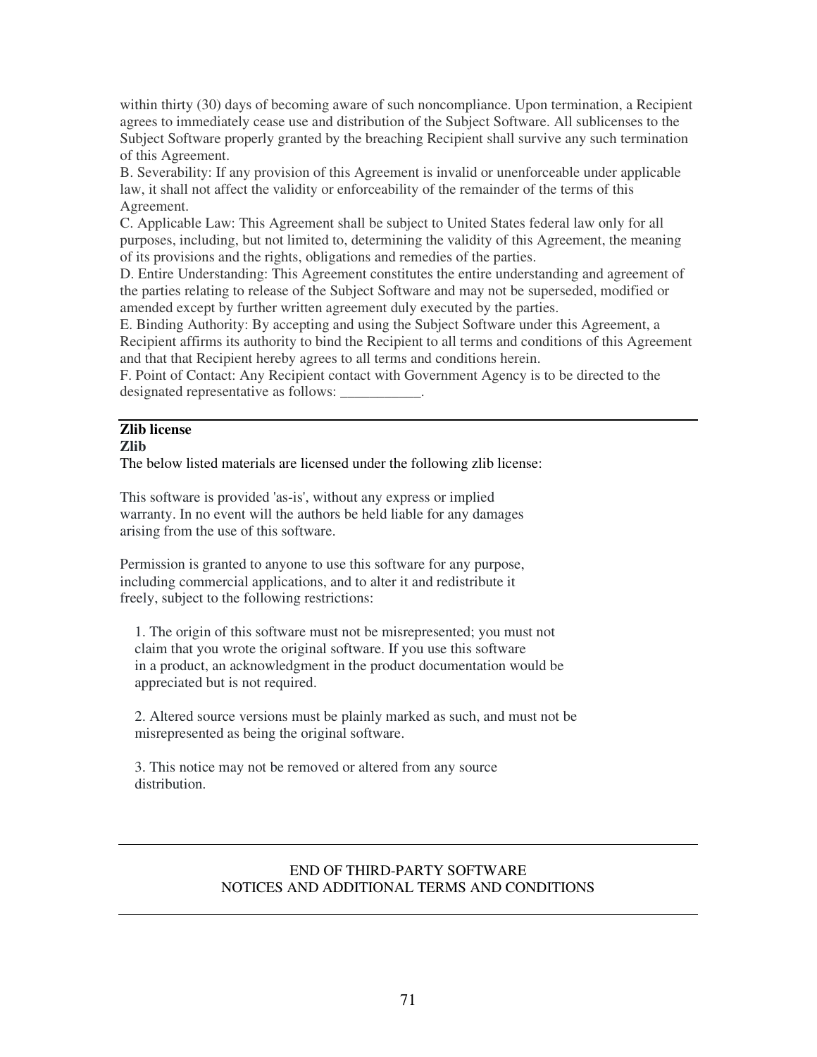within thirty (30) days of becoming aware of such noncompliance. Upon termination, a Recipient agrees to immediately cease use and distribution of the Subject Software. All sublicenses to the Subject Software properly granted by the breaching Recipient shall survive any such termination of this Agreement.

B. Severability: If any provision of this Agreement is invalid or unenforceable under applicable law, it shall not affect the validity or enforceability of the remainder of the terms of this Agreement.

C. Applicable Law: This Agreement shall be subject to United States federal law only for all purposes, including, but not limited to, determining the validity of this Agreement, the meaning of its provisions and the rights, obligations and remedies of the parties.

D. Entire Understanding: This Agreement constitutes the entire understanding and agreement of the parties relating to release of the Subject Software and may not be superseded, modified or amended except by further written agreement duly executed by the parties.

E. Binding Authority: By accepting and using the Subject Software under this Agreement, a Recipient affirms its authority to bind the Recipient to all terms and conditions of this Agreement and that that Recipient hereby agrees to all terms and conditions herein.

F. Point of Contact: Any Recipient contact with Government Agency is to be directed to the designated representative as follows: ___________.

---

**Zlib license**

**Zlib**

The below listed materials are licensed under the following zlib license:

This software is provided 'as-is', without any express or implied warranty. In no event will the authors be held liable for any damages arising from the use of this software.

Permission is granted to anyone to use this software for any purpose, including commercial applications, and to alter it and redistribute it freely, subject to the following restrictions:

1. The origin of this software must not be misrepresented; you must not claim that you wrote the original software. If you use this software in a product, an acknowledgment in the product documentation would be appreciated but is not required.

2. Altered source versions must be plainly marked as such, and must not be misrepresented as being the original software.

3. This notice may not be removed or altered from any source distribution.

---

END OF THIRD-PARTY SOFTWARE
NOTICES AND ADDITIONAL TERMS AND CONDITIONS

---